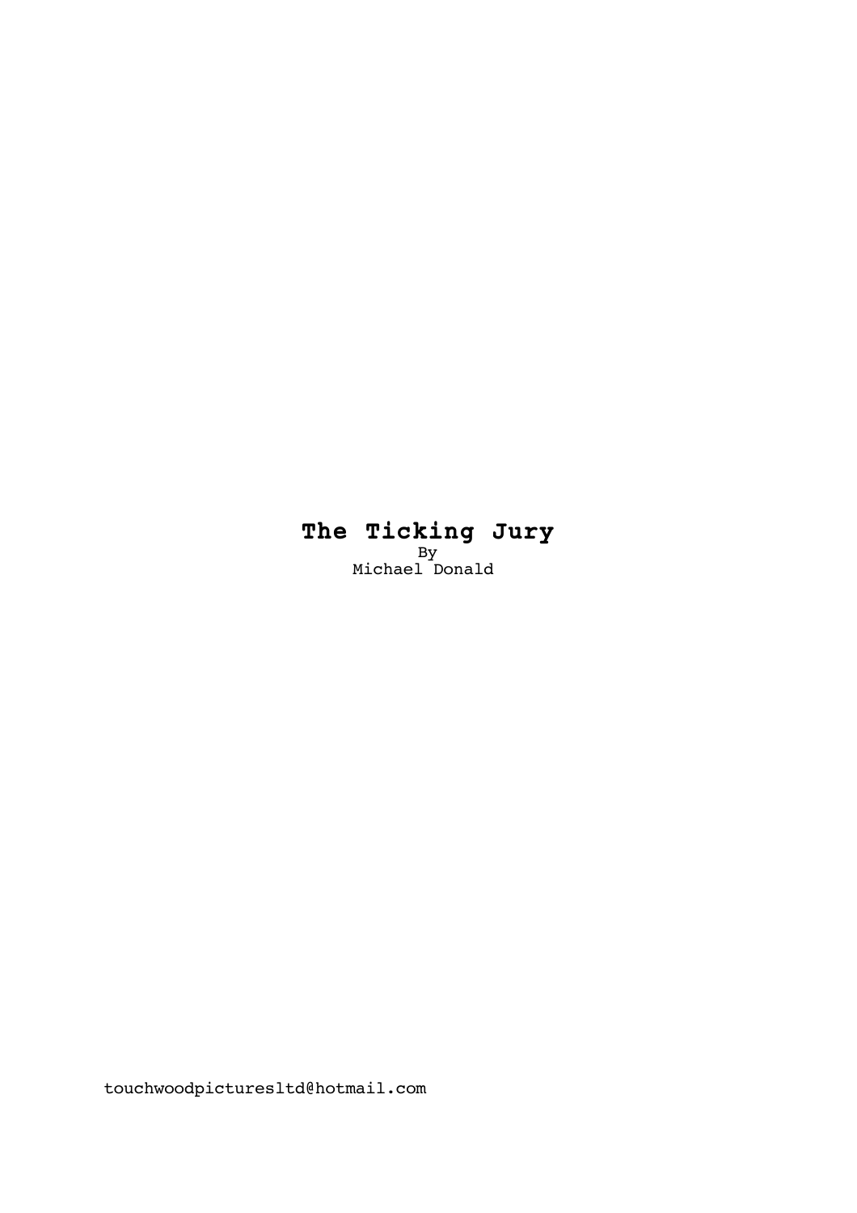# The Ticking Jury

By

Michael Donald

touchwoodpicturesltd@hotmail.com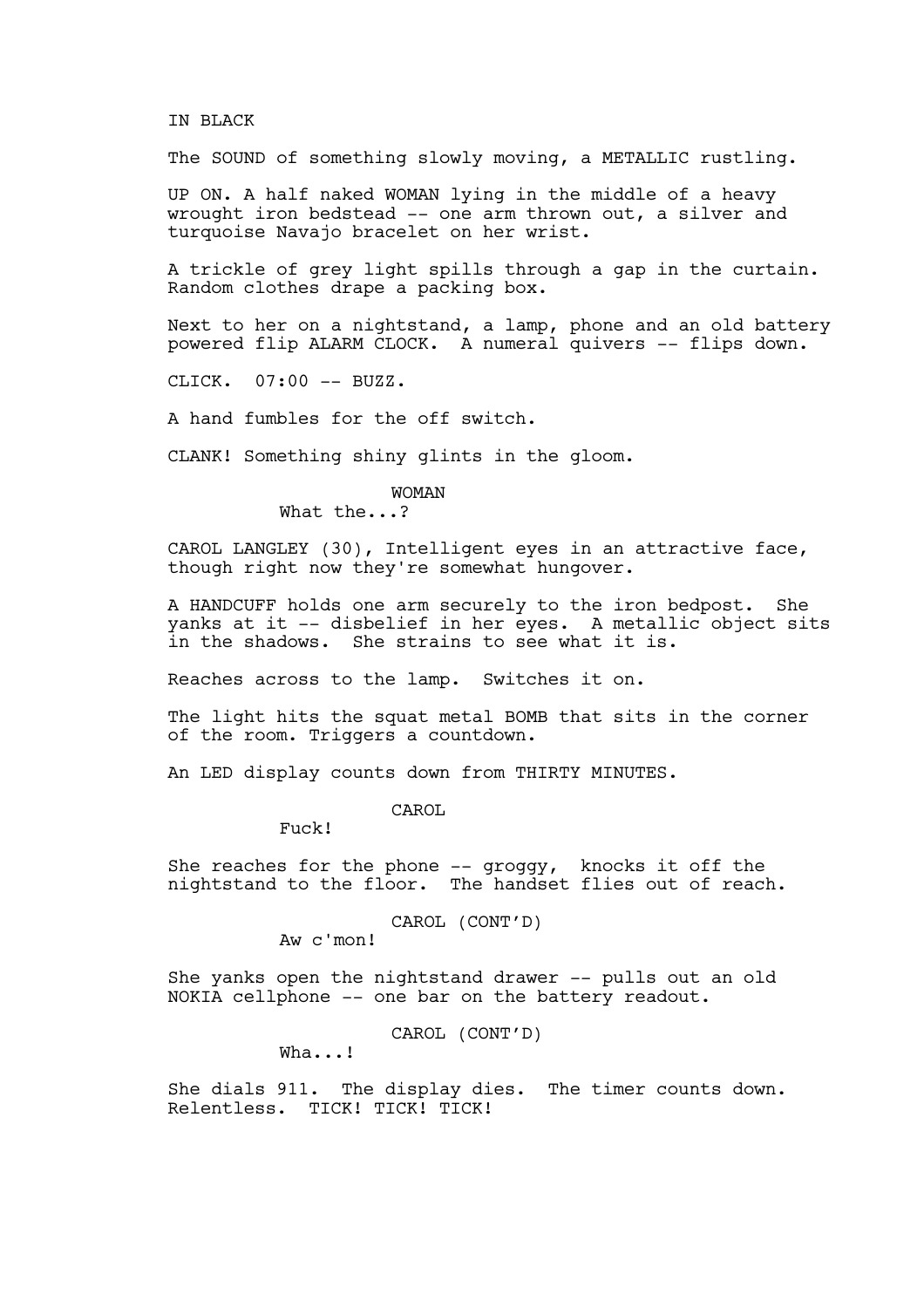IN BLACK

The SOUND of something slowly moving, a METALLIC rustling.

UP ON. A half naked WOMAN lying in the middle of a heavy wrought iron bedstead -- one arm thrown out, a silver and turquoise Navajo bracelet on her wrist.

A trickle of grey light spills through a gap in the curtain. Random clothes drape a packing box.

Next to her on a nightstand, a lamp, phone and an old battery powered flip ALARM CLOCK. A numeral quivers -- flips down.

CLICK. 07:00 -- BUZZ.

A hand fumbles for the off switch.

CLANK! Something shiny glints in the gloom.

WOMAN
What the...?

CAROL LANGLEY (30), Intelligent eyes in an attractive face, though right now they're somewhat hungover.

A HANDCUFF holds one arm securely to the iron bedpost. She yanks at it -- disbelief in her eyes. A metallic object sits in the shadows. She strains to see what it is.

Reaches across to the lamp. Switches it on.

The light hits the squat metal BOMB that sits in the corner of the room. Triggers a countdown.

An LED display counts down from THIRTY MINUTES.

CAROL
Fuck!

She reaches for the phone -- groggy, knocks it off the nightstand to the floor. The handset flies out of reach.

CAROL (CONT'D)
Aw c'mon!

She yanks open the nightstand drawer -- pulls out an old NOKIA cellphone -- one bar on the battery readout.

CAROL (CONT'D)
Wha...!

She dials 911. The display dies. The timer counts down. Relentless. TICK! TICK! TICK!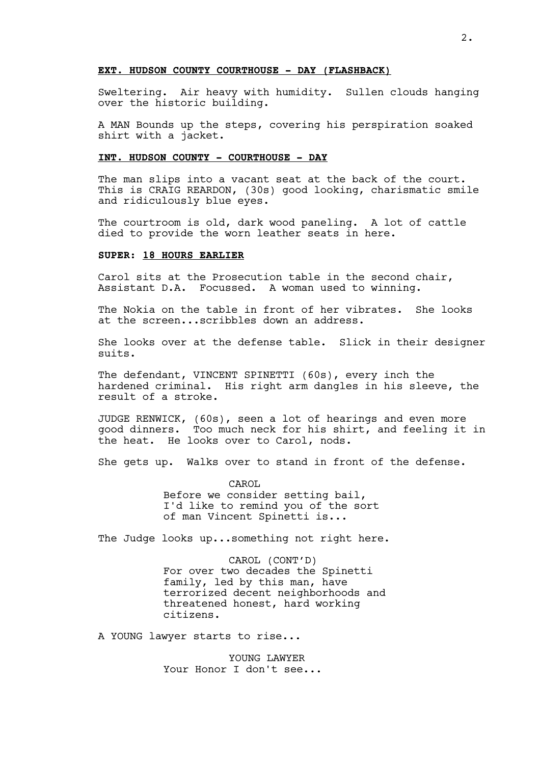**EXT. HUDSON COUNTY COURTHOUSE - DAY (FLASHBACK)**

Sweltering. Air heavy with humidity. Sullen clouds hanging over the historic building.

A MAN Bounds up the steps, covering his perspiration soaked shirt with a jacket.

**INT. HUDSON COUNTY - COURTHOUSE - DAY**

The man slips into a vacant seat at the back of the court. This is CRAIG REARDON, (30s) good looking, charismatic smile and ridiculously blue eyes.

The courtroom is old, dark wood paneling. A lot of cattle died to provide the worn leather seats in here.

**SUPER: 18 HOURS EARLIER**

Carol sits at the Prosecution table in the second chair, Assistant D.A. Focussed. A woman used to winning.

The Nokia on the table in front of her vibrates. She looks at the screen...scribbles down an address.

She looks over at the defense table. Slick in their designer suits.

The defendant, VINCENT SPINETTI (60s), every inch the hardened criminal. His right arm dangles in his sleeve, the result of a stroke.

JUDGE RENWICK, (60s), seen a lot of hearings and even more good dinners. Too much neck for his shirt, and feeling it in the heat. He looks over to Carol, nods.

She gets up. Walks over to stand in front of the defense.

CAROL
Before we consider setting bail, I'd like to remind you of the sort of man Vincent Spinetti is...

The Judge looks up...something not right here.

CAROL (CONT'D)
For over two decades the Spinetti family, led by this man, have terrorized decent neighborhoods and threatened honest, hard working citizens.

A YOUNG lawyer starts to rise...

YOUNG LAWYER
Your Honor I don't see...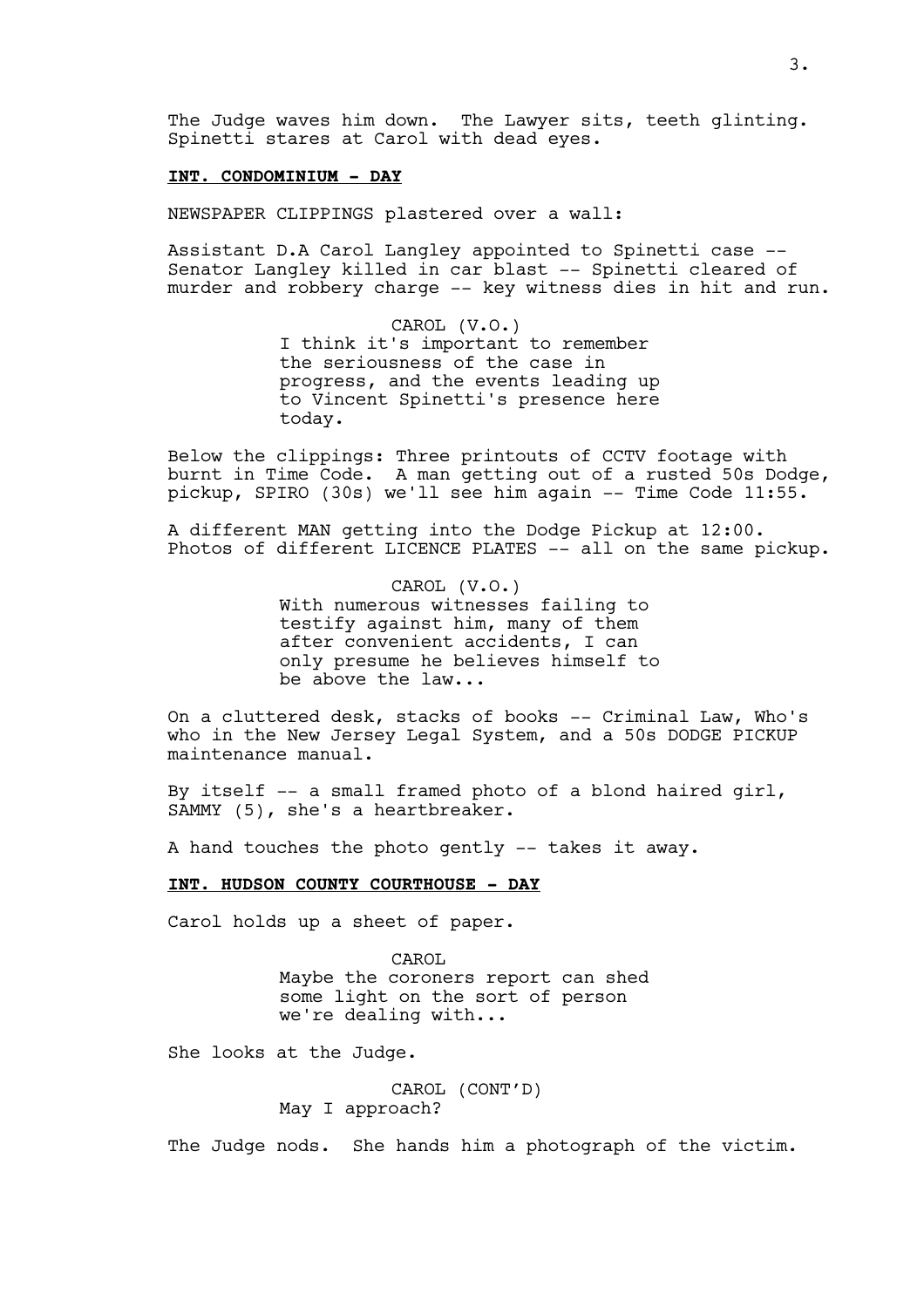The Judge waves him down. The Lawyer sits, teeth glinting. Spinetti stares at Carol with dead eyes.

**INT. CONDOMINIUM - DAY**

NEWSPAPER CLIPPINGS plastered over a wall:

Assistant D.A Carol Langley appointed to Spinetti case -- Senator Langley killed in car blast -- Spinetti cleared of murder and robbery charge -- key witness dies in hit and run.

CAROL (V.O.)
I think it's important to remember the seriousness of the case in progress, and the events leading up to Vincent Spinetti's presence here today.

Below the clippings: Three printouts of CCTV footage with burnt in Time Code. A man getting out of a rusted 50s Dodge, pickup, SPIRO (30s) we'll see him again -- Time Code 11:55.

A different MAN getting into the Dodge Pickup at 12:00. Photos of different LICENCE PLATES -- all on the same pickup.

CAROL (V.O.)
With numerous witnesses failing to testify against him, many of them after convenient accidents, I can only presume he believes himself to be above the law...

On a cluttered desk, stacks of books -- Criminal Law, Who's who in the New Jersey Legal System, and a 50s DODGE PICKUP maintenance manual.

By itself -- a small framed photo of a blond haired girl, SAMMY (5), she's a heartbreaker.

A hand touches the photo gently -- takes it away.

**INT. HUDSON COUNTY COURTHOUSE - DAY**

Carol holds up a sheet of paper.

CAROL
Maybe the coroners report can shed some light on the sort of person we're dealing with...

She looks at the Judge.

CAROL (CONT'D)
May I approach?

The Judge nods. She hands him a photograph of the victim.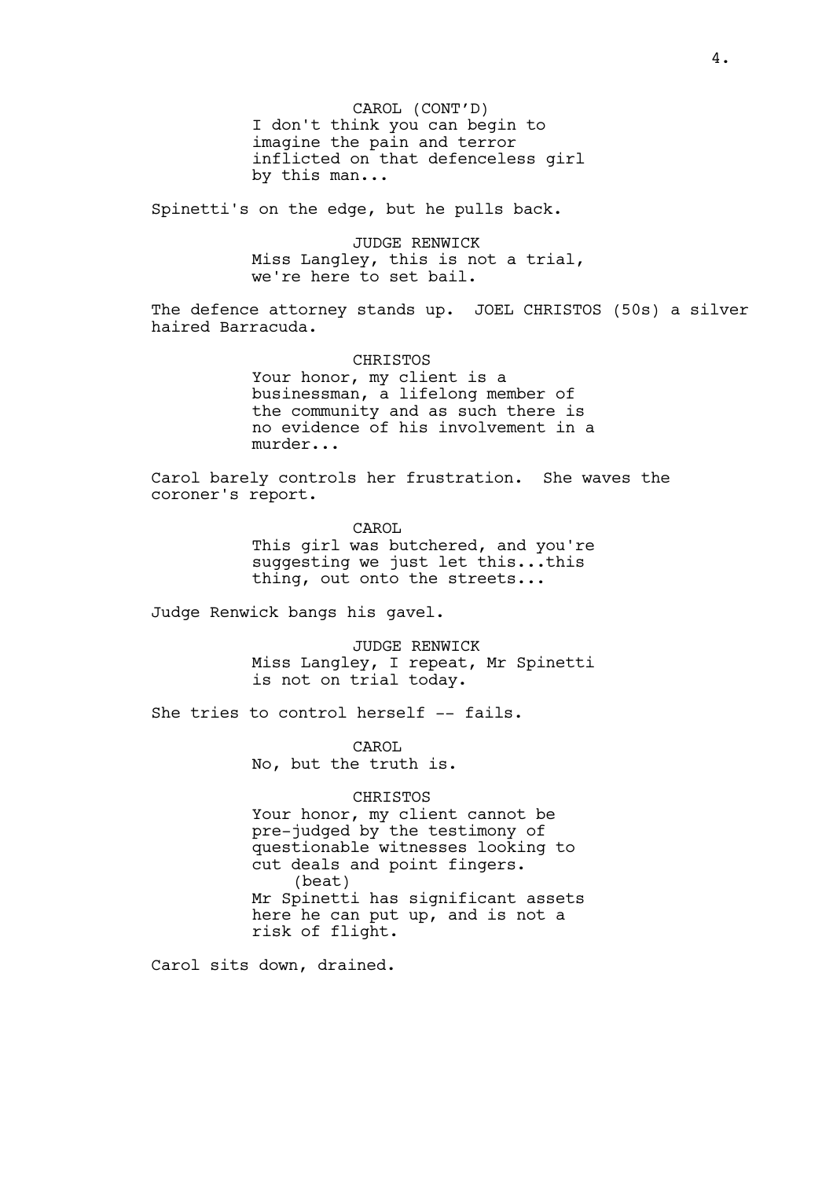CAROL (CONT'D)
I don't think you can begin to imagine the pain and terror inflicted on that defenceless girl by this man...

Spinetti's on the edge, but he pulls back.

JUDGE RENWICK
Miss Langley, this is not a trial, we're here to set bail.

The defence attorney stands up. JOEL CHRISTOS (50s) a silver haired Barracuda.

CHRISTOS
Your honor, my client is a businessman, a lifelong member of the community and as such there is no evidence of his involvement in a murder...

Carol barely controls her frustration. She waves the coroner's report.

CAROL
This girl was butchered, and you're suggesting we just let this...this thing, out onto the streets...

Judge Renwick bangs his gavel.

JUDGE RENWICK
Miss Langley, I repeat, Mr Spinetti is not on trial today.

She tries to control herself -- fails.

CAROL
No, but the truth is.

CHRISTOS
Your honor, my client cannot be pre-judged by the testimony of questionable witnesses looking to cut deals and point fingers.
(beat)
Mr Spinetti has significant assets here he can put up, and is not a risk of flight.

Carol sits down, drained.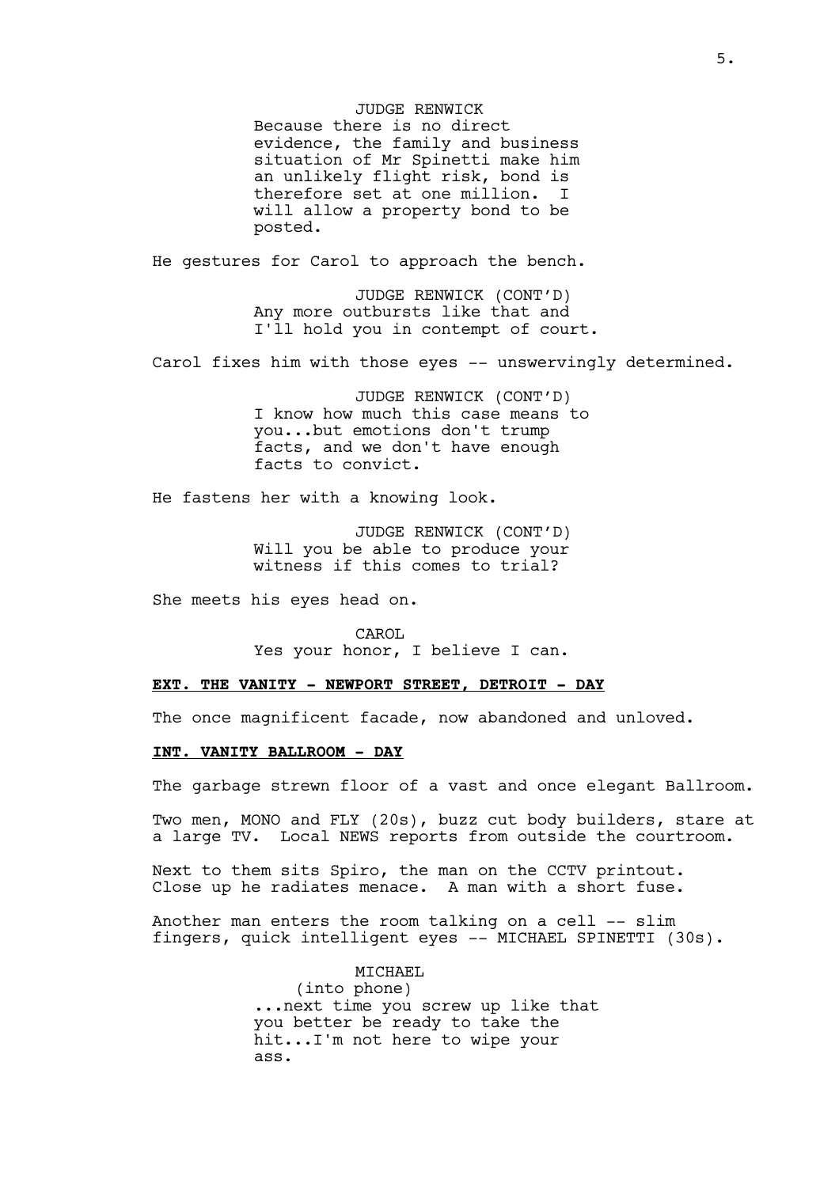JUDGE RENWICK

Because there is no direct evidence, the family and business situation of Mr Spinetti make him an unlikely flight risk, bond is therefore set at one million. I will allow a property bond to be posted.

He gestures for Carol to approach the bench.

JUDGE RENWICK (CONT'D)

Any more outbursts like that and I'll hold you in contempt of court.

Carol fixes him with those eyes -- unswervingly determined.

JUDGE RENWICK (CONT'D)

I know how much this case means to you...but emotions don't trump facts, and we don't have enough facts to convict.

He fastens her with a knowing look.

JUDGE RENWICK (CONT'D)

Will you be able to produce your witness if this comes to trial?

She meets his eyes head on.

CAROL

Yes your honor, I believe I can.

**EXT. THE VANITY - NEWPORT STREET, DETROIT - DAY**

The once magnificent facade, now abandoned and unloved.

**INT. VANITY BALLROOM - DAY**

The garbage strewn floor of a vast and once elegant Ballroom.

Two men, MONO and FLY (20s), buzz cut body builders, stare at a large TV. Local NEWS reports from outside the courtroom.

Next to them sits Spiro, the man on the CCTV printout. Close up he radiates menace. A man with a short fuse.

Another man enters the room talking on a cell -- slim fingers, quick intelligent eyes -- MICHAEL SPINETTI (30s).

MICHAEL

(into phone)

...next time you screw up like that you better be ready to take the hit...I'm not here to wipe your ass.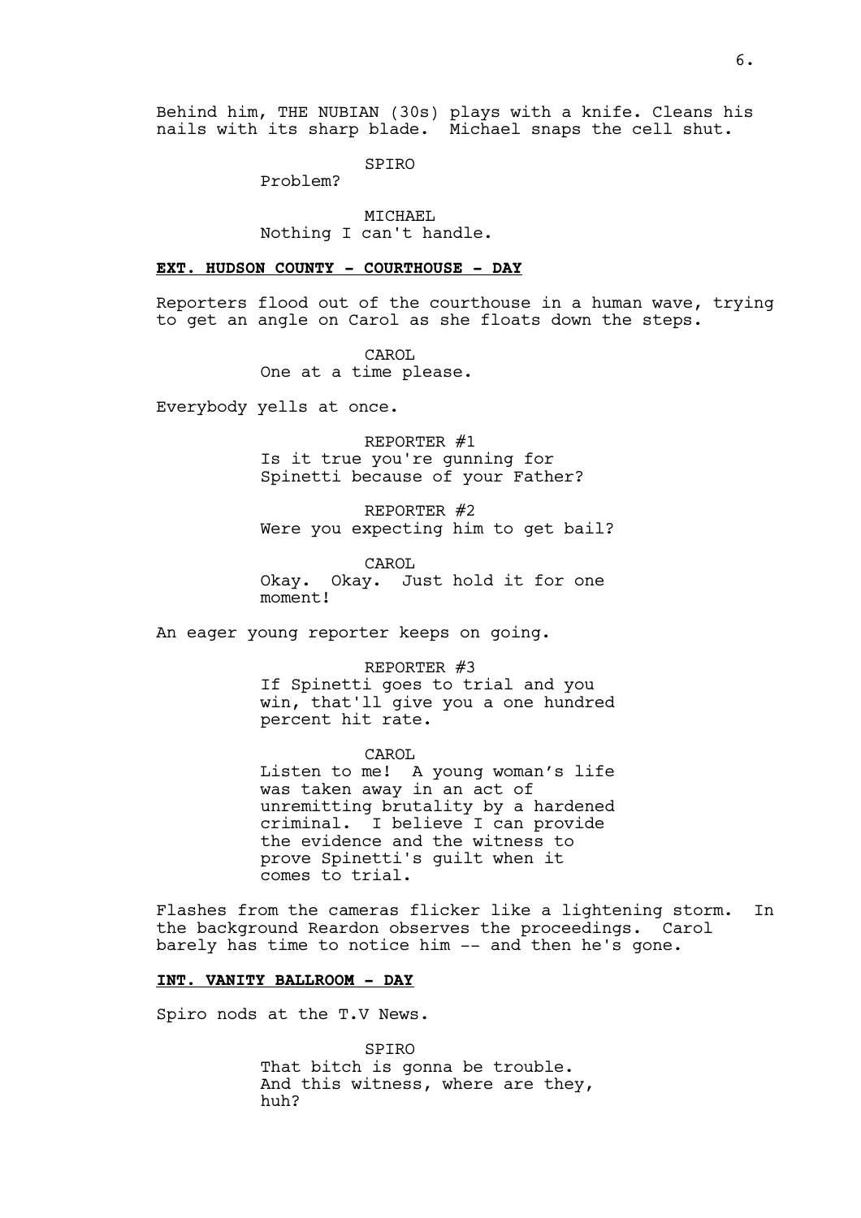Behind him, THE NUBIAN (30s) plays with a knife. Cleans his nails with its sharp blade. Michael snaps the cell shut.

SPIRO
Problem?

MICHAEL
Nothing I can't handle.

**EXT. HUDSON COUNTY - COURTHOUSE - DAY**

Reporters flood out of the courthouse in a human wave, trying to get an angle on Carol as she floats down the steps.

CAROL
One at a time please.

Everybody yells at once.

REPORTER #1
Is it true you're gunning for Spinetti because of your Father?

REPORTER #2
Were you expecting him to get bail?

CAROL
Okay. Okay. Just hold it for one moment!

An eager young reporter keeps on going.

REPORTER #3
If Spinetti goes to trial and you win, that'll give you a one hundred percent hit rate.

CAROL
Listen to me! A young woman's life was taken away in an act of unremitting brutality by a hardened criminal. I believe I can provide the evidence and the witness to prove Spinetti's guilt when it comes to trial.

Flashes from the cameras flicker like a lightening storm. In the background Reardon observes the proceedings. Carol barely has time to notice him -- and then he's gone.

**INT. VANITY BALLROOM - DAY**

Spiro nods at the T.V News.

SPIRO
That bitch is gonna be trouble. And this witness, where are they, huh?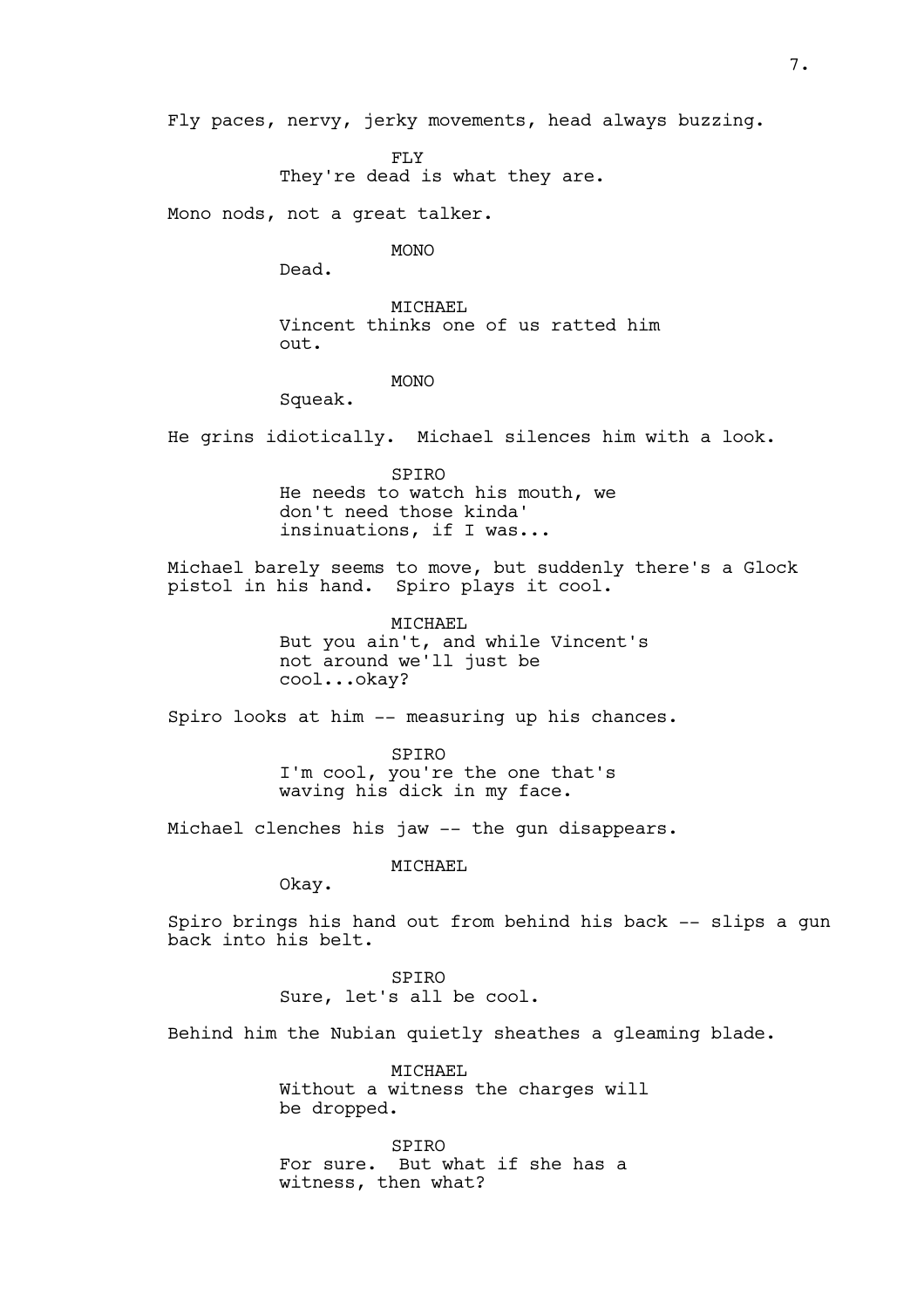Fly paces, nervy, jerky movements, head always buzzing.

FLY
They're dead is what they are.

Mono nods, not a great talker.

MONO
Dead.

MICHAEL
Vincent thinks one of us ratted him out.

MONO
Squeak.

He grins idiotically. Michael silences him with a look.

SPIRO
He needs to watch his mouth, we don't need those kinda' insinuations, if I was...

Michael barely seems to move, but suddenly there's a Glock pistol in his hand. Spiro plays it cool.

MICHAEL
But you ain't, and while Vincent's not around we'll just be cool...okay?

Spiro looks at him -- measuring up his chances.

SPIRO
I'm cool, you're the one that's waving his dick in my face.

Michael clenches his jaw -- the gun disappears.

MICHAEL
Okay.

Spiro brings his hand out from behind his back -- slips a gun back into his belt.

SPIRO
Sure, let's all be cool.

Behind him the Nubian quietly sheathes a gleaming blade.

MICHAEL
Without a witness the charges will be dropped.

SPIRO
For sure. But what if she has a witness, then what?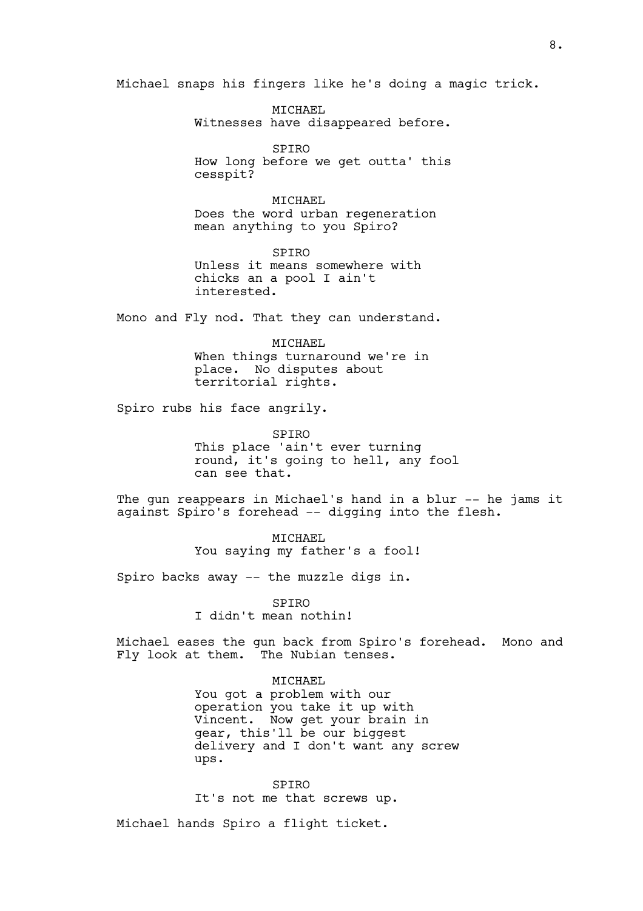Michael snaps his fingers like he's doing a magic trick.

MICHAEL
Witnesses have disappeared before.

SPIRO
How long before we get outta' this cesspit?

MICHAEL
Does the word urban regeneration mean anything to you Spiro?

SPIRO
Unless it means somewhere with chicks an a pool I ain't interested.

Mono and Fly nod. That they can understand.

MICHAEL
When things turnaround we're in place. No disputes about territorial rights.

Spiro rubs his face angrily.

SPIRO
This place 'ain't ever turning round, it's going to hell, any fool can see that.

The gun reappears in Michael's hand in a blur -- he jams it against Spiro's forehead -- digging into the flesh.

MICHAEL
You saying my father's a fool!

Spiro backs away -- the muzzle digs in.

SPIRO
I didn't mean nothin!

Michael eases the gun back from Spiro's forehead. Mono and Fly look at them. The Nubian tenses.

MICHAEL
You got a problem with our operation you take it up with Vincent. Now get your brain in gear, this'll be our biggest delivery and I don't want any screw ups.

SPIRO
It's not me that screws up.

Michael hands Spiro a flight ticket.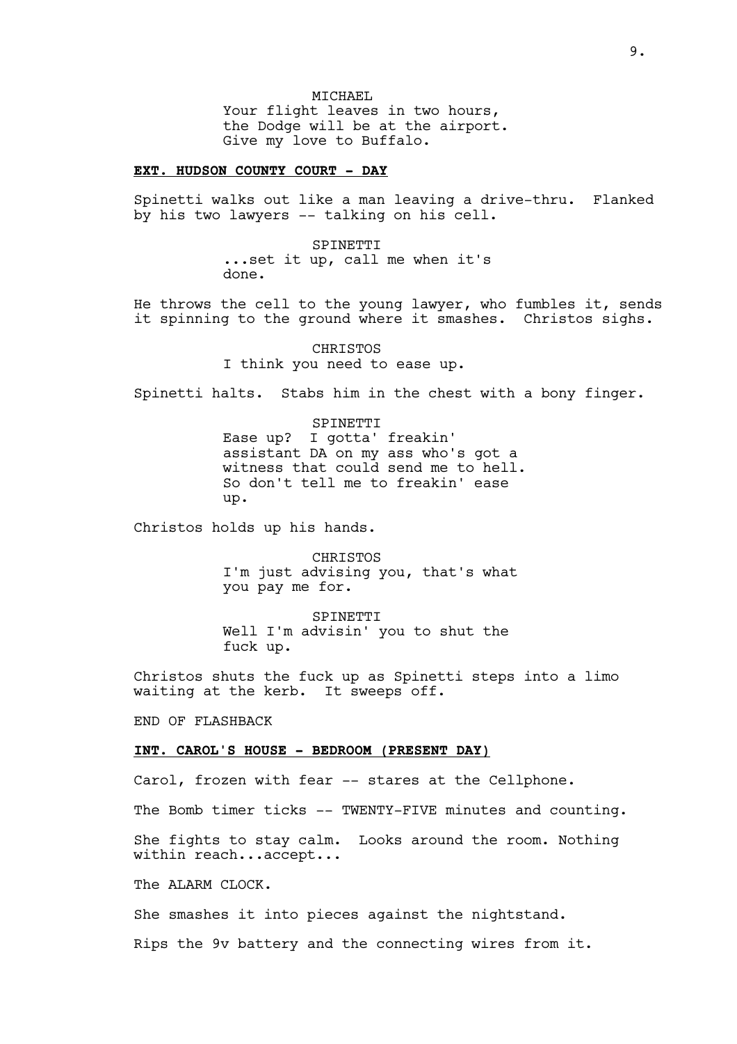MICHAEL
Your flight leaves in two hours, the Dodge will be at the airport. Give my love to Buffalo.

**EXT. HUDSON COUNTY COURT - DAY**

Spinetti walks out like a man leaving a drive-thru. Flanked by his two lawyers -- talking on his cell.

SPINETTI
...set it up, call me when it's done.

He throws the cell to the young lawyer, who fumbles it, sends it spinning to the ground where it smashes. Christos sighs.

CHRISTOS
I think you need to ease up.

Spinetti halts. Stabs him in the chest with a bony finger.

SPINETTI
Ease up? I gotta' freakin' assistant DA on my ass who's got a witness that could send me to hell. So don't tell me to freakin' ease up.

Christos holds up his hands.

CHRISTOS
I'm just advising you, that's what you pay me for.

SPINETTI
Well I'm advisin' you to shut the fuck up.

Christos shuts the fuck up as Spinetti steps into a limo waiting at the kerb. It sweeps off.

END OF FLASHBACK

**INT. CAROL'S HOUSE - BEDROOM (PRESENT DAY)**

Carol, frozen with fear -- stares at the Cellphone.

The Bomb timer ticks -- TWENTY-FIVE minutes and counting.

She fights to stay calm. Looks around the room. Nothing within reach...accept...

The ALARM CLOCK.

She smashes it into pieces against the nightstand.

Rips the 9v battery and the connecting wires from it.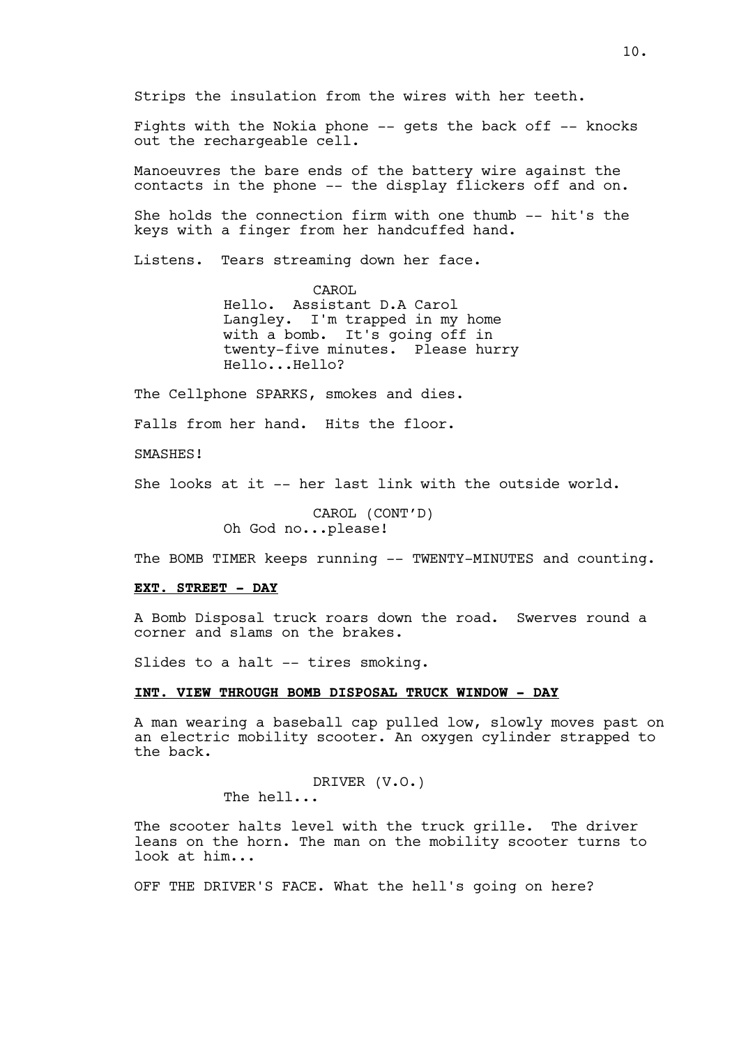Strips the insulation from the wires with her teeth.

Fights with the Nokia phone -- gets the back off -- knocks out the rechargeable cell.

Manoeuvres the bare ends of the battery wire against the contacts in the phone -- the display flickers off and on.

She holds the connection firm with one thumb -- hit's the keys with a finger from her handcuffed hand.

Listens. Tears streaming down her face.

CAROL
Hello. Assistant D.A Carol Langley. I'm trapped in my home with a bomb. It's going off in twenty-five minutes. Please hurry Hello...Hello?

The Cellphone SPARKS, smokes and dies.

Falls from her hand. Hits the floor.

SMASHES!

She looks at it -- her last link with the outside world.

CAROL (CONT'D)
Oh God no...please!

The BOMB TIMER keeps running -- TWENTY-MINUTES and counting.

**EXT. STREET - DAY**

A Bomb Disposal truck roars down the road. Swerves round a corner and slams on the brakes.

Slides to a halt -- tires smoking.

**INT. VIEW THROUGH BOMB DISPOSAL TRUCK WINDOW - DAY**

A man wearing a baseball cap pulled low, slowly moves past on an electric mobility scooter. An oxygen cylinder strapped to the back.

DRIVER (V.O.)
The hell...

The scooter halts level with the truck grille. The driver leans on the horn. The man on the mobility scooter turns to look at him...

OFF THE DRIVER'S FACE. What the hell's going on here?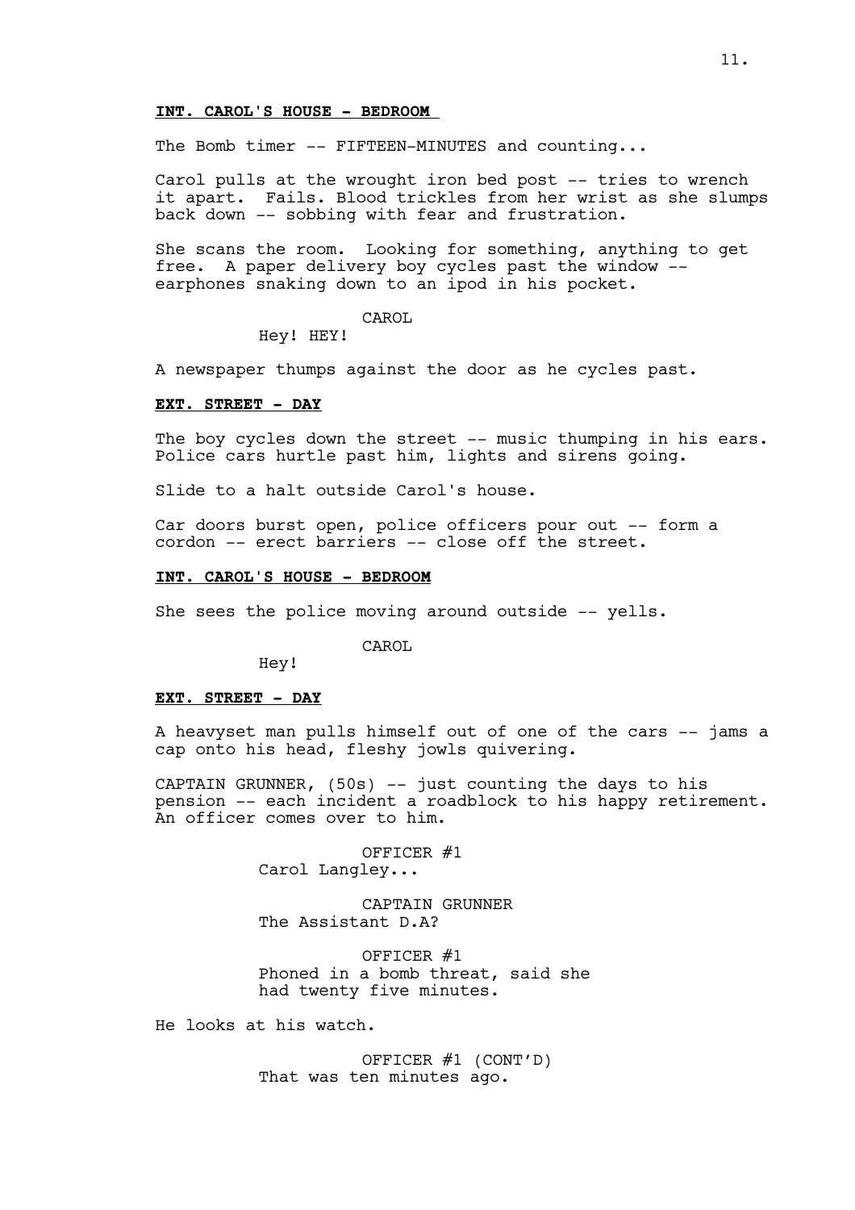**INT. CAROL'S HOUSE - BEDROOM**

The Bomb timer -- FIFTEEN-MINUTES and counting...

Carol pulls at the wrought iron bed post -- tries to wrench it apart. Fails. Blood trickles from her wrist as she slumps back down -- sobbing with fear and frustration.

She scans the room. Looking for something, anything to get free. A paper delivery boy cycles past the window -- earphones snaking down to an ipod in his pocket.

CAROL

Hey! HEY!

A newspaper thumps against the door as he cycles past.

**EXT. STREET - DAY**

The boy cycles down the street -- music thumping in his ears. Police cars hurtle past him, lights and sirens going.

Slide to a halt outside Carol's house.

Car doors burst open, police officers pour out -- form a cordon -- erect barriers -- close off the street.

**INT. CAROL'S HOUSE - BEDROOM**

She sees the police moving around outside -- yells.

CAROL

Hey!

**EXT. STREET - DAY**

A heavyset man pulls himself out of one of the cars -- jams a cap onto his head, fleshy jowls quivering.

CAPTAIN GRUNNER, (50s) -- just counting the days to his pension -- each incident a roadblock to his happy retirement. An officer comes over to him.

OFFICER #1

Carol Langley...

CAPTAIN GRUNNER

The Assistant D.A?

OFFICER #1

Phoned in a bomb threat, said she had twenty five minutes.

He looks at his watch.

OFFICER #1 (CONT'D)

That was ten minutes ago.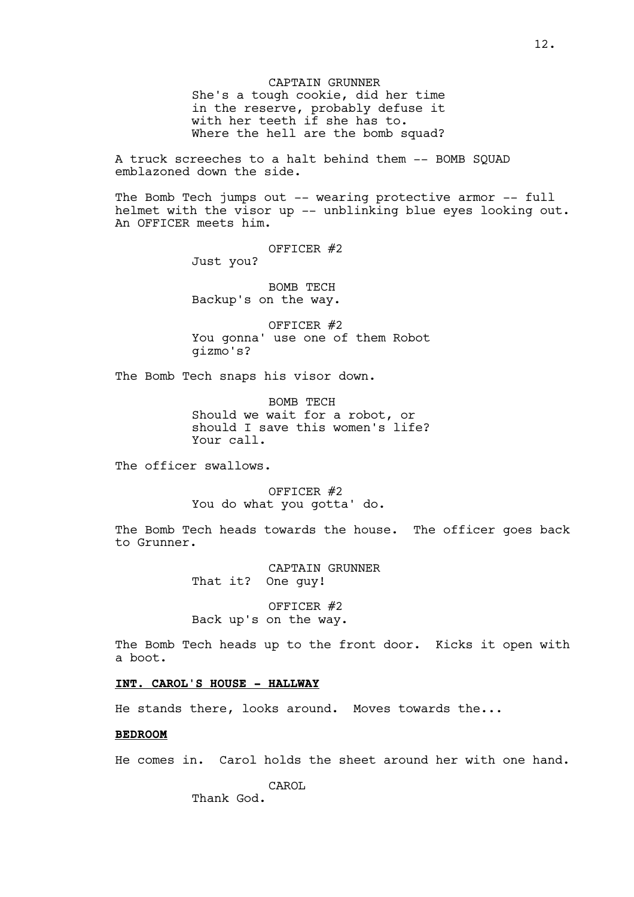CAPTAIN GRUNNER
She's a tough cookie, did her time in the reserve, probably defuse it with her teeth if she has to. Where the hell are the bomb squad?

A truck screeches to a halt behind them -- BOMB SQUAD emblazoned down the side.

The Bomb Tech jumps out -- wearing protective armor -- full helmet with the visor up -- unblinking blue eyes looking out. An OFFICER meets him.

OFFICER #2
Just you?

BOMB TECH
Backup's on the way.

OFFICER #2
You gonna' use one of them Robot gizmo's?

The Bomb Tech snaps his visor down.

BOMB TECH
Should we wait for a robot, or should I save this women's life? Your call.

The officer swallows.

OFFICER #2
You do what you gotta' do.

The Bomb Tech heads towards the house. The officer goes back to Grunner.

CAPTAIN GRUNNER
That it? One guy!

OFFICER #2
Back up's on the way.

The Bomb Tech heads up to the front door. Kicks it open with a boot.

**INT. CAROL'S HOUSE - HALLWAY**

He stands there, looks around. Moves towards the...

**BEDROOM**

He comes in. Carol holds the sheet around her with one hand.

CAROL
Thank God.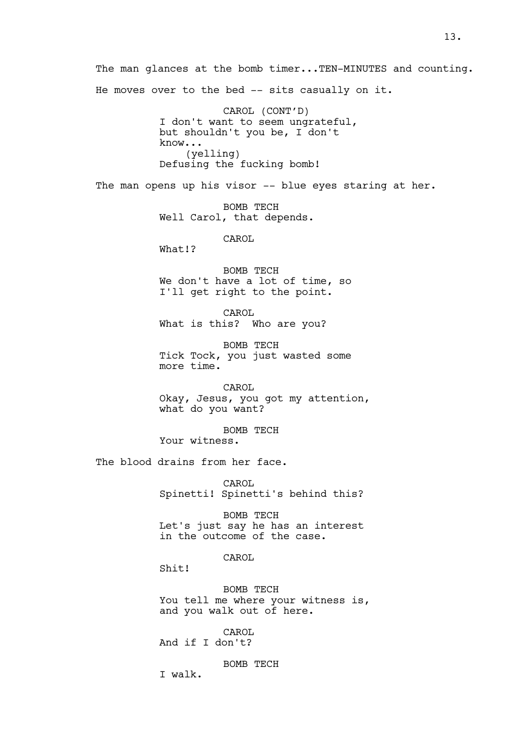The man glances at the bomb timer...TEN-MINUTES and counting.

He moves over to the bed -- sits casually on it.

CAROL (CONT'D)
I don't want to seem ungrateful, but shouldn't you be, I don't know...
(yelling)
Defusing the fucking bomb!

The man opens up his visor -- blue eyes staring at her.

BOMB TECH
Well Carol, that depends.

CAROL
What!?

BOMB TECH
We don't have a lot of time, so I'll get right to the point.

CAROL
What is this? Who are you?

BOMB TECH
Tick Tock, you just wasted some more time.

CAROL
Okay, Jesus, you got my attention, what do you want?

BOMB TECH
Your witness.

The blood drains from her face.

CAROL
Spinetti! Spinetti's behind this?

BOMB TECH
Let's just say he has an interest in the outcome of the case.

CAROL
Shit!

BOMB TECH
You tell me where your witness is, and you walk out of here.

CAROL
And if I don't?

BOMB TECH
I walk.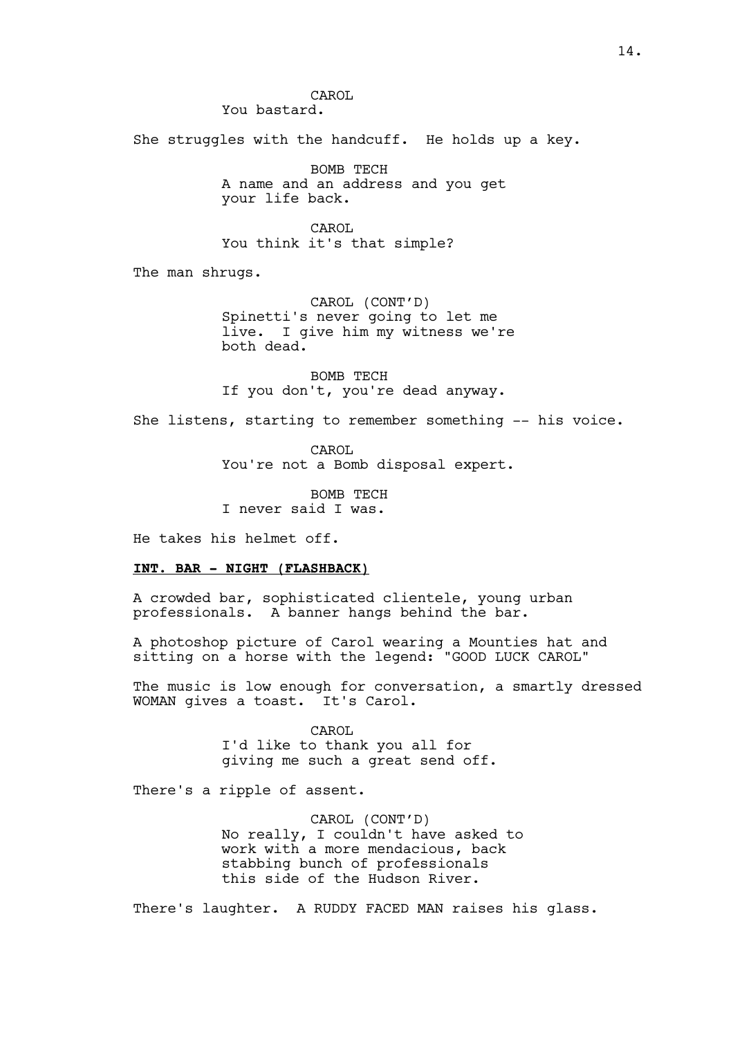CAROL
You bastard.

She struggles with the handcuff. He holds up a key.

BOMB TECH
A name and an address and you get your life back.

CAROL
You think it's that simple?

The man shrugs.

CAROL (CONT'D)
Spinetti's never going to let me live. I give him my witness we're both dead.

BOMB TECH
If you don't, you're dead anyway.

She listens, starting to remember something -- his voice.

CAROL
You're not a Bomb disposal expert.

BOMB TECH
I never said I was.

He takes his helmet off.

**INT. BAR - NIGHT (FLASHBACK)**

A crowded bar, sophisticated clientele, young urban professionals. A banner hangs behind the bar.

A photoshop picture of Carol wearing a Mounties hat and sitting on a horse with the legend: "GOOD LUCK CAROL"

The music is low enough for conversation, a smartly dressed WOMAN gives a toast. It's Carol.

CAROL
I'd like to thank you all for giving me such a great send off.

There's a ripple of assent.

CAROL (CONT'D)
No really, I couldn't have asked to work with a more mendacious, back stabbing bunch of professionals this side of the Hudson River.

There's laughter. A RUDDY FACED MAN raises his glass.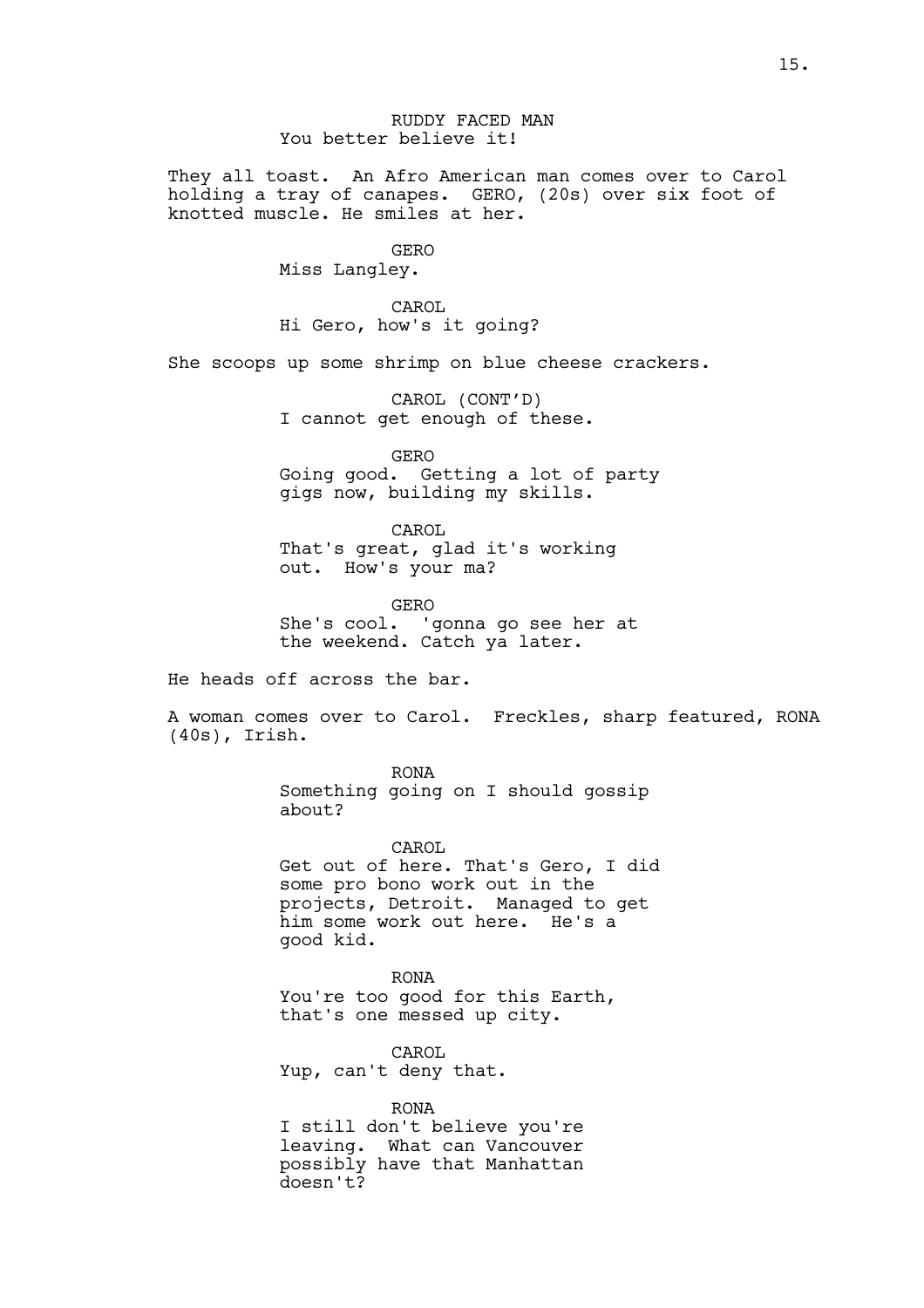RUDDY FACED MAN
You better believe it!

They all toast. An Afro American man comes over to Carol holding a tray of canapes. GERO, (20s) over six foot of knotted muscle. He smiles at her.

GERO
Miss Langley.

CAROL
Hi Gero, how's it going?

She scoops up some shrimp on blue cheese crackers.

CAROL (CONT'D)
I cannot get enough of these.

GERO
Going good. Getting a lot of party gigs now, building my skills.

CAROL
That's great, glad it's working out. How's your ma?

GERO
She's cool. 'gonna go see her at the weekend. Catch ya later.

He heads off across the bar.

A woman comes over to Carol. Freckles, sharp featured, RONA (40s), Irish.

RONA
Something going on I should gossip about?

CAROL
Get out of here. That's Gero, I did some pro bono work out in the projects, Detroit. Managed to get him some work out here. He's a good kid.

RONA
You're too good for this Earth, that's one messed up city.

CAROL
Yup, can't deny that.

RONA
I still don't believe you're leaving. What can Vancouver possibly have that Manhattan doesn't?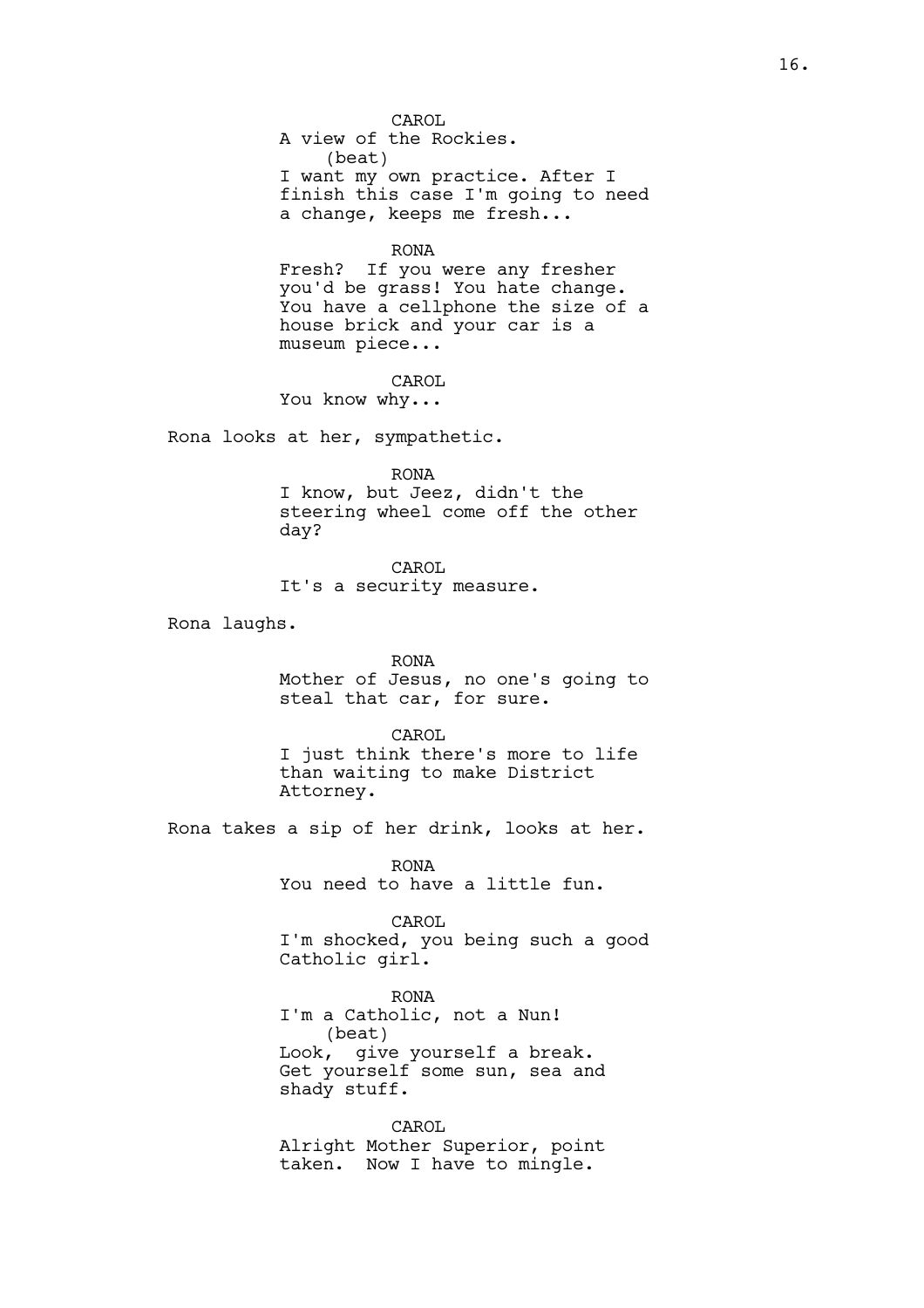CAROL
A view of the Rockies.
(beat)
I want my own practice. After I finish this case I'm going to need a change, keeps me fresh...

RONA
Fresh? If you were any fresher you'd be grass! You hate change. You have a cellphone the size of a house brick and your car is a museum piece...

CAROL
You know why...

Rona looks at her, sympathetic.

RONA
I know, but Jeez, didn't the steering wheel come off the other day?

CAROL
It's a security measure.

Rona laughs.

RONA
Mother of Jesus, no one's going to steal that car, for sure.

CAROL
I just think there's more to life than waiting to make District Attorney.

Rona takes a sip of her drink, looks at her.

RONA
You need to have a little fun.

CAROL
I'm shocked, you being such a good Catholic girl.

RONA
I'm a Catholic, not a Nun!
(beat)
Look, give yourself a break. Get yourself some sun, sea and shady stuff.

CAROL
Alright Mother Superior, point taken. Now I have to mingle.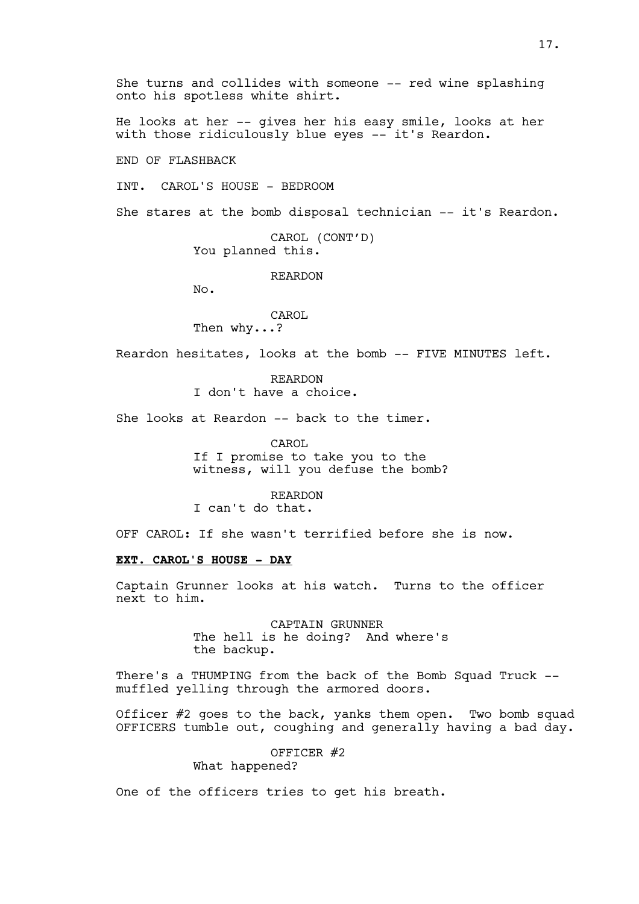She turns and collides with someone -- red wine splashing onto his spotless white shirt.

He looks at her -- gives her his easy smile, looks at her with those ridiculously blue eyes -- it's Reardon.

END OF FLASHBACK

INT. CAROL'S HOUSE - BEDROOM

She stares at the bomb disposal technician -- it's Reardon.

CAROL (CONT'D)
You planned this.

REARDON
No.

CAROL
Then why...?

Reardon hesitates, looks at the bomb -- FIVE MINUTES left.

REARDON
I don't have a choice.

She looks at Reardon -- back to the timer.

CAROL
If I promise to take you to the witness, will you defuse the bomb?

REARDON
I can't do that.

OFF CAROL: If she wasn't terrified before she is now.

**EXT. CAROL'S HOUSE - DAY**

Captain Grunner looks at his watch. Turns to the officer next to him.

CAPTAIN GRUNNER
The hell is he doing? And where's the backup.

There's a THUMPING from the back of the Bomb Squad Truck -- muffled yelling through the armored doors.

Officer #2 goes to the back, yanks them open. Two bomb squad OFFICERS tumble out, coughing and generally having a bad day.

OFFICER #2
What happened?

One of the officers tries to get his breath.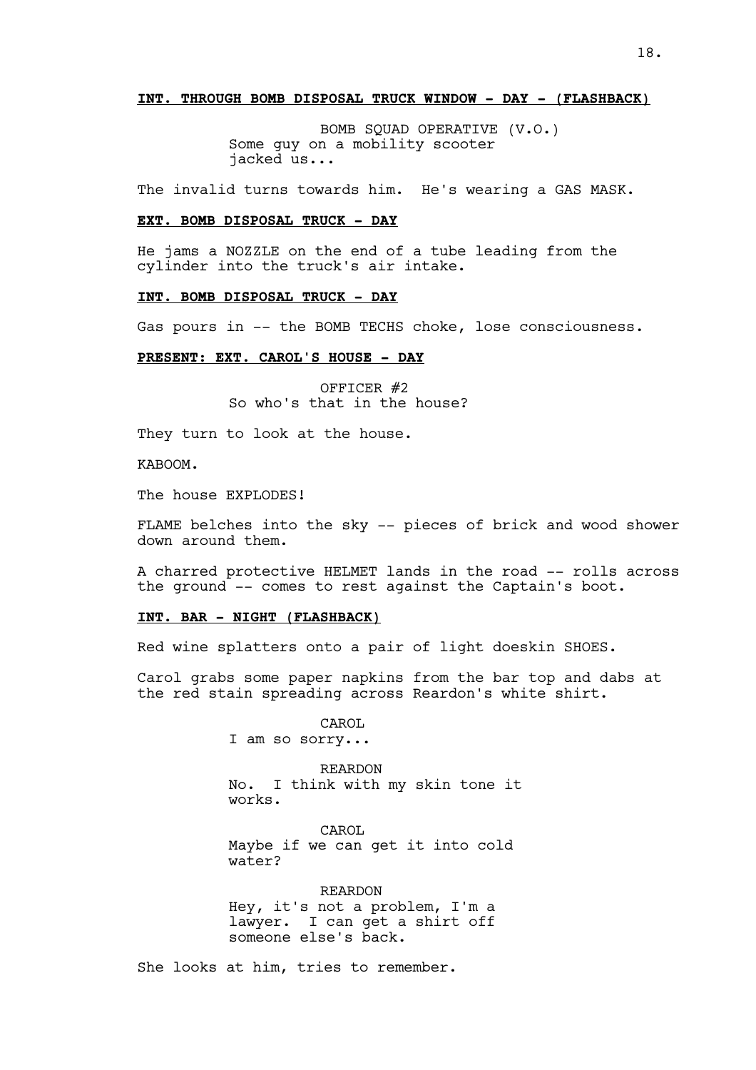**INT. THROUGH BOMB DISPOSAL TRUCK WINDOW - DAY - (FLASHBACK)**

BOMB SQUAD OPERATIVE (V.O.)
Some guy on a mobility scooter jacked us...

The invalid turns towards him. He's wearing a GAS MASK.

**EXT. BOMB DISPOSAL TRUCK - DAY**

He jams a NOZZLE on the end of a tube leading from the cylinder into the truck's air intake.

**INT. BOMB DISPOSAL TRUCK - DAY**

Gas pours in -- the BOMB TECHS choke, lose consciousness.

**PRESENT: EXT. CAROL'S HOUSE - DAY**

OFFICER #2
So who's that in the house?

They turn to look at the house.

KABOOM.

The house EXPLODES!

FLAME belches into the sky -- pieces of brick and wood shower down around them.

A charred protective HELMET lands in the road -- rolls across the ground -- comes to rest against the Captain's boot.

**INT. BAR - NIGHT (FLASHBACK)**

Red wine splatters onto a pair of light doeskin SHOES.

Carol grabs some paper napkins from the bar top and dabs at the red stain spreading across Reardon's white shirt.

CAROL
I am so sorry...

REARDON
No. I think with my skin tone it works.

CAROL
Maybe if we can get it into cold water?

REARDON
Hey, it's not a problem, I'm a lawyer. I can get a shirt off someone else's back.

She looks at him, tries to remember.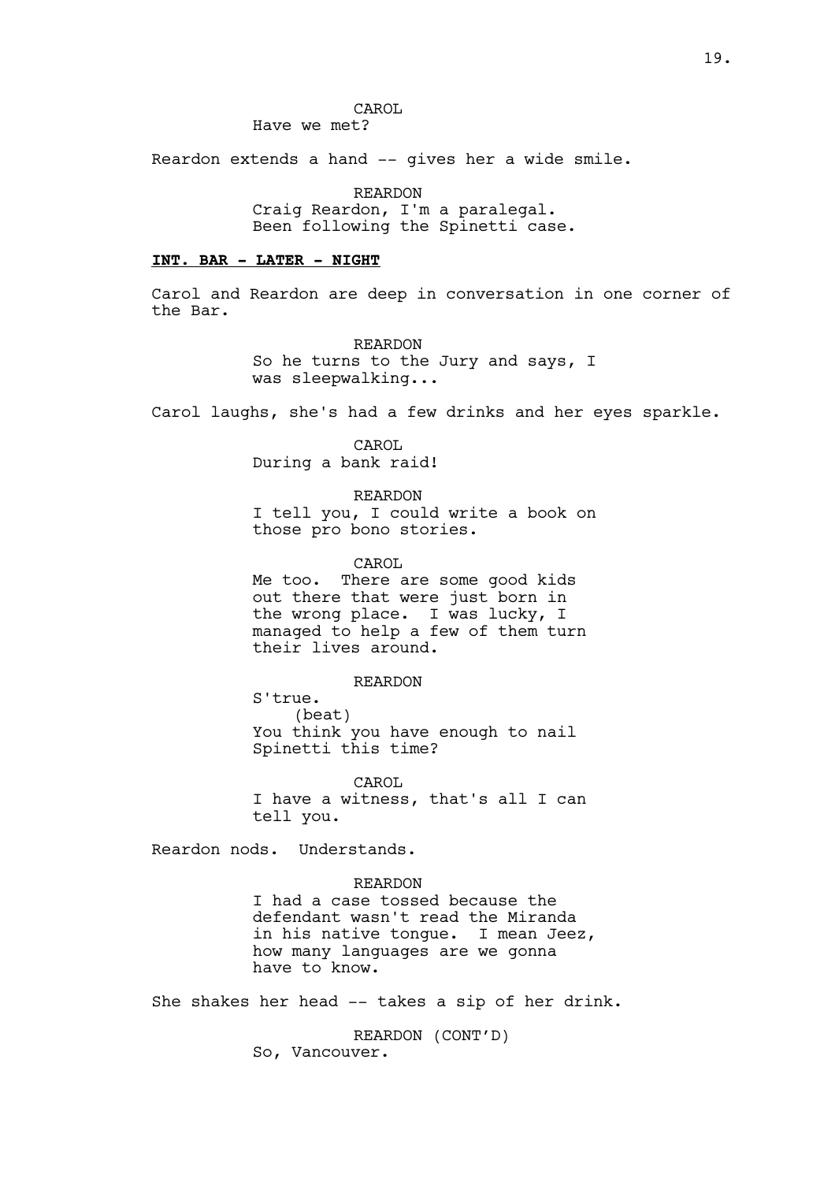CAROL
Have we met?

Reardon extends a hand -- gives her a wide smile.

REARDON
Craig Reardon, I'm a paralegal.
Been following the Spinetti case.

**INT. BAR - LATER - NIGHT**

Carol and Reardon are deep in conversation in one corner of the Bar.

REARDON
So he turns to the Jury and says, I was sleepwalking...

Carol laughs, she's had a few drinks and her eyes sparkle.

CAROL
During a bank raid!

REARDON
I tell you, I could write a book on those pro bono stories.

CAROL
Me too. There are some good kids out there that were just born in the wrong place. I was lucky, I managed to help a few of them turn their lives around.

REARDON
S'true.
(beat)
You think you have enough to nail Spinetti this time?

CAROL
I have a witness, that's all I can tell you.

Reardon nods. Understands.

REARDON
I had a case tossed because the defendant wasn't read the Miranda in his native tongue. I mean Jeez, how many languages are we gonna have to know.

She shakes her head -- takes a sip of her drink.

REARDON (CONT'D)
So, Vancouver.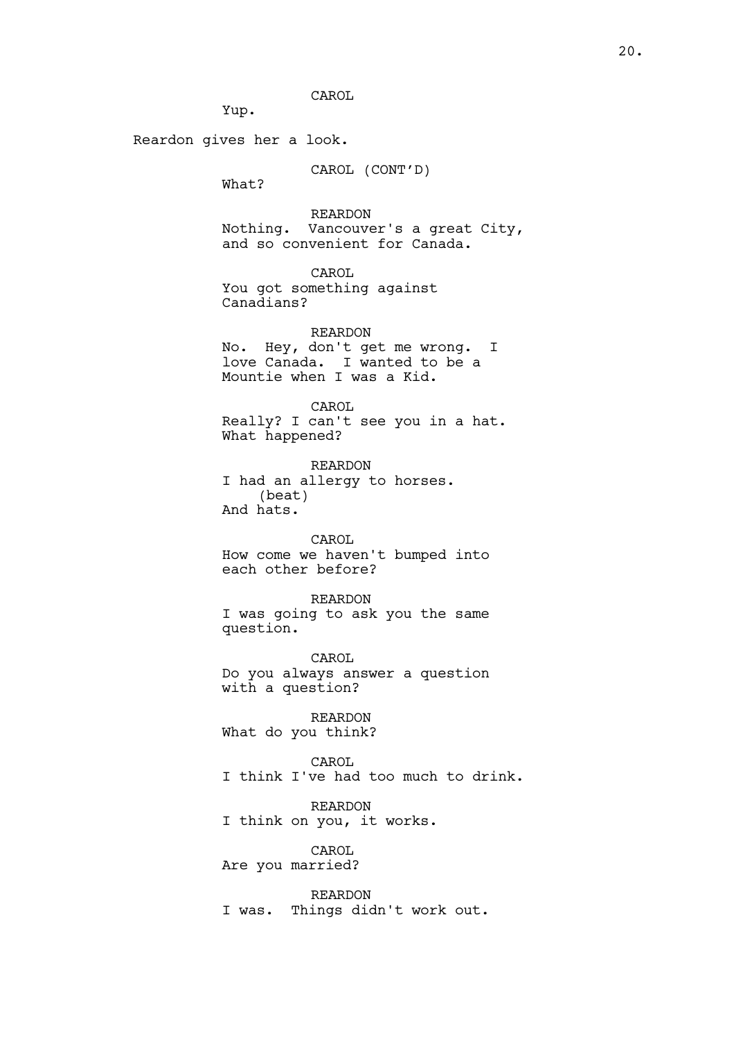CAROL

Yup.

Reardon gives her a look.

CAROL (CONT'D)

What?

REARDON

Nothing.  Vancouver's a great City, and so convenient for Canada.

CAROL

You got something against Canadians?

REARDON

No.  Hey, don't get me wrong.  I love Canada.  I wanted to be a Mountie when I was a Kid.

CAROL

Really? I can't see you in a hat. What happened?

REARDON

I had an allergy to horses.

(beat)

And hats.

CAROL

How come we haven't bumped into each other before?

REARDON

I was going to ask you the same question.

CAROL

Do you always answer a question with a question?

REARDON

What do you think?

CAROL

I think I've had too much to drink.

REARDON

I think on you, it works.

CAROL

Are you married?

REARDON

I was.  Things didn't work out.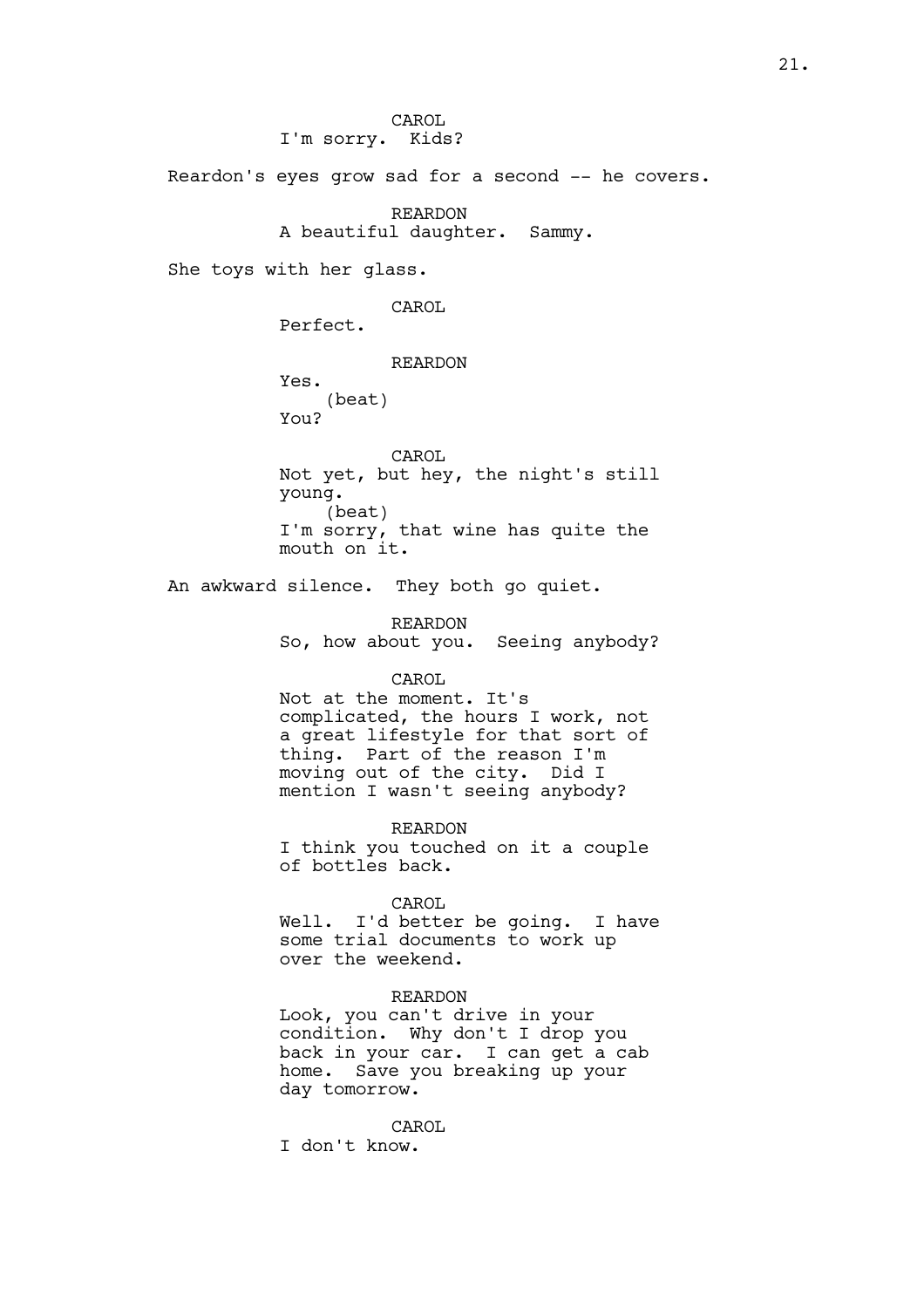CAROL
I'm sorry.  Kids?

Reardon's eyes grow sad for a second -- he covers.

REARDON
A beautiful daughter.  Sammy.

She toys with her glass.

CAROL
Perfect.

REARDON
Yes.
(beat)
You?

CAROL
Not yet, but hey, the night's still young.
(beat)
I'm sorry, that wine has quite the mouth on it.

An awkward silence.  They both go quiet.

REARDON
So, how about you.  Seeing anybody?

CAROL
Not at the moment. It's complicated, the hours I work, not a great lifestyle for that sort of thing.  Part of the reason I'm moving out of the city.  Did I mention I wasn't seeing anybody?

REARDON
I think you touched on it a couple of bottles back.

CAROL
Well.  I'd better be going.  I have some trial documents to work up over the weekend.

REARDON
Look, you can't drive in your condition.  Why don't I drop you back in your car.  I can get a cab home.  Save you breaking up your day tomorrow.

CAROL
I don't know.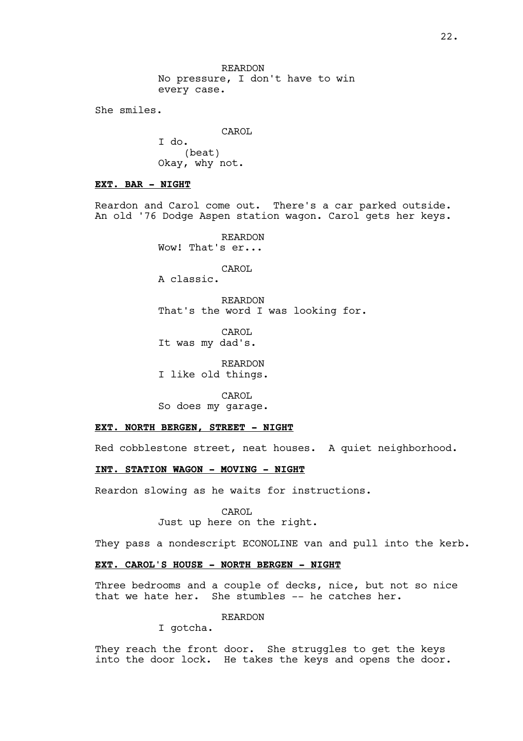REARDON
No pressure, I don't have to win every case.

She smiles.

CAROL
I do.
(beat)
Okay, why not.

**EXT. BAR - NIGHT**

Reardon and Carol come out. There's a car parked outside. An old '76 Dodge Aspen station wagon. Carol gets her keys.

REARDON
Wow! That's er...

CAROL
A classic.

REARDON
That's the word I was looking for.

CAROL
It was my dad's.

REARDON
I like old things.

CAROL
So does my garage.

**EXT. NORTH BERGEN, STREET - NIGHT**

Red cobblestone street, neat houses. A quiet neighborhood.

**INT. STATION WAGON - MOVING - NIGHT**

Reardon slowing as he waits for instructions.

CAROL
Just up here on the right.

They pass a nondescript ECONOLINE van and pull into the kerb.

**EXT. CAROL'S HOUSE - NORTH BERGEN - NIGHT**

Three bedrooms and a couple of decks, nice, but not so nice that we hate her. She stumbles -- he catches her.

REARDON
I gotcha.

They reach the front door. She struggles to get the keys into the door lock. He takes the keys and opens the door.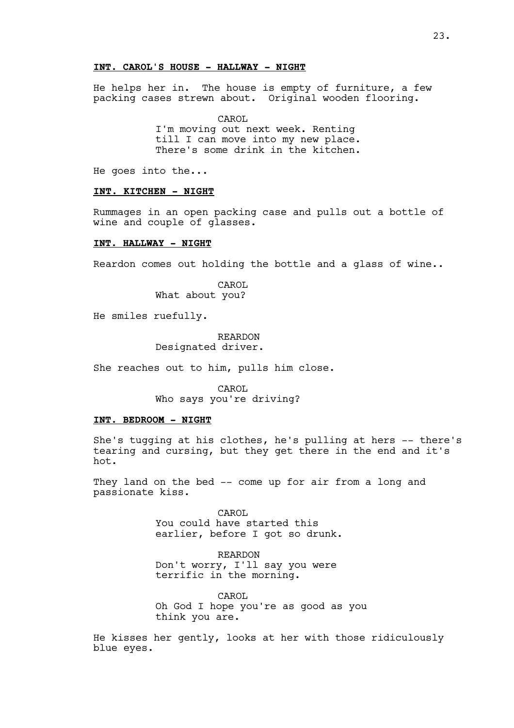**INT. CAROL'S HOUSE - HALLWAY - NIGHT**

He helps her in. The house is empty of furniture, a few packing cases strewn about. Original wooden flooring.

CAROL
I'm moving out next week. Renting till I can move into my new place. There's some drink in the kitchen.

He goes into the...

**INT. KITCHEN - NIGHT**

Rummages in an open packing case and pulls out a bottle of wine and couple of glasses.

**INT. HALLWAY - NIGHT**

Reardon comes out holding the bottle and a glass of wine..

CAROL
What about you?

He smiles ruefully.

REARDON
Designated driver.

She reaches out to him, pulls him close.

CAROL
Who says you're driving?

**INT. BEDROOM - NIGHT**

She's tugging at his clothes, he's pulling at hers -- there's tearing and cursing, but they get there in the end and it's hot.

They land on the bed -- come up for air from a long and passionate kiss.

CAROL
You could have started this earlier, before I got so drunk.

REARDON
Don't worry, I'll say you were terrific in the morning.

CAROL
Oh God I hope you're as good as you think you are.

He kisses her gently, looks at her with those ridiculously blue eyes.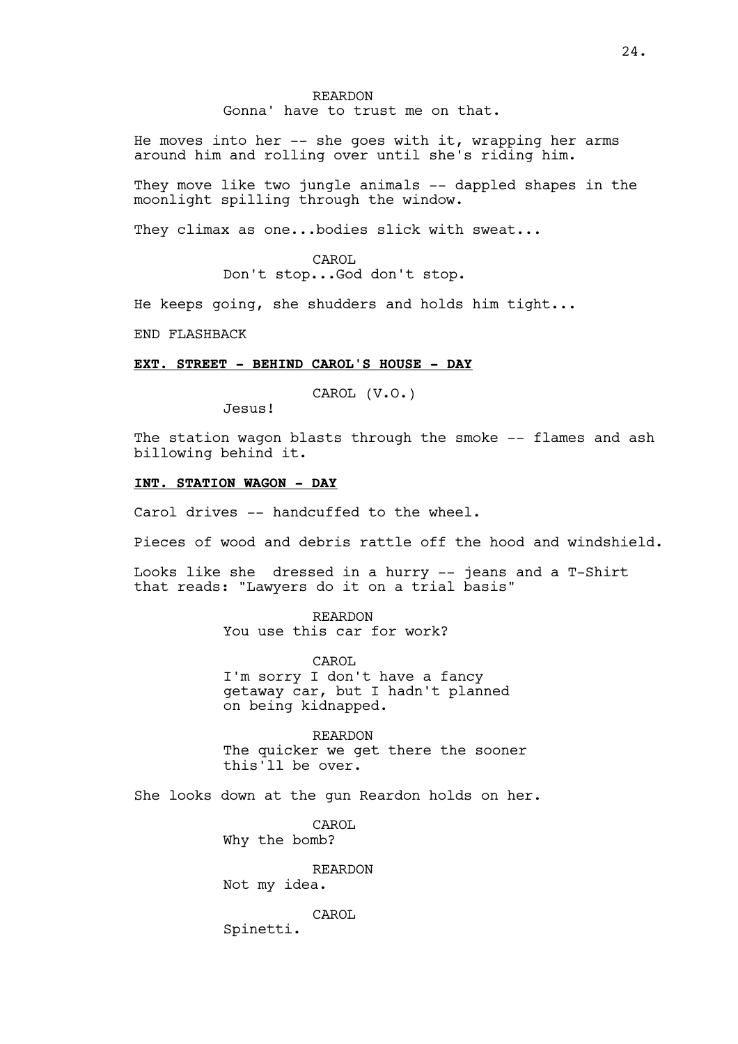REARDON
Gonna' have to trust me on that.

He moves into her -- she goes with it, wrapping her arms around him and rolling over until she's riding him.

They move like two jungle animals -- dappled shapes in the moonlight spilling through the window.

They climax as one...bodies slick with sweat...

CAROL
Don't stop...God don't stop.

He keeps going, she shudders and holds him tight...

END FLASHBACK

**EXT. STREET - BEHIND CAROL'S HOUSE - DAY**

CAROL (V.O.)
Jesus!

The station wagon blasts through the smoke -- flames and ash billowing behind it.

**INT. STATION WAGON - DAY**

Carol drives -- handcuffed to the wheel.

Pieces of wood and debris rattle off the hood and windshield.

Looks like she  dressed in a hurry -- jeans and a T-Shirt that reads: "Lawyers do it on a trial basis"

REARDON
You use this car for work?

CAROL
I'm sorry I don't have a fancy getaway car, but I hadn't planned on being kidnapped.

REARDON
The quicker we get there the sooner this'll be over.

She looks down at the gun Reardon holds on her.

CAROL
Why the bomb?

REARDON
Not my idea.

CAROL
Spinetti.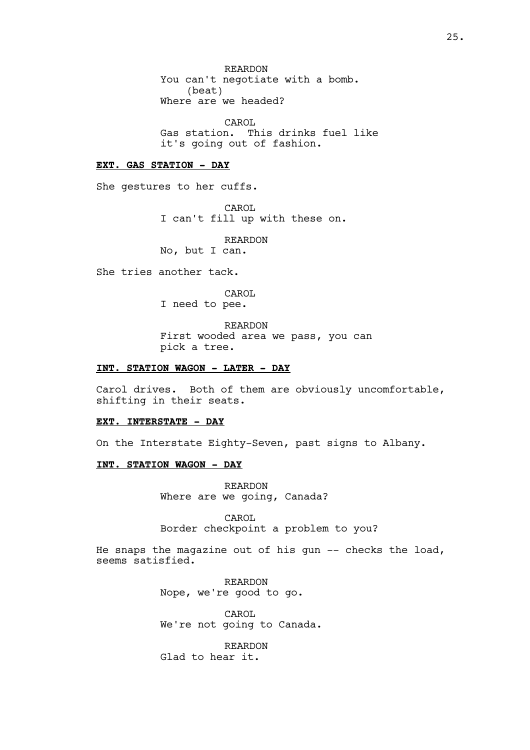REARDON
You can't negotiate with a bomb.
(beat)
Where are we headed?

CAROL
Gas station. This drinks fuel like it's going out of fashion.

**EXT. GAS STATION - DAY**

She gestures to her cuffs.

CAROL
I can't fill up with these on.

REARDON
No, but I can.

She tries another tack.

CAROL
I need to pee.

REARDON
First wooded area we pass, you can pick a tree.

**INT. STATION WAGON - LATER - DAY**

Carol drives. Both of them are obviously uncomfortable, shifting in their seats.

**EXT. INTERSTATE - DAY**

On the Interstate Eighty-Seven, past signs to Albany.

**INT. STATION WAGON - DAY**

REARDON
Where are we going, Canada?

CAROL
Border checkpoint a problem to you?

He snaps the magazine out of his gun -- checks the load, seems satisfied.

REARDON
Nope, we're good to go.

CAROL
We're not going to Canada.

REARDON
Glad to hear it.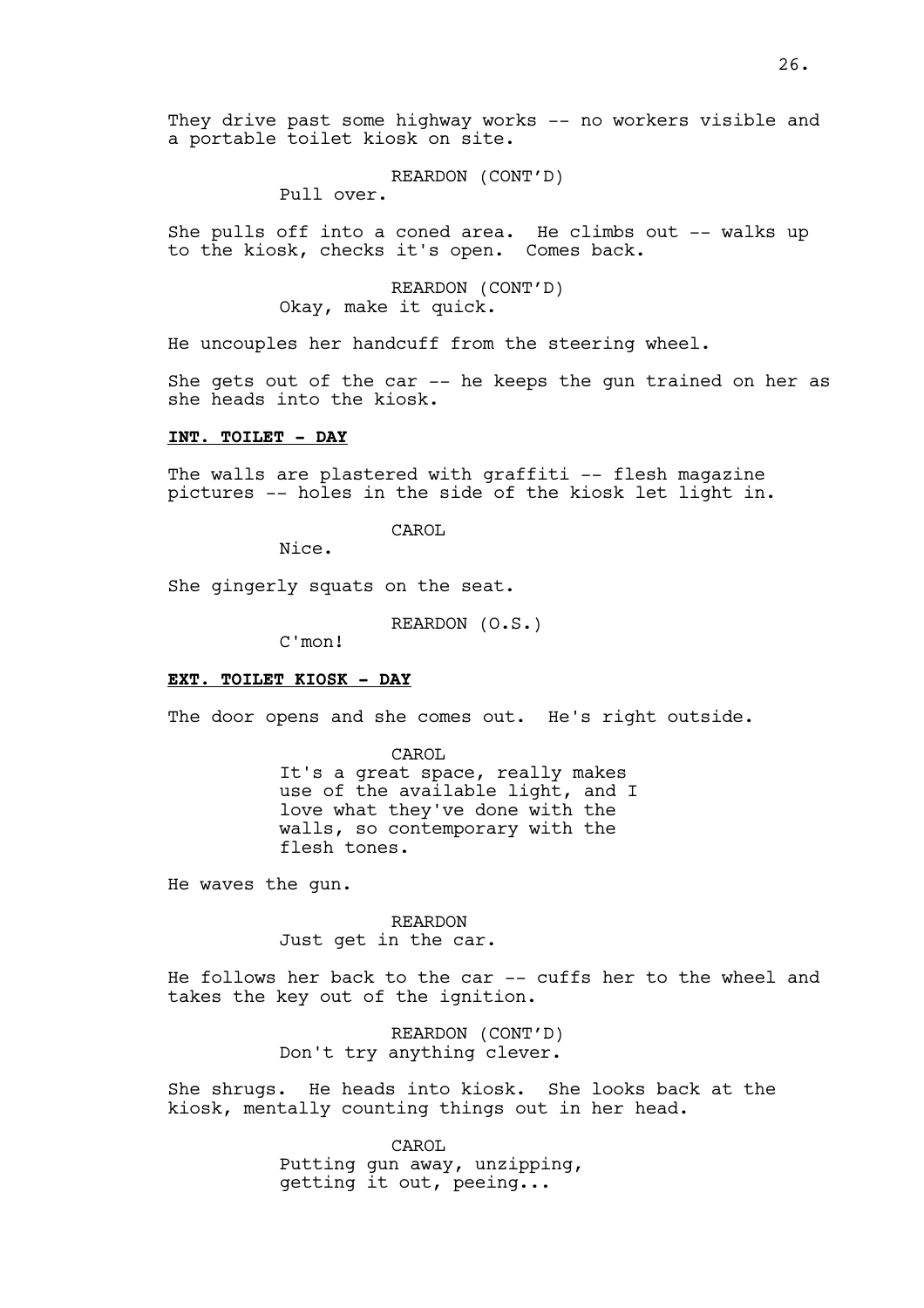They drive past some highway works -- no workers visible and a portable toilet kiosk on site.

REARDON (CONT'D)
Pull over.

She pulls off into a coned area. He climbs out -- walks up to the kiosk, checks it's open. Comes back.

REARDON (CONT'D)
Okay, make it quick.

He uncouples her handcuff from the steering wheel.

She gets out of the car -- he keeps the gun trained on her as she heads into the kiosk.

**INT. TOILET - DAY**

The walls are plastered with graffiti -- flesh magazine pictures -- holes in the side of the kiosk let light in.

CAROL
Nice.

She gingerly squats on the seat.

REARDON (O.S.)
C'mon!

**EXT. TOILET KIOSK - DAY**

The door opens and she comes out. He's right outside.

CAROL
It's a great space, really makes use of the available light, and I love what they've done with the walls, so contemporary with the flesh tones.

He waves the gun.

REARDON
Just get in the car.

He follows her back to the car -- cuffs her to the wheel and takes the key out of the ignition.

REARDON (CONT'D)
Don't try anything clever.

She shrugs. He heads into kiosk. She looks back at the kiosk, mentally counting things out in her head.

CAROL
Putting gun away, unzipping, getting it out, peeing...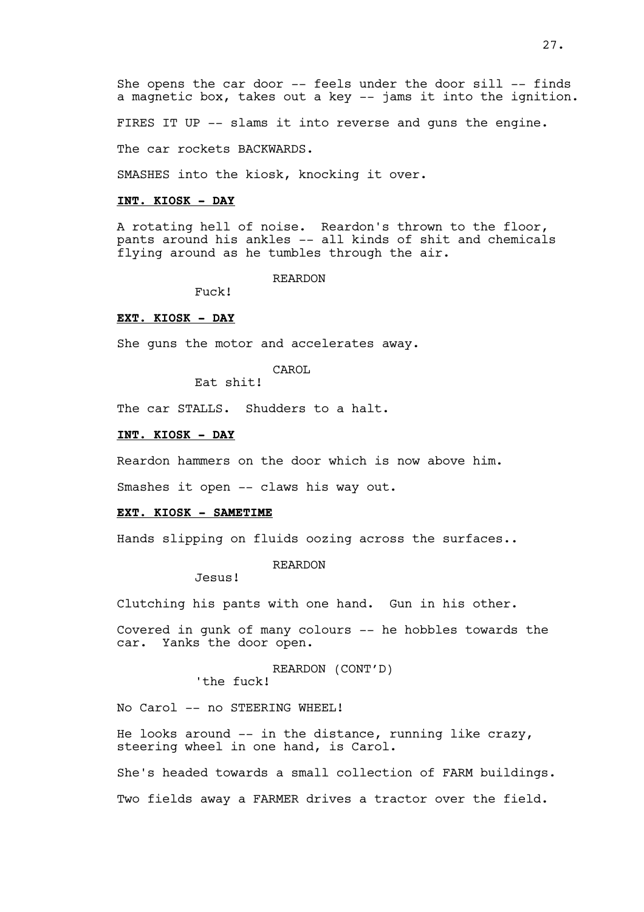She opens the car door -- feels under the door sill -- finds a magnetic box, takes out a key -- jams it into the ignition.

FIRES IT UP -- slams it into reverse and guns the engine.

The car rockets BACKWARDS.

SMASHES into the kiosk, knocking it over.

**INT. KIOSK - DAY**

A rotating hell of noise. Reardon's thrown to the floor, pants around his ankles -- all kinds of shit and chemicals flying around as he tumbles through the air.

REARDON
Fuck!

**EXT. KIOSK - DAY**

She guns the motor and accelerates away.

CAROL
Eat shit!

The car STALLS. Shudders to a halt.

**INT. KIOSK - DAY**

Reardon hammers on the door which is now above him.

Smashes it open -- claws his way out.

**EXT. KIOSK - SAMETIME**

Hands slipping on fluids oozing across the surfaces..

REARDON
Jesus!

Clutching his pants with one hand. Gun in his other.

Covered in gunk of many colours -- he hobbles towards the car. Yanks the door open.

REARDON (CONT'D)
'the fuck!

No Carol -- no STEERING WHEEL!

He looks around -- in the distance, running like crazy, steering wheel in one hand, is Carol.

She's headed towards a small collection of FARM buildings.

Two fields away a FARMER drives a tractor over the field.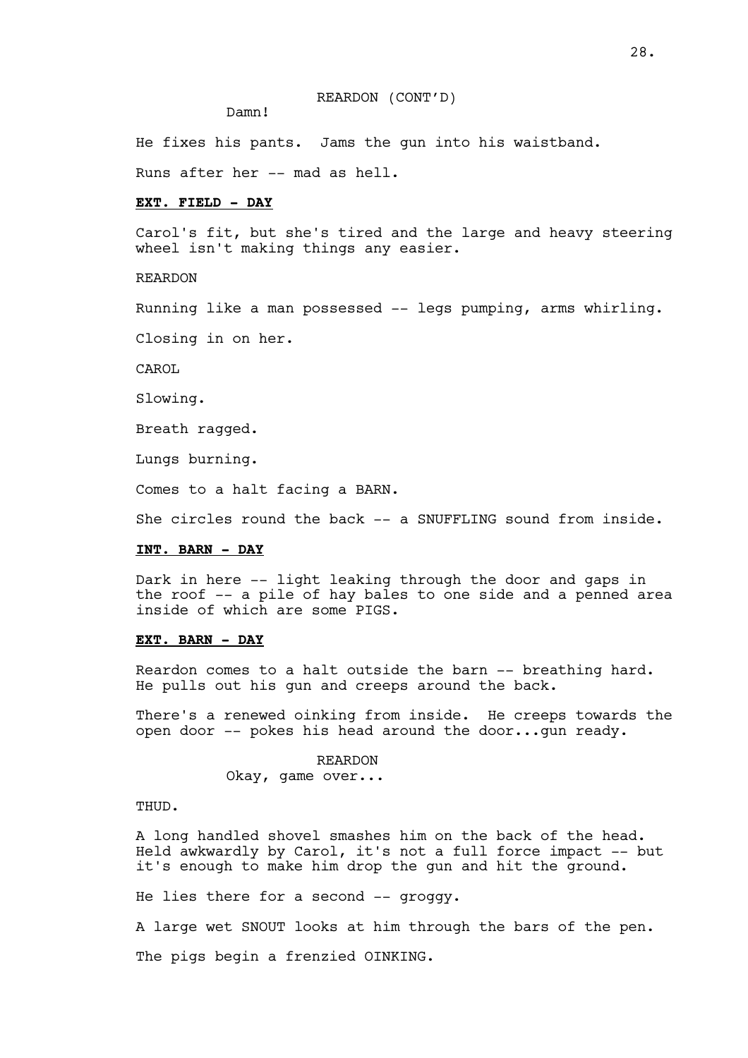REARDON (CONT'D)

Damn!

He fixes his pants. Jams the gun into his waistband.

Runs after her -- mad as hell.

**EXT. FIELD - DAY**

Carol's fit, but she's tired and the large and heavy steering wheel isn't making things any easier.

REARDON

Running like a man possessed -- legs pumping, arms whirling.

Closing in on her.

CAROL

Slowing.

Breath ragged.

Lungs burning.

Comes to a halt facing a BARN.

She circles round the back -- a SNUFFLING sound from inside.

**INT. BARN - DAY**

Dark in here -- light leaking through the door and gaps in the roof -- a pile of hay bales to one side and a penned area inside of which are some PIGS.

**EXT. BARN - DAY**

Reardon comes to a halt outside the barn -- breathing hard. He pulls out his gun and creeps around the back.

There's a renewed oinking from inside. He creeps towards the open door -- pokes his head around the door...gun ready.

REARDON

Okay, game over...

THUD.

A long handled shovel smashes him on the back of the head. Held awkwardly by Carol, it's not a full force impact -- but it's enough to make him drop the gun and hit the ground.

He lies there for a second -- groggy.

A large wet SNOUT looks at him through the bars of the pen.

The pigs begin a frenzied OINKING.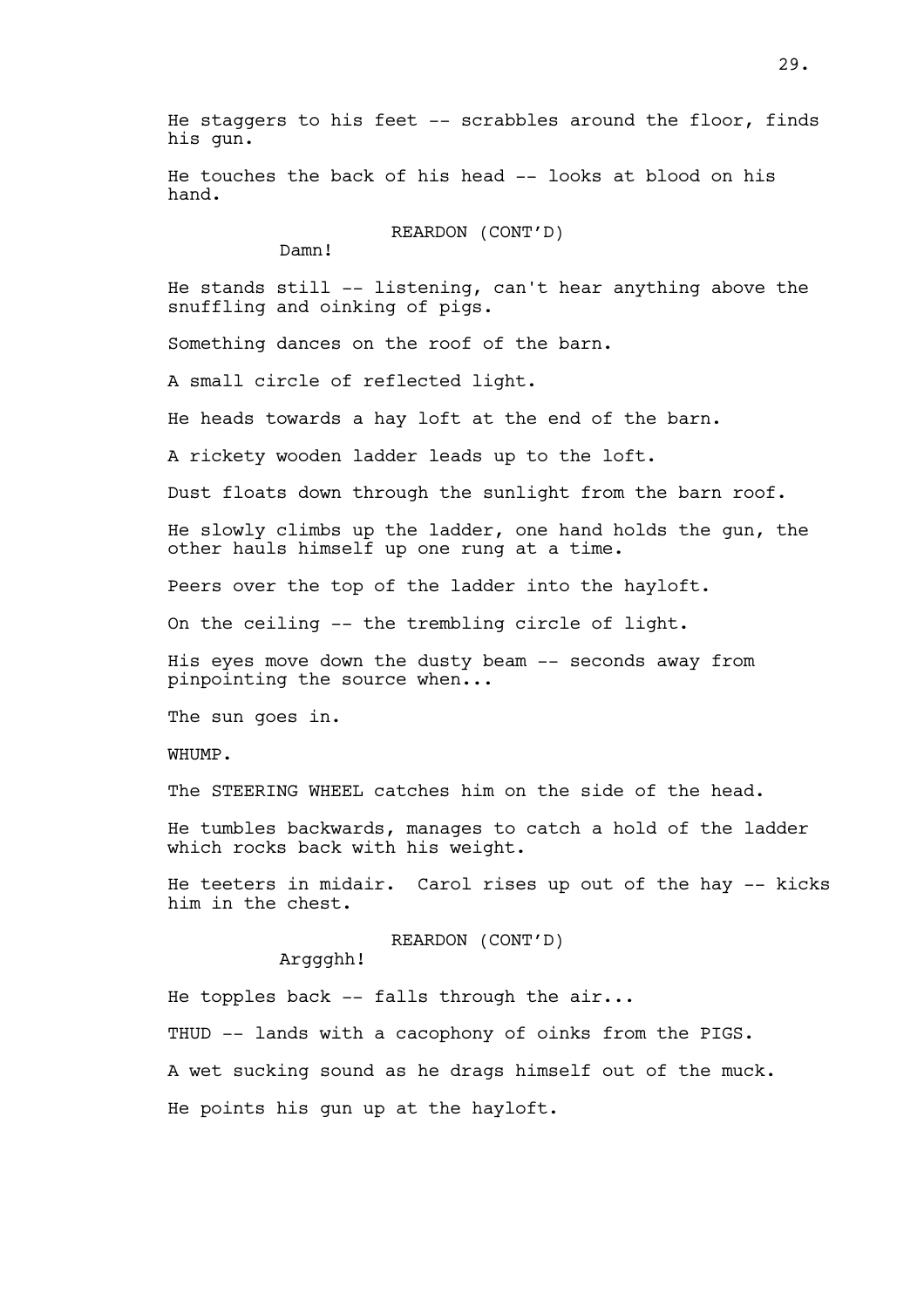He staggers to his feet -- scrabbles around the floor, finds his gun.

He touches the back of his head -- looks at blood on his hand.

REARDON (CONT'D)
Damn!

He stands still -- listening, can't hear anything above the snuffling and oinking of pigs.

Something dances on the roof of the barn.

A small circle of reflected light.

He heads towards a hay loft at the end of the barn.

A rickety wooden ladder leads up to the loft.

Dust floats down through the sunlight from the barn roof.

He slowly climbs up the ladder, one hand holds the gun, the other hauls himself up one rung at a time.

Peers over the top of the ladder into the hayloft.

On the ceiling -- the trembling circle of light.

His eyes move down the dusty beam -- seconds away from pinpointing the source when...

The sun goes in.

WHUMP.

The STEERING WHEEL catches him on the side of the head.

He tumbles backwards, manages to catch a hold of the ladder which rocks back with his weight.

He teeters in midair. Carol rises up out of the hay -- kicks him in the chest.

REARDON (CONT'D)
Arggghh!

He topples back -- falls through the air...

THUD -- lands with a cacophony of oinks from the PIGS.

A wet sucking sound as he drags himself out of the muck.

He points his gun up at the hayloft.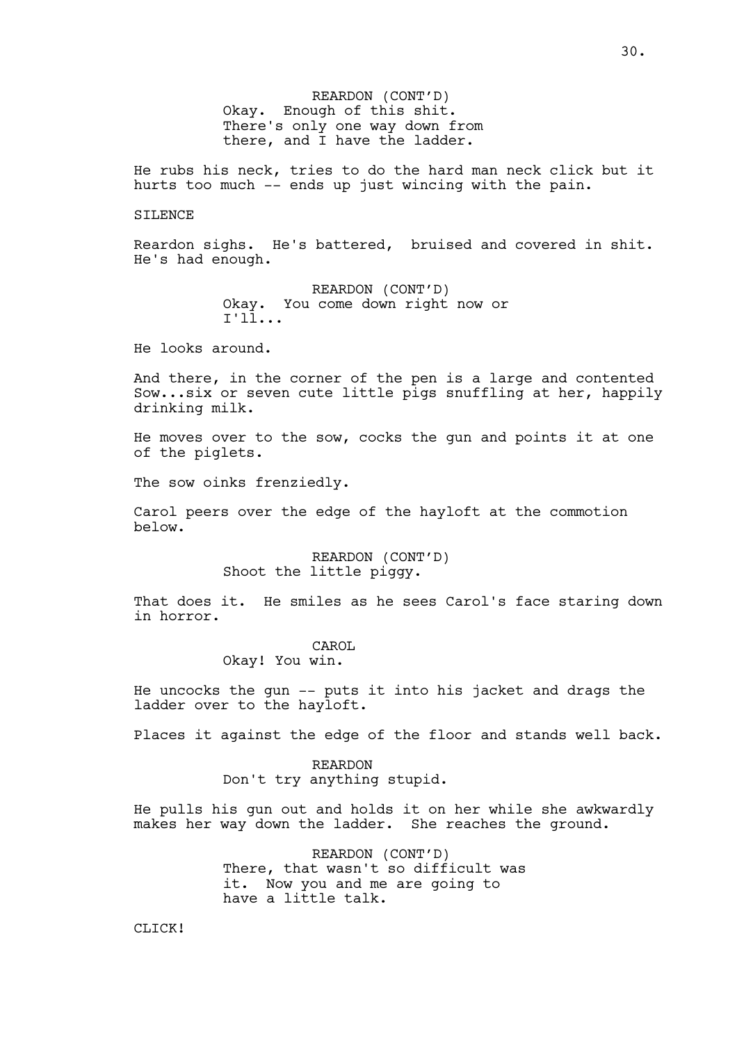REARDON (CONT'D)
Okay. Enough of this shit. There's only one way down from there, and I have the ladder.

He rubs his neck, tries to do the hard man neck click but it hurts too much -- ends up just wincing with the pain.

SILENCE

Reardon sighs. He's battered, bruised and covered in shit. He's had enough.

REARDON (CONT'D)
Okay. You come down right now or I'll...

He looks around.

And there, in the corner of the pen is a large and contented Sow...six or seven cute little pigs snuffling at her, happily drinking milk.

He moves over to the sow, cocks the gun and points it at one of the piglets.

The sow oinks frenziedly.

Carol peers over the edge of the hayloft at the commotion below.

REARDON (CONT'D)
Shoot the little piggy.

That does it. He smiles as he sees Carol's face staring down in horror.

CAROL
Okay! You win.

He uncocks the gun -- puts it into his jacket and drags the ladder over to the hayloft.

Places it against the edge of the floor and stands well back.

REARDON
Don't try anything stupid.

He pulls his gun out and holds it on her while she awkwardly makes her way down the ladder. She reaches the ground.

REARDON (CONT'D)
There, that wasn't so difficult was it. Now you and me are going to have a little talk.

CLICK!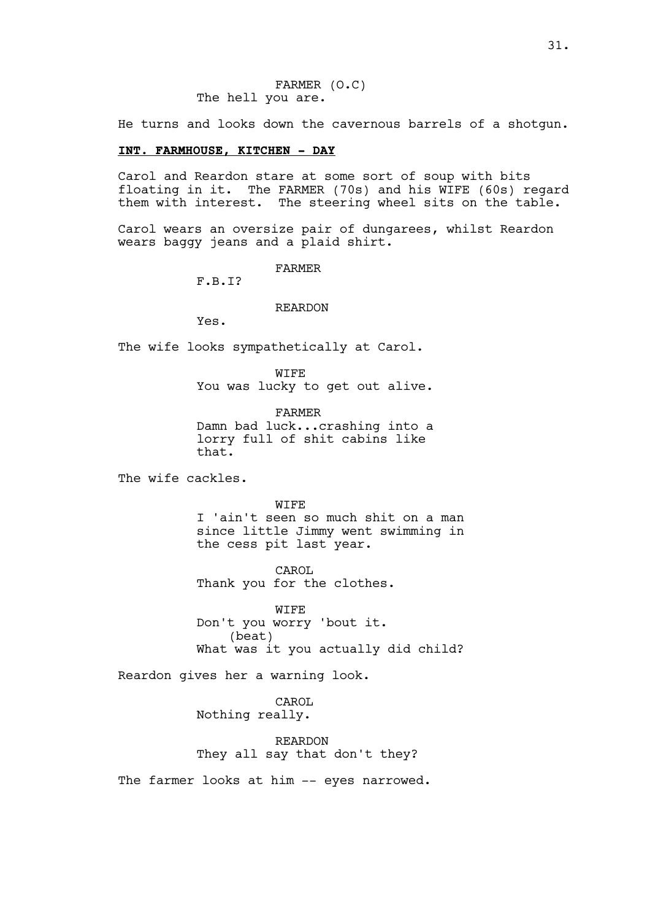FARMER (O.C)
The hell you are.

He turns and looks down the cavernous barrels of a shotgun.

**INT. FARMHOUSE, KITCHEN - DAY**

Carol and Reardon stare at some sort of soup with bits floating in it. The FARMER (70s) and his WIFE (60s) regard them with interest. The steering wheel sits on the table.

Carol wears an oversize pair of dungarees, whilst Reardon wears baggy jeans and a plaid shirt.

FARMER
F.B.I?

REARDON
Yes.

The wife looks sympathetically at Carol.

WIFE
You was lucky to get out alive.

FARMER
Damn bad luck...crashing into a lorry full of shit cabins like that.

The wife cackles.

WIFE
I 'ain't seen so much shit on a man since little Jimmy went swimming in the cess pit last year.

CAROL
Thank you for the clothes.

WIFE
Don't you worry 'bout it.
(beat)
What was it you actually did child?

Reardon gives her a warning look.

CAROL
Nothing really.

REARDON
They all say that don't they?

The farmer looks at him -- eyes narrowed.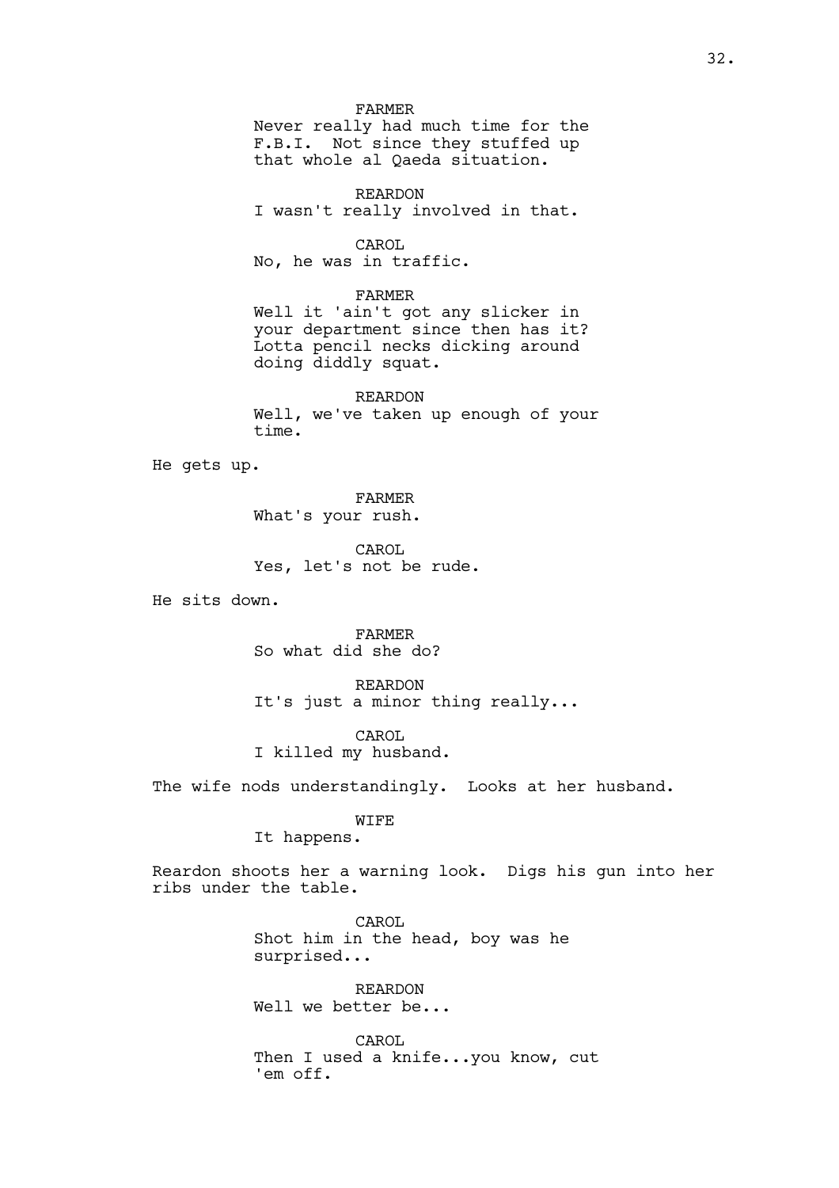FARMER
Never really had much time for the F.B.I. Not since they stuffed up that whole al Qaeda situation.

REARDON
I wasn't really involved in that.

CAROL
No, he was in traffic.

FARMER
Well it 'ain't got any slicker in your department since then has it? Lotta pencil necks dicking around doing diddly squat.

REARDON
Well, we've taken up enough of your time.

He gets up.

FARMER
What's your rush.

CAROL
Yes, let's not be rude.

He sits down.

FARMER
So what did she do?

REARDON
It's just a minor thing really...

CAROL
I killed my husband.

The wife nods understandingly. Looks at her husband.

WIFE
It happens.

Reardon shoots her a warning look. Digs his gun into her ribs under the table.

CAROL
Shot him in the head, boy was he surprised...

REARDON
Well we better be...

CAROL
Then I used a knife...you know, cut 'em off.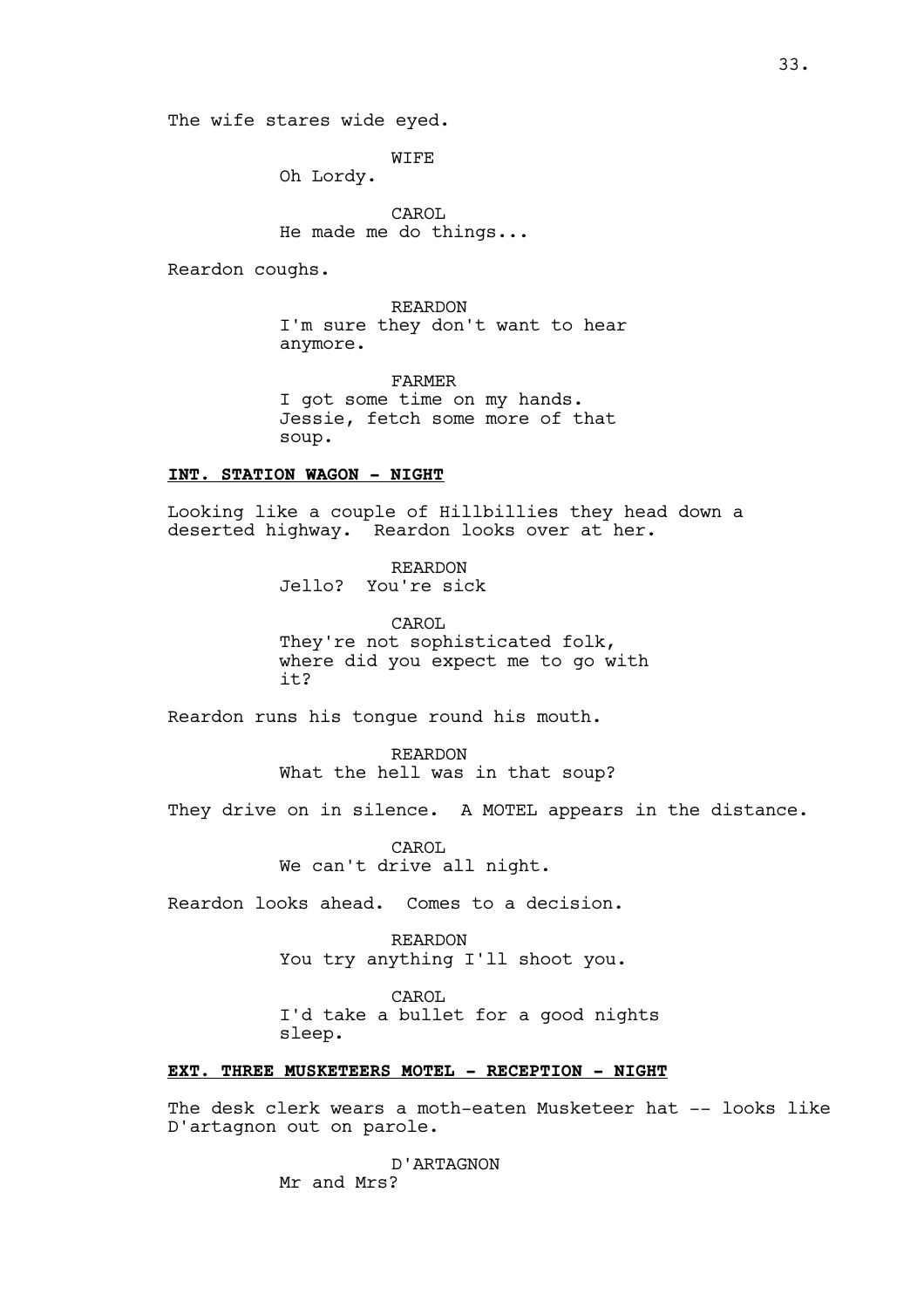The wife stares wide eyed.

WIFE
Oh Lordy.

CAROL
He made me do things...

Reardon coughs.

REARDON
I'm sure they don't want to hear anymore.

FARMER
I got some time on my hands. Jessie, fetch some more of that soup.

**INT. STATION WAGON - NIGHT**

Looking like a couple of Hillbillies they head down a deserted highway. Reardon looks over at her.

REARDON
Jello? You're sick

CAROL
They're not sophisticated folk, where did you expect me to go with it?

Reardon runs his tongue round his mouth.

REARDON
What the hell was in that soup?

They drive on in silence. A MOTEL appears in the distance.

CAROL
We can't drive all night.

Reardon looks ahead. Comes to a decision.

REARDON
You try anything I'll shoot you.

CAROL
I'd take a bullet for a good nights sleep.

**EXT. THREE MUSKETEERS MOTEL - RECEPTION - NIGHT**

The desk clerk wears a moth-eaten Musketeer hat -- looks like D'artagnon out on parole.

D'ARTAGNON
Mr and Mrs?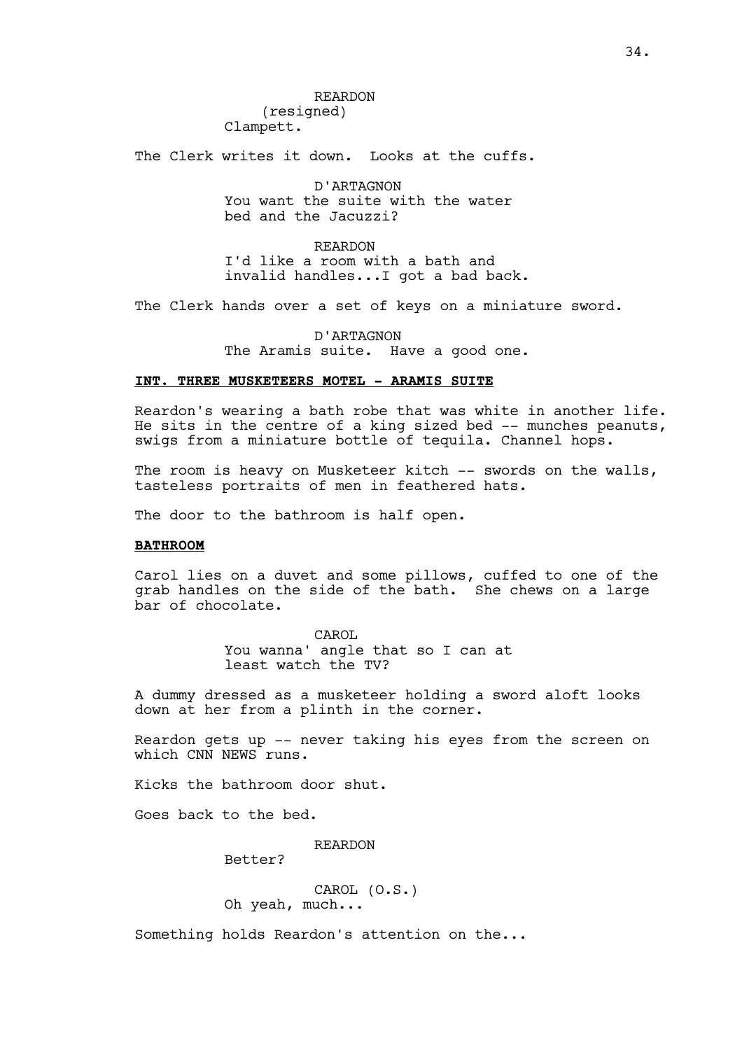REARDON
(resigned)
Clampett.

The Clerk writes it down. Looks at the cuffs.

D'ARTAGNON
You want the suite with the water bed and the Jacuzzi?

REARDON
I'd like a room with a bath and invalid handles...I got a bad back.

The Clerk hands over a set of keys on a miniature sword.

D'ARTAGNON
The Aramis suite. Have a good one.

**INT. THREE MUSKETEERS MOTEL - ARAMIS SUITE**

Reardon's wearing a bath robe that was white in another life. He sits in the centre of a king sized bed -- munches peanuts, swigs from a miniature bottle of tequila. Channel hops.

The room is heavy on Musketeer kitch -- swords on the walls, tasteless portraits of men in feathered hats.

The door to the bathroom is half open.

**BATHROOM**

Carol lies on a duvet and some pillows, cuffed to one of the grab handles on the side of the bath. She chews on a large bar of chocolate.

CAROL
You wanna' angle that so I can at least watch the TV?

A dummy dressed as a musketeer holding a sword aloft looks down at her from a plinth in the corner.

Reardon gets up -- never taking his eyes from the screen on which CNN NEWS runs.

Kicks the bathroom door shut.

Goes back to the bed.

REARDON
Better?

CAROL (O.S.)
Oh yeah, much...

Something holds Reardon's attention on the...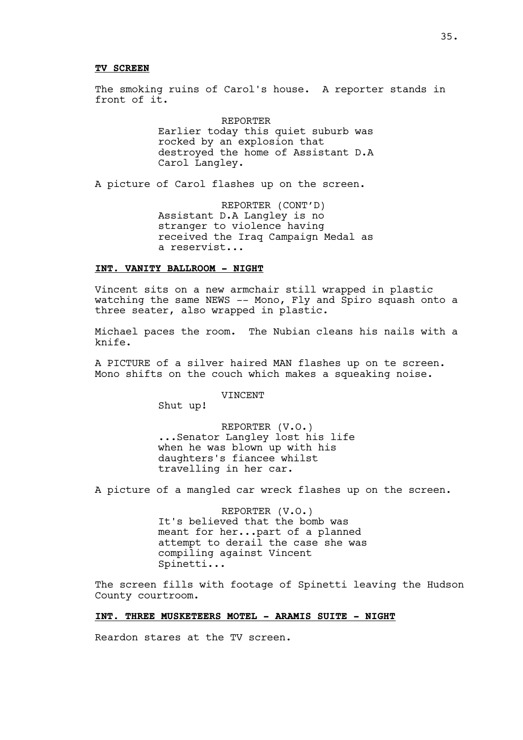**TV SCREEN**

The smoking ruins of Carol's house. A reporter stands in front of it.

REPORTER
Earlier today this quiet suburb was rocked by an explosion that destroyed the home of Assistant D.A Carol Langley.

A picture of Carol flashes up on the screen.

REPORTER (CONT'D)
Assistant D.A Langley is no stranger to violence having received the Iraq Campaign Medal as a reservist...

**INT. VANITY BALLROOM - NIGHT**

Vincent sits on a new armchair still wrapped in plastic watching the same NEWS -- Mono, Fly and Spiro squash onto a three seater, also wrapped in plastic.

Michael paces the room. The Nubian cleans his nails with a knife.

A PICTURE of a silver haired MAN flashes up on te screen. Mono shifts on the couch which makes a squeaking noise.

VINCENT
Shut up!

REPORTER (V.O.)
...Senator Langley lost his life when he was blown up with his daughters's fiancee whilst travelling in her car.

A picture of a mangled car wreck flashes up on the screen.

REPORTER (V.O.)
It's believed that the bomb was meant for her...part of a planned attempt to derail the case she was compiling against Vincent Spinetti...

The screen fills with footage of Spinetti leaving the Hudson County courtroom.

**INT. THREE MUSKETEERS MOTEL - ARAMIS SUITE - NIGHT**

Reardon stares at the TV screen.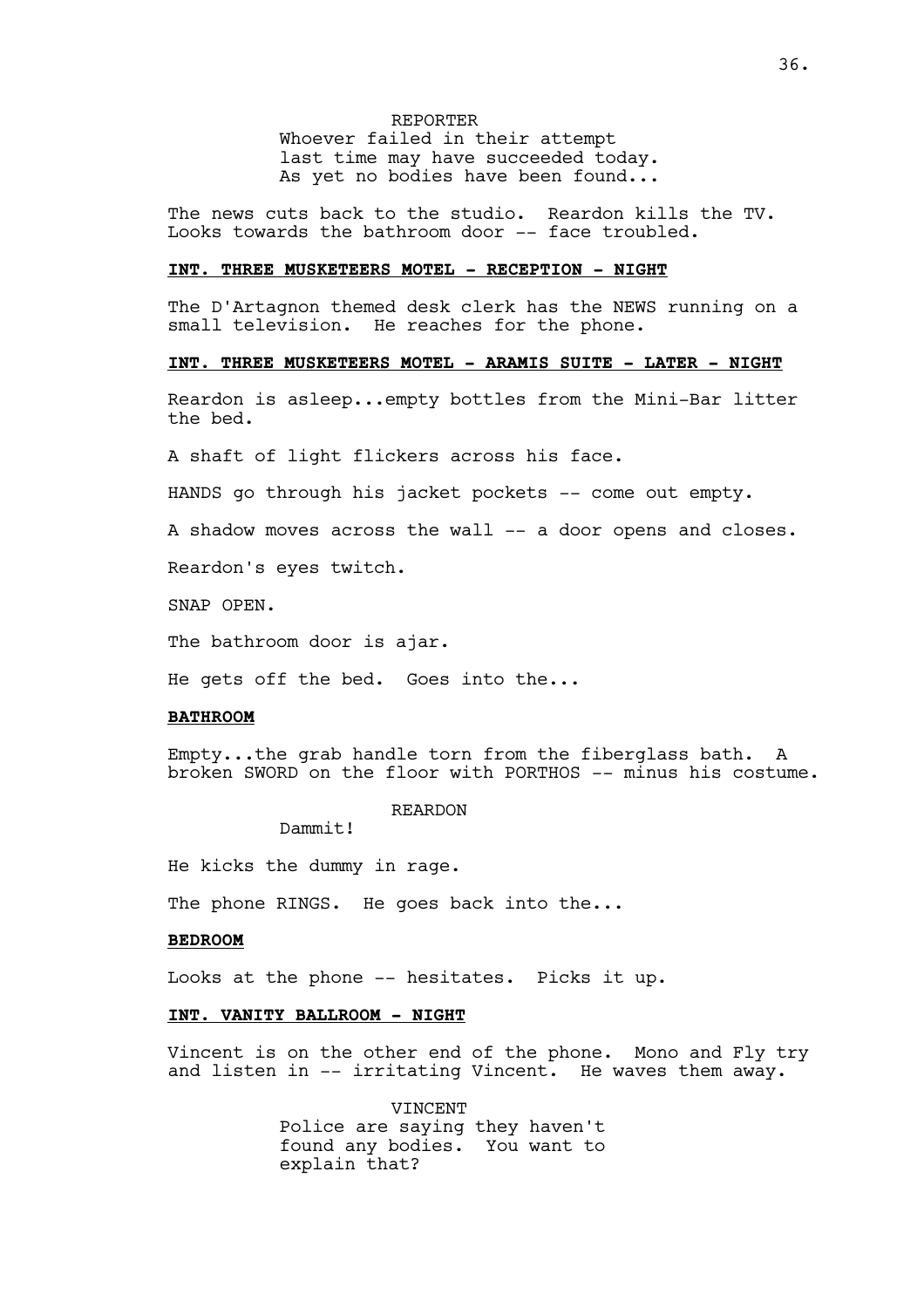REPORTER
Whoever failed in their attempt last time may have succeeded today. As yet no bodies have been found...

The news cuts back to the studio. Reardon kills the TV. Looks towards the bathroom door -- face troubled.

**INT. THREE MUSKETEERS MOTEL - RECEPTION - NIGHT**

The D'Artagnon themed desk clerk has the NEWS running on a small television. He reaches for the phone.

**INT. THREE MUSKETEERS MOTEL - ARAMIS SUITE - LATER - NIGHT**

Reardon is asleep...empty bottles from the Mini-Bar litter the bed.

A shaft of light flickers across his face.

HANDS go through his jacket pockets -- come out empty.

A shadow moves across the wall -- a door opens and closes.

Reardon's eyes twitch.

SNAP OPEN.

The bathroom door is ajar.

He gets off the bed. Goes into the...

**BATHROOM**

Empty...the grab handle torn from the fiberglass bath. A broken SWORD on the floor with PORTHOS -- minus his costume.

REARDON
Dammit!

He kicks the dummy in rage.

The phone RINGS. He goes back into the...

**BEDROOM**

Looks at the phone -- hesitates. Picks it up.

**INT. VANITY BALLROOM - NIGHT**

Vincent is on the other end of the phone. Mono and Fly try and listen in -- irritating Vincent. He waves them away.

VINCENT
Police are saying they haven't found any bodies. You want to explain that?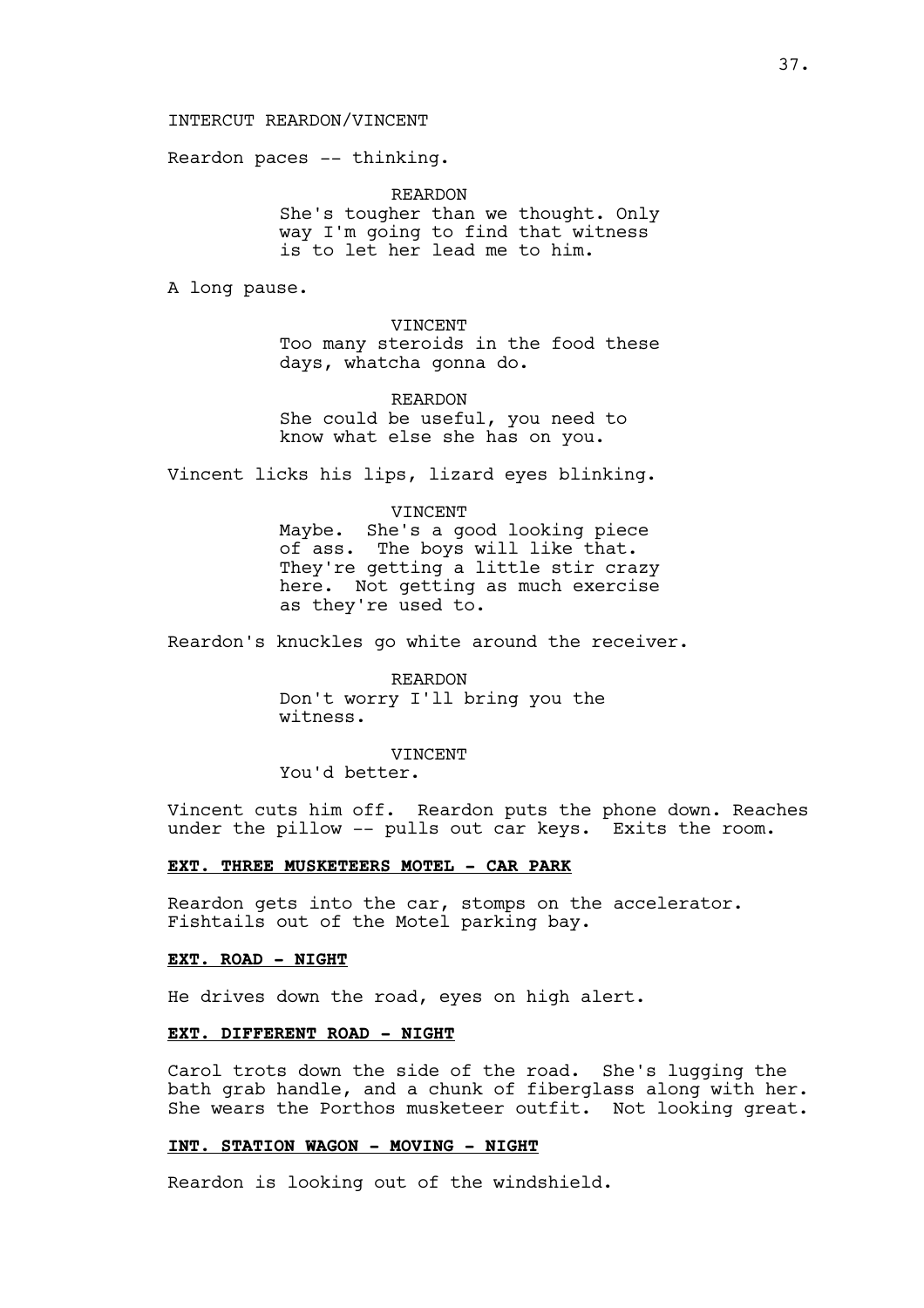INTERCUT REARDON/VINCENT

Reardon paces -- thinking.

REARDON
She's tougher than we thought. Only way I'm going to find that witness is to let her lead me to him.

A long pause.

VINCENT
Too many steroids in the food these days, whatcha gonna do.

REARDON
She could be useful, you need to know what else she has on you.

Vincent licks his lips, lizard eyes blinking.

VINCENT
Maybe. She's a good looking piece of ass. The boys will like that. They're getting a little stir crazy here. Not getting as much exercise as they're used to.

Reardon's knuckles go white around the receiver.

REARDON
Don't worry I'll bring you the witness.

VINCENT
You'd better.

Vincent cuts him off. Reardon puts the phone down. Reaches under the pillow -- pulls out car keys. Exits the room.

**EXT. THREE MUSKETEERS MOTEL - CAR PARK**

Reardon gets into the car, stomps on the accelerator. Fishtails out of the Motel parking bay.

**EXT. ROAD - NIGHT**

He drives down the road, eyes on high alert.

**EXT. DIFFERENT ROAD - NIGHT**

Carol trots down the side of the road. She's lugging the bath grab handle, and a chunk of fiberglass along with her. She wears the Porthos musketeer outfit. Not looking great.

**INT. STATION WAGON - MOVING - NIGHT**

Reardon is looking out of the windshield.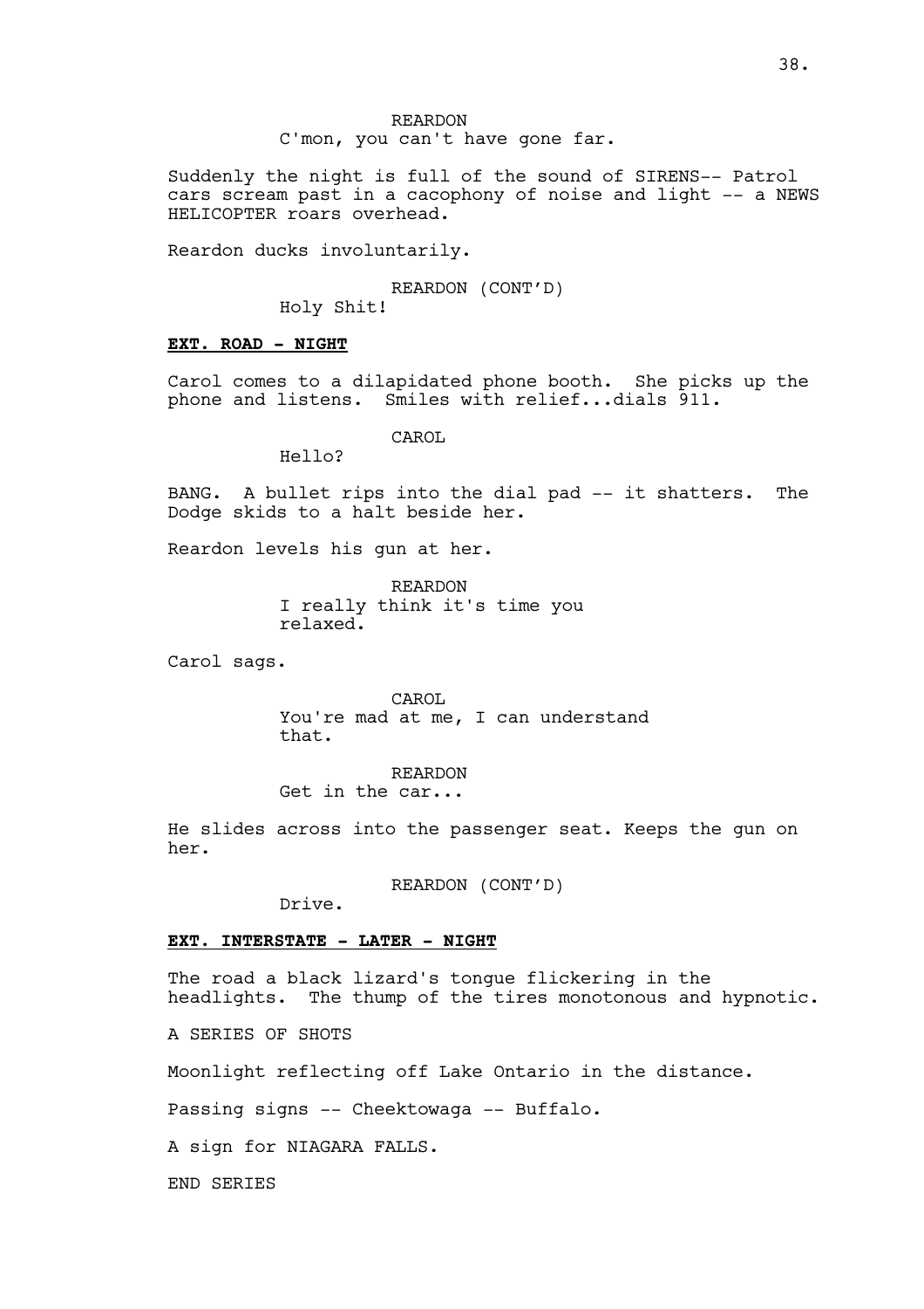REARDON

C'mon, you can't have gone far.

Suddenly the night is full of the sound of SIRENS-- Patrol cars scream past in a cacophony of noise and light -- a NEWS HELICOPTER roars overhead.

Reardon ducks involuntarily.

REARDON (CONT'D)

Holy Shit!

**EXT. ROAD - NIGHT**

Carol comes to a dilapidated phone booth. She picks up the phone and listens. Smiles with relief...dials 911.

CAROL

Hello?

BANG. A bullet rips into the dial pad -- it shatters. The Dodge skids to a halt beside her.

Reardon levels his gun at her.

REARDON

I really think it's time you relaxed.

Carol sags.

CAROL

You're mad at me, I can understand that.

REARDON

Get in the car...

He slides across into the passenger seat. Keeps the gun on her.

REARDON (CONT'D)

Drive.

**EXT. INTERSTATE - LATER - NIGHT**

The road a black lizard's tongue flickering in the headlights. The thump of the tires monotonous and hypnotic.

A SERIES OF SHOTS

Moonlight reflecting off Lake Ontario in the distance.

Passing signs -- Cheektowaga -- Buffalo.

A sign for NIAGARA FALLS.

END SERIES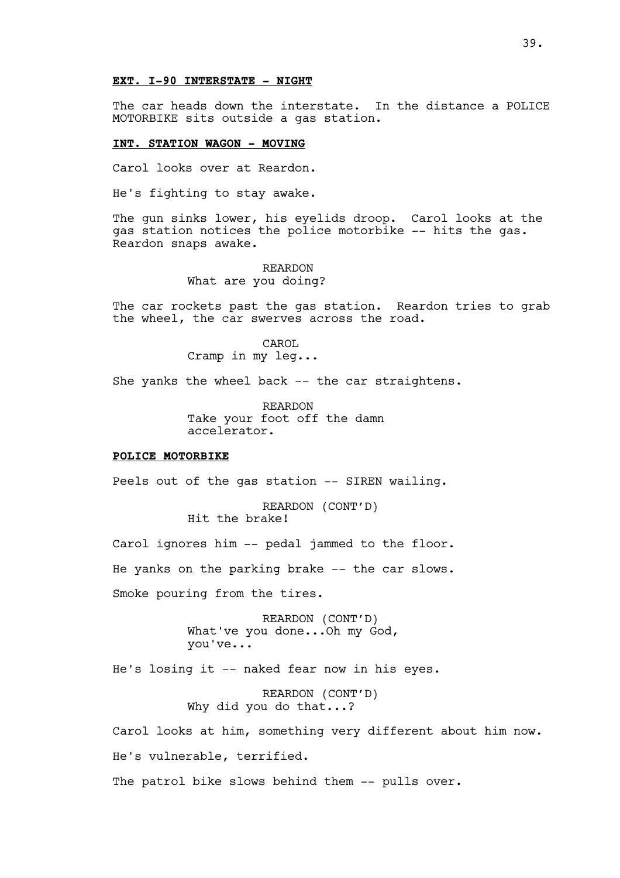**EXT. I-90 INTERSTATE - NIGHT**

The car heads down the interstate. In the distance a POLICE MOTORBIKE sits outside a gas station.

**INT. STATION WAGON - MOVING**

Carol looks over at Reardon.

He's fighting to stay awake.

The gun sinks lower, his eyelids droop. Carol looks at the gas station notices the police motorbike -- hits the gas. Reardon snaps awake.

REARDON
What are you doing?

The car rockets past the gas station. Reardon tries to grab the wheel, the car swerves across the road.

CAROL
Cramp in my leg...

She yanks the wheel back -- the car straightens.

REARDON
Take your foot off the damn accelerator.

**POLICE MOTORBIKE**

Peels out of the gas station -- SIREN wailing.

REARDON (CONT'D)
Hit the brake!

Carol ignores him -- pedal jammed to the floor.

He yanks on the parking brake -- the car slows.

Smoke pouring from the tires.

REARDON (CONT'D)
What've you done...Oh my God, you've...

He's losing it -- naked fear now in his eyes.

REARDON (CONT'D)
Why did you do that...?

Carol looks at him, something very different about him now.

He's vulnerable, terrified.

The patrol bike slows behind them -- pulls over.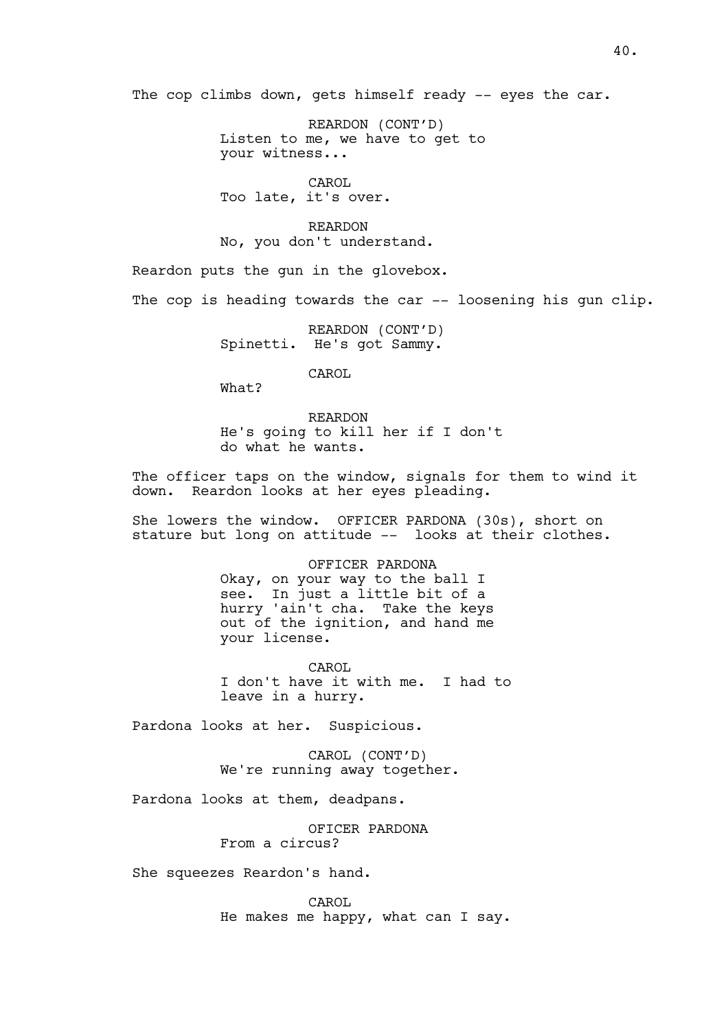The cop climbs down, gets himself ready -- eyes the car.

REARDON (CONT'D)
Listen to me, we have to get to your witness...

CAROL
Too late, it's over.

REARDON
No, you don't understand.

Reardon puts the gun in the glovebox.

The cop is heading towards the car -- loosening his gun clip.

REARDON (CONT'D)
Spinetti. He's got Sammy.

CAROL
What?

REARDON
He's going to kill her if I don't do what he wants.

The officer taps on the window, signals for them to wind it down. Reardon looks at her eyes pleading.

She lowers the window. OFFICER PARDONA (30s), short on stature but long on attitude -- looks at their clothes.

OFFICER PARDONA
Okay, on your way to the ball I see. In just a little bit of a hurry 'ain't cha. Take the keys out of the ignition, and hand me your license.

CAROL
I don't have it with me. I had to leave in a hurry.

Pardona looks at her. Suspicious.

CAROL (CONT'D)
We're running away together.

Pardona looks at them, deadpans.

OFICER PARDONA
From a circus?

She squeezes Reardon's hand.

CAROL
He makes me happy, what can I say.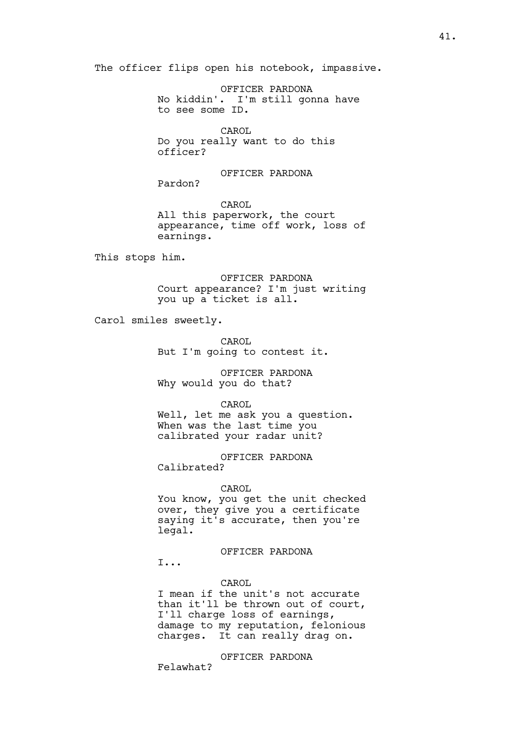The officer flips open his notebook, impassive.

OFFICER PARDONA
No kiddin'. I'm still gonna have to see some ID.

CAROL
Do you really want to do this officer?

OFFICER PARDONA
Pardon?

CAROL
All this paperwork, the court appearance, time off work, loss of earnings.

This stops him.

OFFICER PARDONA
Court appearance? I'm just writing you up a ticket is all.

Carol smiles sweetly.

CAROL
But I'm going to contest it.

OFFICER PARDONA
Why would you do that?

CAROL
Well, let me ask you a question. When was the last time you calibrated your radar unit?

OFFICER PARDONA
Calibrated?

CAROL
You know, you get the unit checked over, they give you a certificate saying it's accurate, then you're legal.

OFFICER PARDONA
I...

CAROL
I mean if the unit's not accurate than it'll be thrown out of court, I'll charge loss of earnings, damage to my reputation, felonious charges. It can really drag on.

OFFICER PARDONA
Felawhat?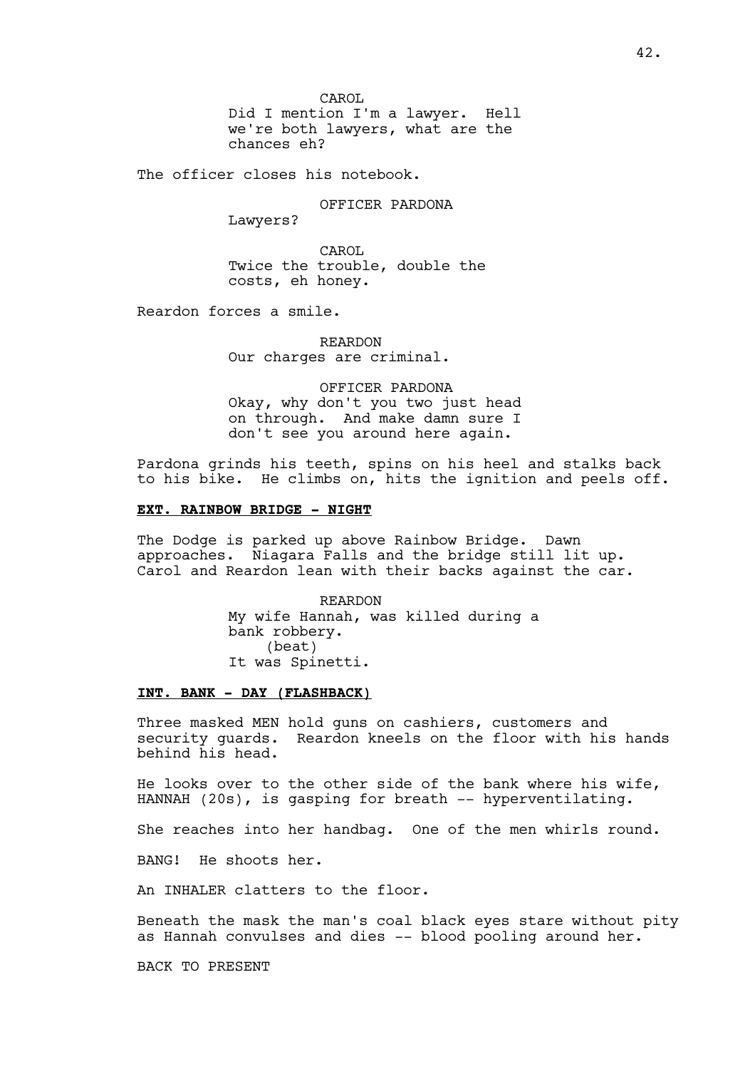CAROL
Did I mention I'm a lawyer.  Hell we're both lawyers, what are the chances eh?

The officer closes his notebook.

OFFICER PARDONA
Lawyers?

CAROL
Twice the trouble, double the costs, eh honey.

Reardon forces a smile.

REARDON
Our charges are criminal.

OFFICER PARDONA
Okay, why don't you two just head on through.  And make damn sure I don't see you around here again.

Pardona grinds his teeth, spins on his heel and stalks back to his bike.  He climbs on, hits the ignition and peels off.

**EXT. RAINBOW BRIDGE - NIGHT**

The Dodge is parked up above Rainbow Bridge.  Dawn approaches.  Niagara Falls and the bridge still lit up.  Carol and Reardon lean with their backs against the car.

REARDON
My wife Hannah, was killed during a bank robbery.
(beat)
It was Spinetti.

**INT. BANK - DAY (FLASHBACK)**

Three masked MEN hold guns on cashiers, customers and security guards.  Reardon kneels on the floor with his hands behind his head.

He looks over to the other side of the bank where his wife, HANNAH (20s), is gasping for breath -- hyperventilating.

She reaches into her handbag.  One of the men whirls round.

BANG!  He shoots her.

An INHALER clatters to the floor.

Beneath the mask the man's coal black eyes stare without pity as Hannah convulses and dies -- blood pooling around her.

BACK TO PRESENT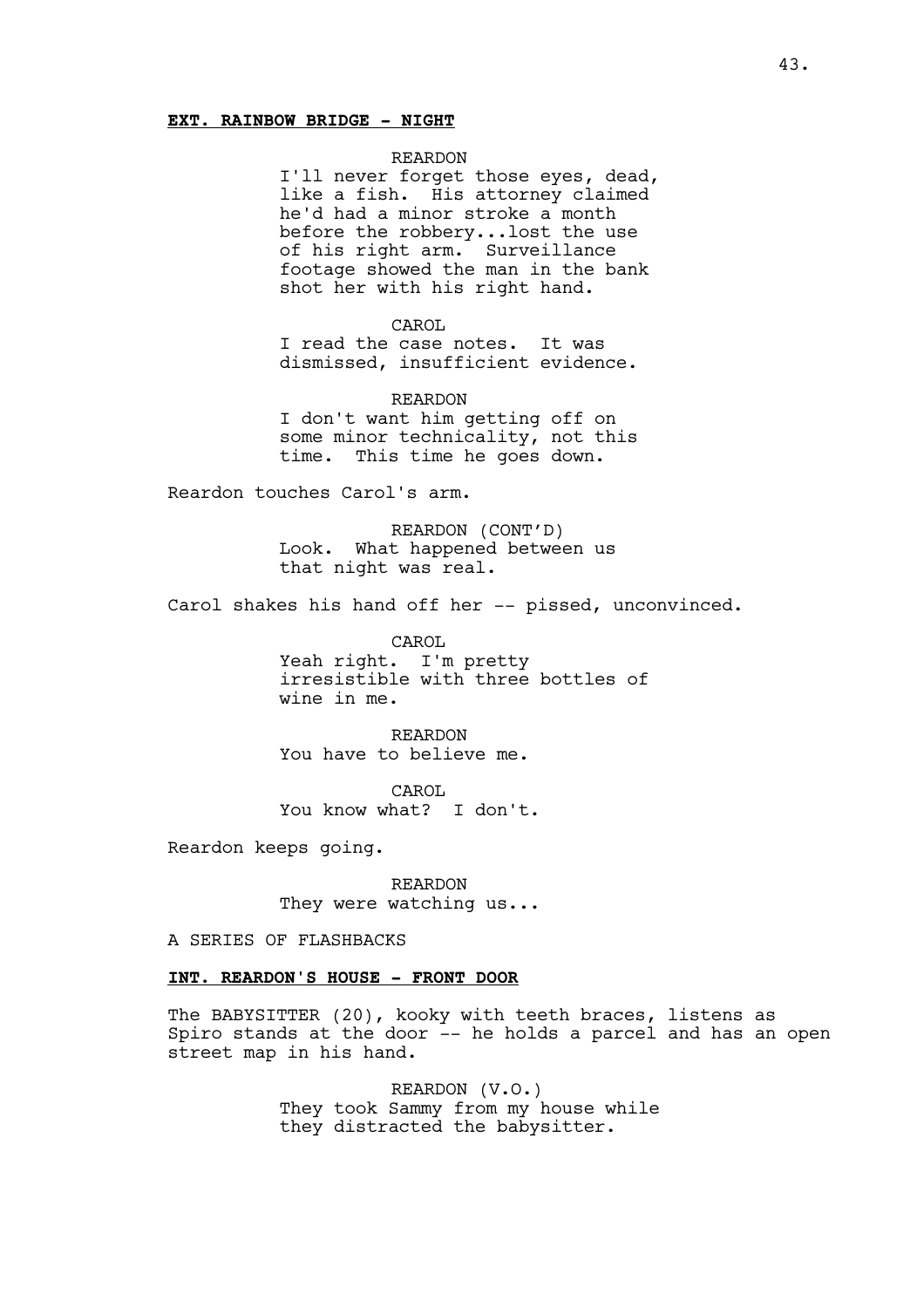**EXT. RAINBOW BRIDGE - NIGHT**

REARDON
I'll never forget those eyes, dead, like a fish. His attorney claimed he'd had a minor stroke a month before the robbery...lost the use of his right arm. Surveillance footage showed the man in the bank shot her with his right hand.

CAROL
I read the case notes. It was dismissed, insufficient evidence.

REARDON
I don't want him getting off on some minor technicality, not this time. This time he goes down.

Reardon touches Carol's arm.

REARDON (CONT'D)
Look. What happened between us that night was real.

Carol shakes his hand off her -- pissed, unconvinced.

CAROL
Yeah right. I'm pretty irresistible with three bottles of wine in me.

REARDON
You have to believe me.

CAROL
You know what? I don't.

Reardon keeps going.

REARDON
They were watching us...

A SERIES OF FLASHBACKS

**INT. REARDON'S HOUSE - FRONT DOOR**

The BABYSITTER (20), kooky with teeth braces, listens as Spiro stands at the door -- he holds a parcel and has an open street map in his hand.

REARDON (V.O.)
They took Sammy from my house while they distracted the babysitter.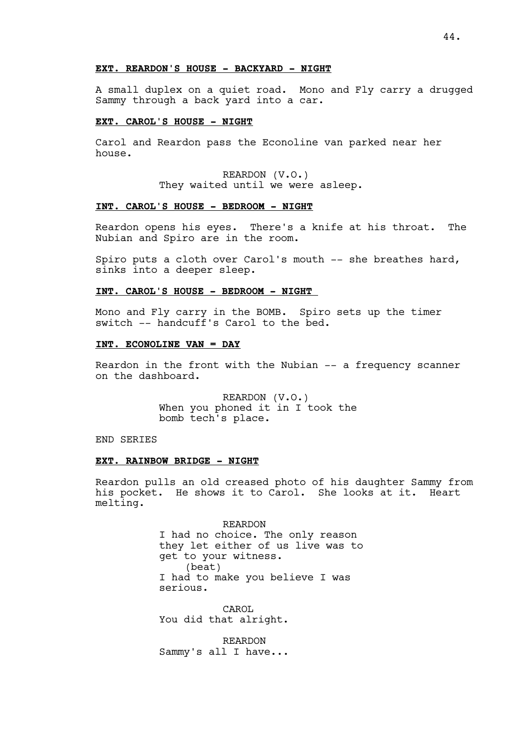**EXT. REARDON'S HOUSE - BACKYARD - NIGHT**

A small duplex on a quiet road. Mono and Fly carry a drugged Sammy through a back yard into a car.

**EXT. CAROL'S HOUSE - NIGHT**

Carol and Reardon pass the Econoline van parked near her house.

REARDON (V.O.)
They waited until we were asleep.

**INT. CAROL'S HOUSE - BEDROOM - NIGHT**

Reardon opens his eyes. There's a knife at his throat. The Nubian and Spiro are in the room.

Spiro puts a cloth over Carol's mouth -- she breathes hard, sinks into a deeper sleep.

**INT. CAROL'S HOUSE - BEDROOM - NIGHT**

Mono and Fly carry in the BOMB. Spiro sets up the timer switch -- handcuff's Carol to the bed.

**INT. ECONOLINE VAN = DAY**

Reardon in the front with the Nubian -- a frequency scanner on the dashboard.

REARDON (V.O.)
When you phoned it in I took the bomb tech's place.

END SERIES

**EXT. RAINBOW BRIDGE - NIGHT**

Reardon pulls an old creased photo of his daughter Sammy from his pocket. He shows it to Carol. She looks at it. Heart melting.

REARDON
I had no choice. The only reason they let either of us live was to get to your witness.
(beat)
I had to make you believe I was serious.

CAROL
You did that alright.

REARDON
Sammy's all I have...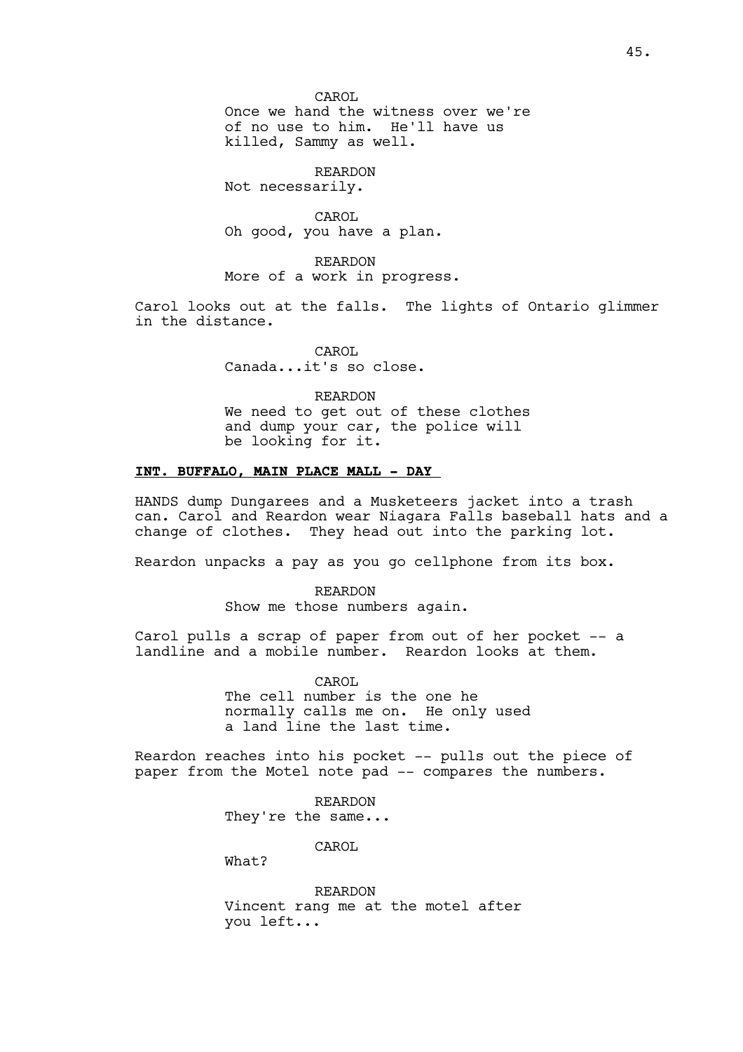CAROL

Once we hand the witness over we're of no use to him. He'll have us killed, Sammy as well.

REARDON

Not necessarily.

CAROL

Oh good, you have a plan.

REARDON

More of a work in progress.

Carol looks out at the falls. The lights of Ontario glimmer in the distance.

CAROL

Canada...it's so close.

REARDON

We need to get out of these clothes and dump your car, the police will be looking for it.

**INT. BUFFALO, MAIN PLACE MALL - DAY**

HANDS dump Dungarees and a Musketeers jacket into a trash can. Carol and Reardon wear Niagara Falls baseball hats and a change of clothes. They head out into the parking lot.

Reardon unpacks a pay as you go cellphone from its box.

REARDON

Show me those numbers again.

Carol pulls a scrap of paper from out of her pocket -- a landline and a mobile number. Reardon looks at them.

CAROL

The cell number is the one he normally calls me on. He only used a land line the last time.

Reardon reaches into his pocket -- pulls out the piece of paper from the Motel note pad -- compares the numbers.

REARDON

They're the same...

CAROL

What?

REARDON

Vincent rang me at the motel after you left...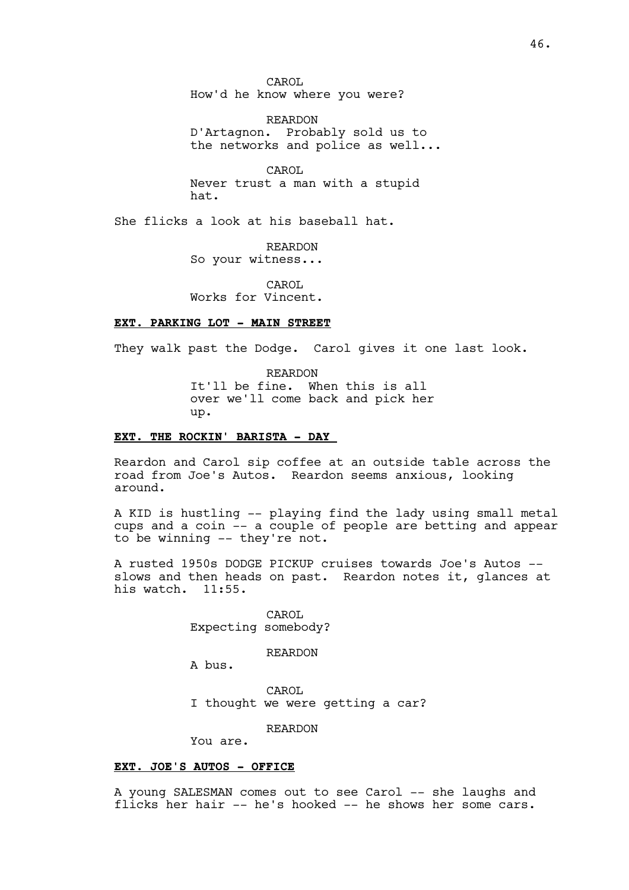CAROL
How'd he know where you were?

REARDON
D'Artagnon. Probably sold us to the networks and police as well...

CAROL
Never trust a man with a stupid hat.

She flicks a look at his baseball hat.

REARDON
So your witness...

CAROL
Works for Vincent.

**EXT. PARKING LOT - MAIN STREET**

They walk past the Dodge. Carol gives it one last look.

REARDON
It'll be fine. When this is all over we'll come back and pick her up.

**EXT. THE ROCKIN' BARISTA - DAY**

Reardon and Carol sip coffee at an outside table across the road from Joe's Autos. Reardon seems anxious, looking around.

A KID is hustling -- playing find the lady using small metal cups and a coin -- a couple of people are betting and appear to be winning -- they're not.

A rusted 1950s DODGE PICKUP cruises towards Joe's Autos -- slows and then heads on past. Reardon notes it, glances at his watch. 11:55.

CAROL
Expecting somebody?

REARDON
A bus.

CAROL
I thought we were getting a car?

REARDON
You are.

**EXT. JOE'S AUTOS - OFFICE**

A young SALESMAN comes out to see Carol -- she laughs and flicks her hair -- he's hooked -- he shows her some cars.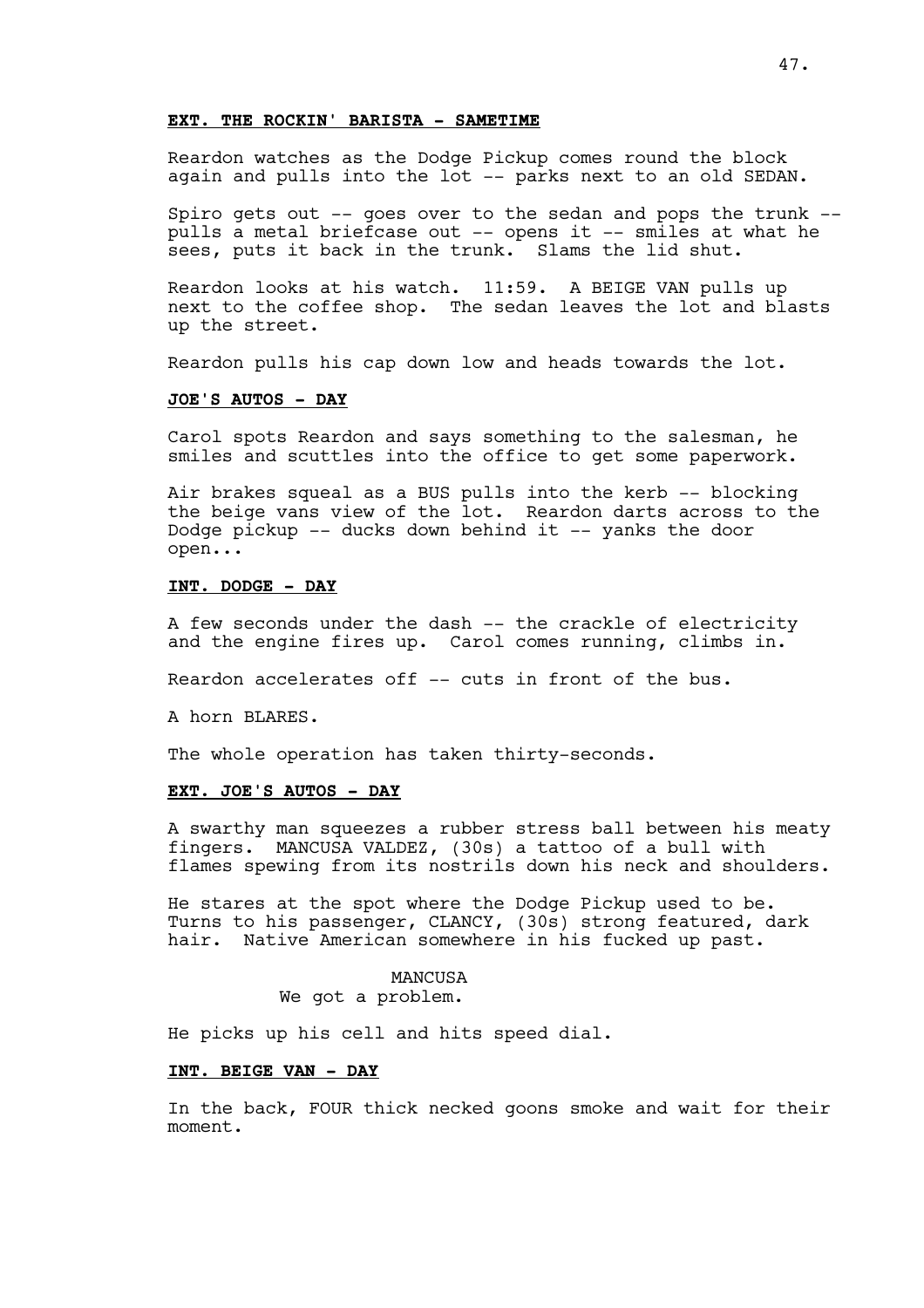**EXT. THE ROCKIN' BARISTA - SAMETIME**

Reardon watches as the Dodge Pickup comes round the block again and pulls into the lot -- parks next to an old SEDAN.

Spiro gets out -- goes over to the sedan and pops the trunk -- pulls a metal briefcase out -- opens it -- smiles at what he sees, puts it back in the trunk. Slams the lid shut.

Reardon looks at his watch. 11:59. A BEIGE VAN pulls up next to the coffee shop. The sedan leaves the lot and blasts up the street.

Reardon pulls his cap down low and heads towards the lot.

**JOE'S AUTOS - DAY**

Carol spots Reardon and says something to the salesman, he smiles and scuttles into the office to get some paperwork.

Air brakes squeal as a BUS pulls into the kerb -- blocking the beige vans view of the lot. Reardon darts across to the Dodge pickup -- ducks down behind it -- yanks the door open...

**INT. DODGE - DAY**

A few seconds under the dash -- the crackle of electricity and the engine fires up. Carol comes running, climbs in.

Reardon accelerates off -- cuts in front of the bus.

A horn BLARES.

The whole operation has taken thirty-seconds.

**EXT. JOE'S AUTOS - DAY**

A swarthy man squeezes a rubber stress ball between his meaty fingers. MANCUSA VALDEZ, (30s) a tattoo of a bull with flames spewing from its nostrils down his neck and shoulders.

He stares at the spot where the Dodge Pickup used to be. Turns to his passenger, CLANCY, (30s) strong featured, dark hair. Native American somewhere in his fucked up past.

MANCUSA
We got a problem.

He picks up his cell and hits speed dial.

**INT. BEIGE VAN - DAY**

In the back, FOUR thick necked goons smoke and wait for their moment.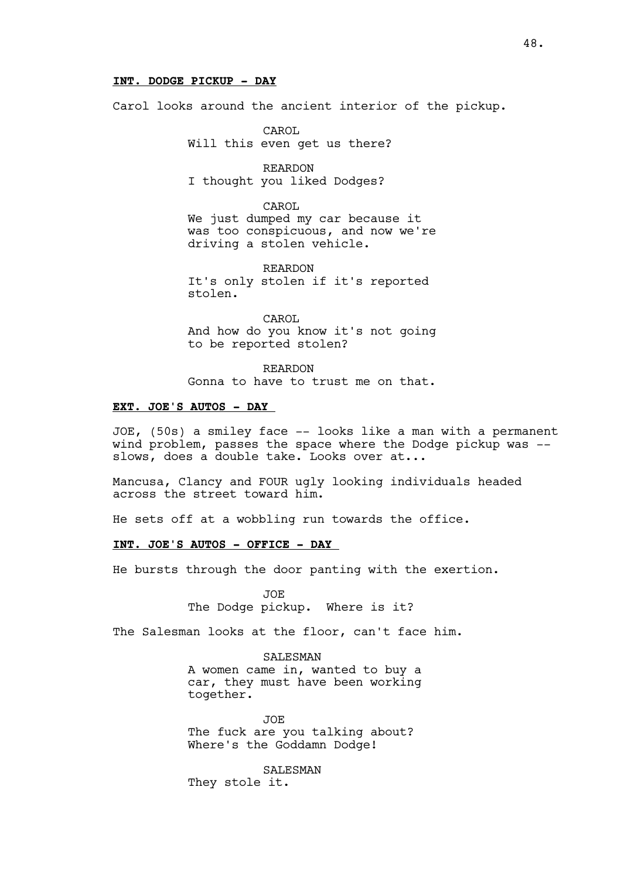**INT. DODGE PICKUP - DAY**

Carol looks around the ancient interior of the pickup.

CAROL
Will this even get us there?

REARDON
I thought you liked Dodges?

CAROL
We just dumped my car because it was too conspicuous, and now we're driving a stolen vehicle.

REARDON
It's only stolen if it's reported stolen.

CAROL
And how do you know it's not going to be reported stolen?

REARDON
Gonna to have to trust me on that.

**EXT. JOE'S AUTOS - DAY**

JOE, (50s) a smiley face -- looks like a man with a permanent wind problem, passes the space where the Dodge pickup was -- slows, does a double take. Looks over at...

Mancusa, Clancy and FOUR ugly looking individuals headed across the street toward him.

He sets off at a wobbling run towards the office.

**INT. JOE'S AUTOS - OFFICE - DAY**

He bursts through the door panting with the exertion.

JOE
The Dodge pickup. Where is it?

The Salesman looks at the floor, can't face him.

SALESMAN
A women came in, wanted to buy a car, they must have been working together.

JOE
The fuck are you talking about? Where's the Goddamn Dodge!

SALESMAN
They stole it.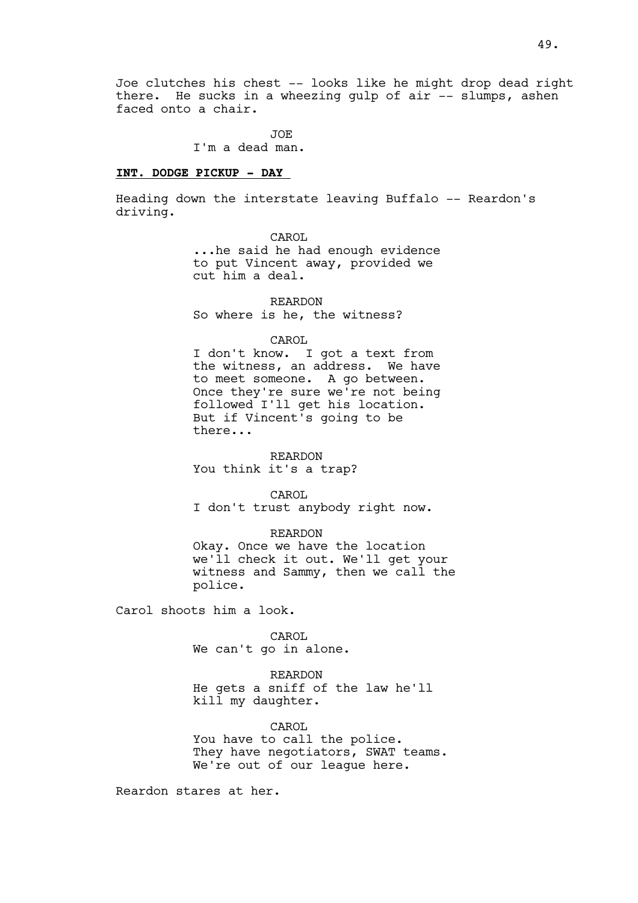Joe clutches his chest -- looks like he might drop dead right there. He sucks in a wheezing gulp of air -- slumps, ashen faced onto a chair.

JOE
I'm a dead man.

**INT. DODGE PICKUP - DAY**

Heading down the interstate leaving Buffalo -- Reardon's driving.

CAROL
...he said he had enough evidence to put Vincent away, provided we cut him a deal.

REARDON
So where is he, the witness?

CAROL
I don't know. I got a text from the witness, an address. We have to meet someone. A go between. Once they're sure we're not being followed I'll get his location. But if Vincent's going to be there...

REARDON
You think it's a trap?

CAROL
I don't trust anybody right now.

REARDON
Okay. Once we have the location we'll check it out. We'll get your witness and Sammy, then we call the police.

Carol shoots him a look.

CAROL
We can't go in alone.

REARDON
He gets a sniff of the law he'll kill my daughter.

CAROL
You have to call the police. They have negotiators, SWAT teams. We're out of our league here.

Reardon stares at her.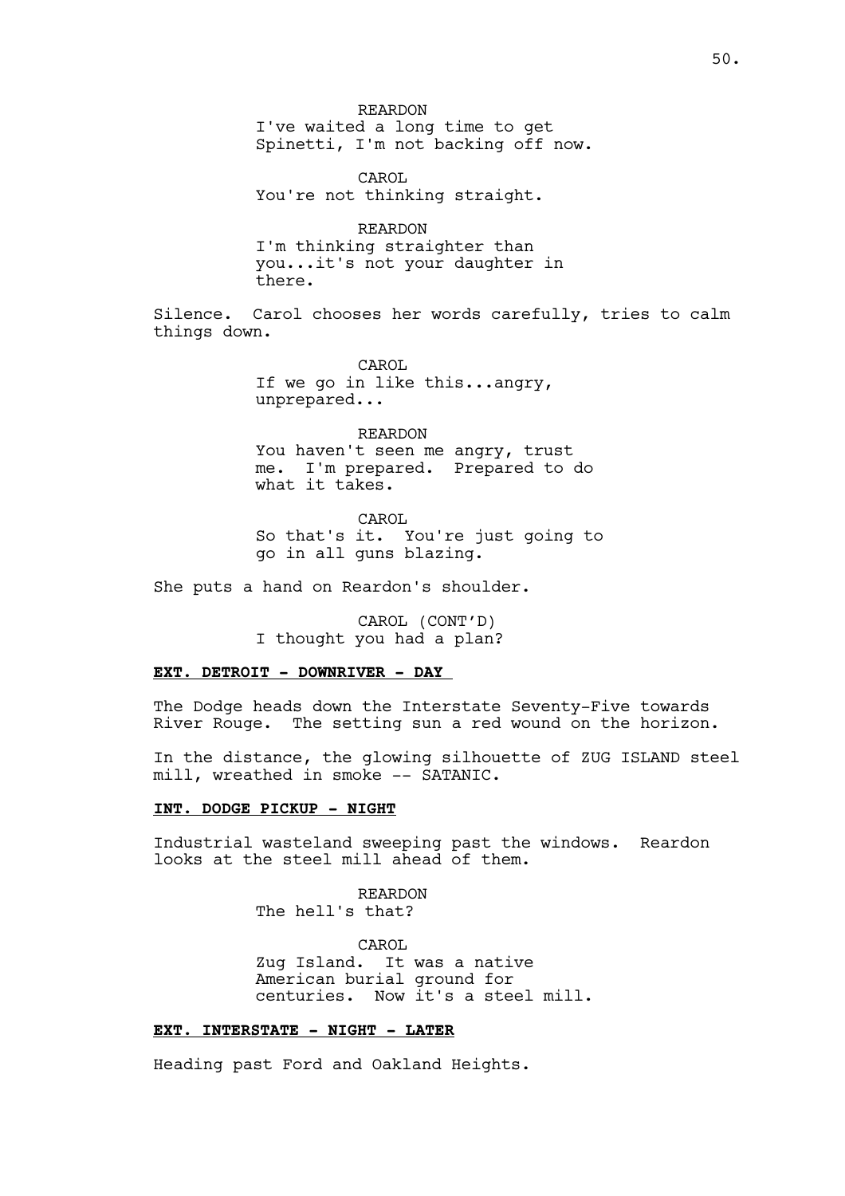REARDON
I've waited a long time to get Spinetti, I'm not backing off now.

CAROL
You're not thinking straight.

REARDON
I'm thinking straighter than you...it's not your daughter in there.

Silence. Carol chooses her words carefully, tries to calm things down.

CAROL
If we go in like this...angry, unprepared...

REARDON
You haven't seen me angry, trust me. I'm prepared. Prepared to do what it takes.

CAROL
So that's it. You're just going to go in all guns blazing.

She puts a hand on Reardon's shoulder.

CAROL (CONT'D)
I thought you had a plan?

**EXT. DETROIT - DOWNRIVER - DAY**

The Dodge heads down the Interstate Seventy-Five towards River Rouge. The setting sun a red wound on the horizon.

In the distance, the glowing silhouette of ZUG ISLAND steel mill, wreathed in smoke -- SATANIC.

**INT. DODGE PICKUP - NIGHT**

Industrial wasteland sweeping past the windows. Reardon looks at the steel mill ahead of them.

REARDON
The hell's that?

CAROL
Zug Island. It was a native American burial ground for centuries. Now it's a steel mill.

**EXT. INTERSTATE - NIGHT - LATER**

Heading past Ford and Oakland Heights.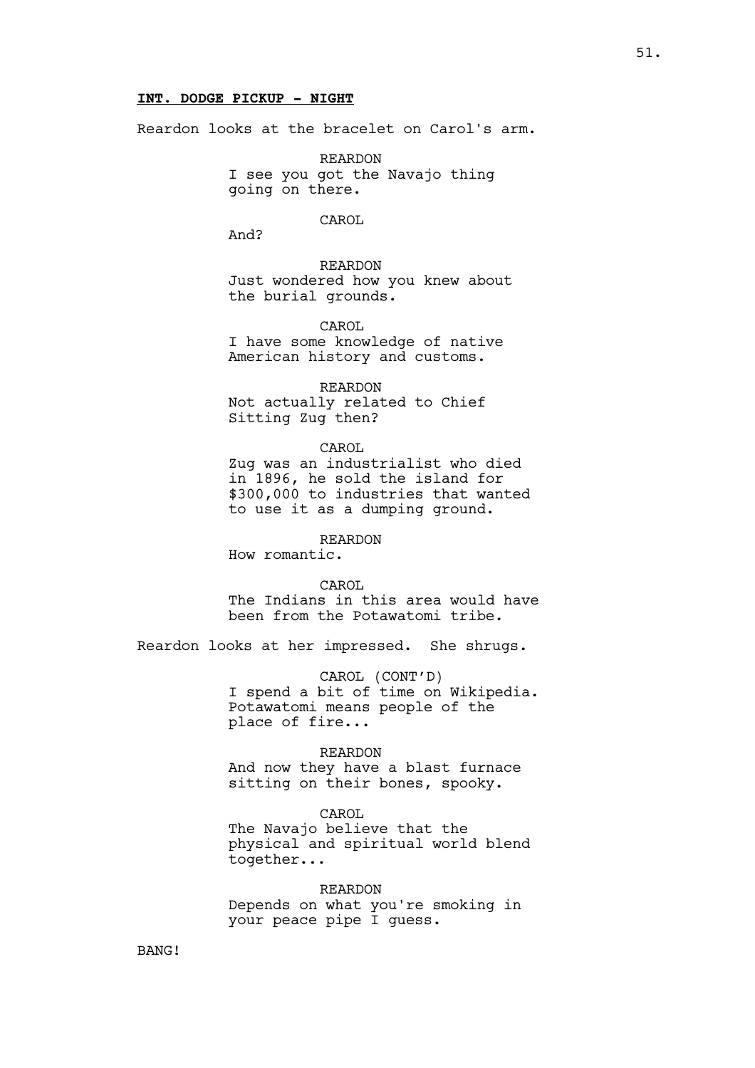**INT. DODGE PICKUP - NIGHT**

Reardon looks at the bracelet on Carol's arm.

REARDON
I see you got the Navajo thing going on there.

CAROL
And?

REARDON
Just wondered how you knew about the burial grounds.

CAROL
I have some knowledge of native American history and customs.

REARDON
Not actually related to Chief Sitting Zug then?

CAROL
Zug was an industrialist who died in 1896, he sold the island for $300,000 to industries that wanted to use it as a dumping ground.

REARDON
How romantic.

CAROL
The Indians in this area would have been from the Potawatomi tribe.

Reardon looks at her impressed. She shrugs.

CAROL (CONT'D)
I spend a bit of time on Wikipedia. Potawatomi means people of the place of fire...

REARDON
And now they have a blast furnace sitting on their bones, spooky.

CAROL
The Navajo believe that the physical and spiritual world blend together...

REARDON
Depends on what you're smoking in your peace pipe I guess.

BANG!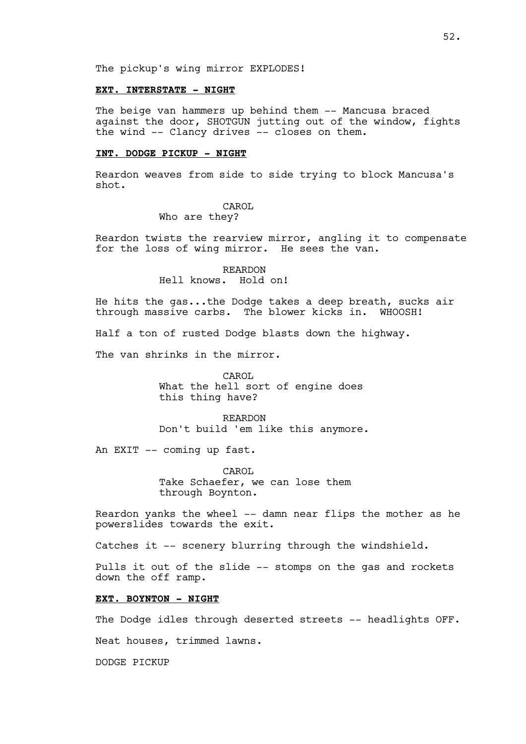The pickup's wing mirror EXPLODES!

**EXT. INTERSTATE - NIGHT**

The beige van hammers up behind them -- Mancusa braced against the door, SHOTGUN jutting out of the window, fights the wind -- Clancy drives -- closes on them.

**INT. DODGE PICKUP - NIGHT**

Reardon weaves from side to side trying to block Mancusa's shot.

CAROL
Who are they?

Reardon twists the rearview mirror, angling it to compensate for the loss of wing mirror. He sees the van.

REARDON
Hell knows. Hold on!

He hits the gas...the Dodge takes a deep breath, sucks air through massive carbs. The blower kicks in. WHOOSH!

Half a ton of rusted Dodge blasts down the highway.

The van shrinks in the mirror.

CAROL
What the hell sort of engine does this thing have?

REARDON
Don't build 'em like this anymore.

An EXIT -- coming up fast.

CAROL
Take Schaefer, we can lose them through Boynton.

Reardon yanks the wheel -- damn near flips the mother as he powerslides towards the exit.

Catches it -- scenery blurring through the windshield.

Pulls it out of the slide -- stomps on the gas and rockets down the off ramp.

**EXT. BOYNTON - NIGHT**

The Dodge idles through deserted streets -- headlights OFF.

Neat houses, trimmed lawns.

DODGE PICKUP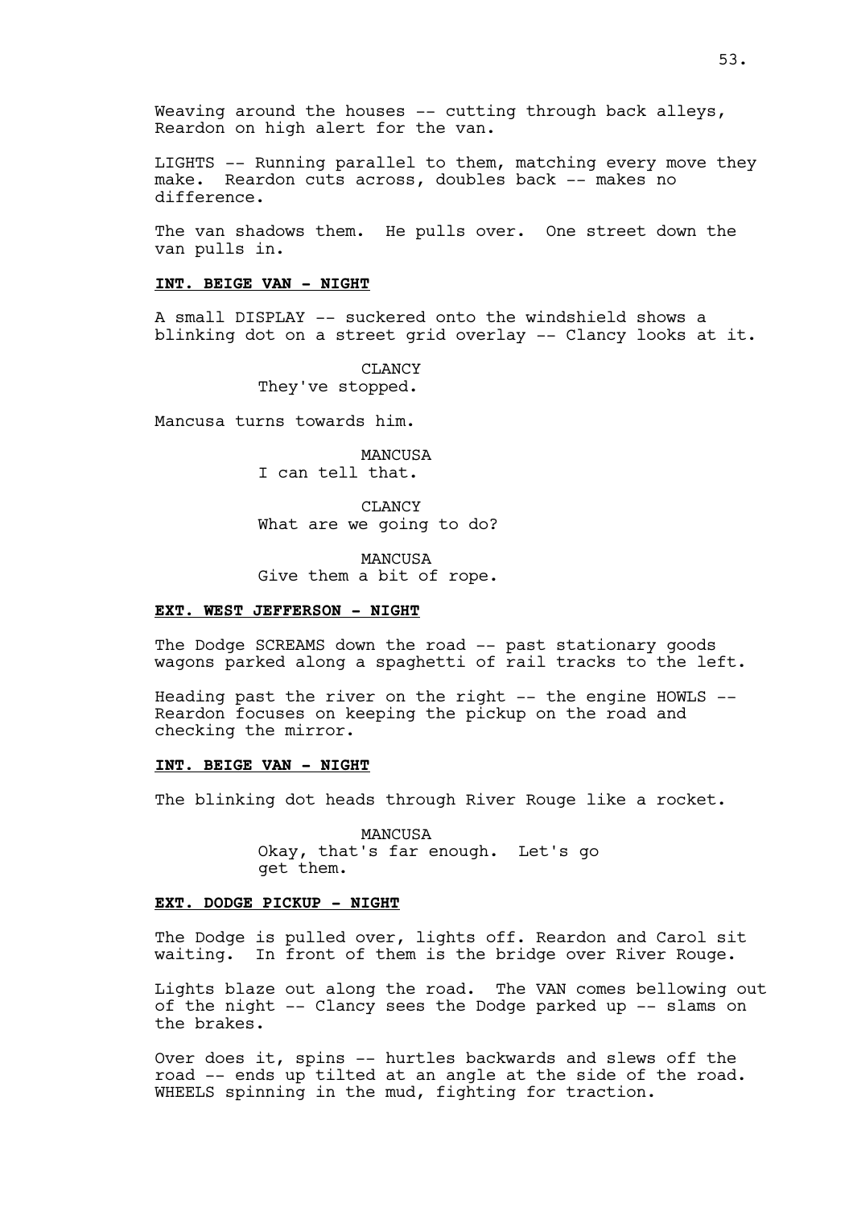Weaving around the houses -- cutting through back alleys, Reardon on high alert for the van.

LIGHTS -- Running parallel to them, matching every move they make. Reardon cuts across, doubles back -- makes no difference.

The van shadows them. He pulls over. One street down the van pulls in.

**INT. BEIGE VAN - NIGHT**

A small DISPLAY -- suckered onto the windshield shows a blinking dot on a street grid overlay -- Clancy looks at it.

CLANCY
They've stopped.

Mancusa turns towards him.

MANCUSA
I can tell that.

CLANCY
What are we going to do?

MANCUSA
Give them a bit of rope.

**EXT. WEST JEFFERSON - NIGHT**

The Dodge SCREAMS down the road -- past stationary goods wagons parked along a spaghetti of rail tracks to the left.

Heading past the river on the right -- the engine HOWLS -- Reardon focuses on keeping the pickup on the road and checking the mirror.

**INT. BEIGE VAN - NIGHT**

The blinking dot heads through River Rouge like a rocket.

MANCUSA
Okay, that's far enough. Let's go get them.

**EXT. DODGE PICKUP - NIGHT**

The Dodge is pulled over, lights off. Reardon and Carol sit waiting. In front of them is the bridge over River Rouge.

Lights blaze out along the road. The VAN comes bellowing out of the night -- Clancy sees the Dodge parked up -- slams on the brakes.

Over does it, spins -- hurtles backwards and slews off the road -- ends up tilted at an angle at the side of the road. WHEELS spinning in the mud, fighting for traction.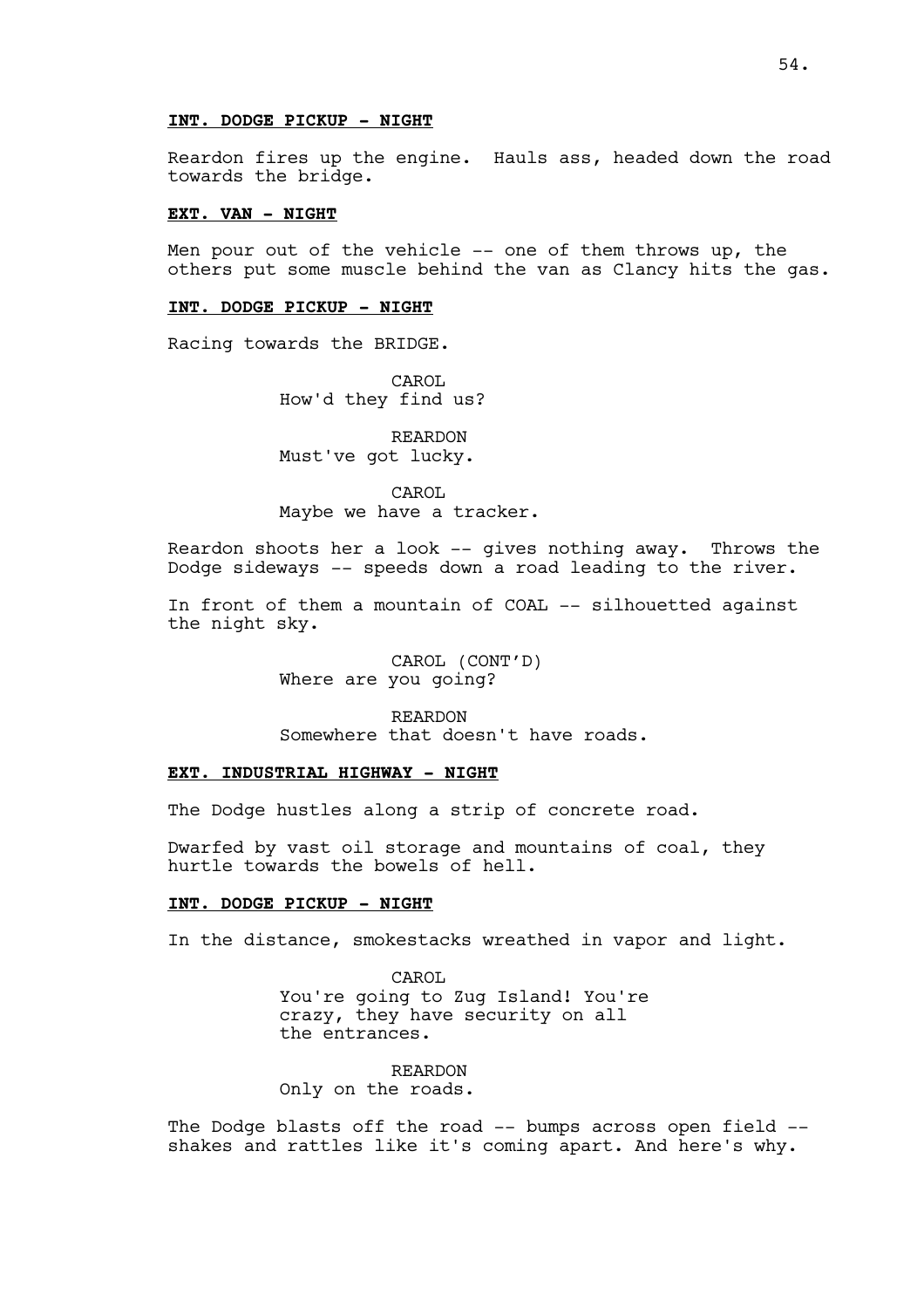**INT. DODGE PICKUP - NIGHT**

Reardon fires up the engine. Hauls ass, headed down the road towards the bridge.

**EXT. VAN - NIGHT**

Men pour out of the vehicle -- one of them throws up, the others put some muscle behind the van as Clancy hits the gas.

**INT. DODGE PICKUP - NIGHT**

Racing towards the BRIDGE.

CAROL
How'd they find us?

REARDON
Must've got lucky.

CAROL
Maybe we have a tracker.

Reardon shoots her a look -- gives nothing away. Throws the Dodge sideways -- speeds down a road leading to the river.

In front of them a mountain of COAL -- silhouetted against the night sky.

CAROL (CONT'D)
Where are you going?

REARDON
Somewhere that doesn't have roads.

**EXT. INDUSTRIAL HIGHWAY - NIGHT**

The Dodge hustles along a strip of concrete road.

Dwarfed by vast oil storage and mountains of coal, they hurtle towards the bowels of hell.

**INT. DODGE PICKUP - NIGHT**

In the distance, smokestacks wreathed in vapor and light.

CAROL
You're going to Zug Island! You're crazy, they have security on all the entrances.

REARDON
Only on the roads.

The Dodge blasts off the road -- bumps across open field -- shakes and rattles like it's coming apart. And here's why.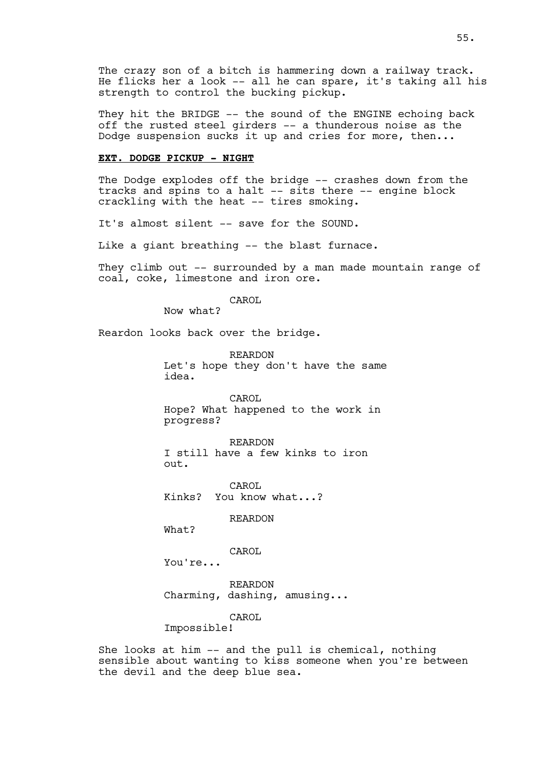The crazy son of a bitch is hammering down a railway track. He flicks her a look -- all he can spare, it's taking all his strength to control the bucking pickup.

They hit the BRIDGE -- the sound of the ENGINE echoing back off the rusted steel girders -- a thunderous noise as the Dodge suspension sucks it up and cries for more, then...

**EXT. DODGE PICKUP - NIGHT**

The Dodge explodes off the bridge -- crashes down from the tracks and spins to a halt -- sits there -- engine block crackling with the heat -- tires smoking.

It's almost silent -- save for the SOUND.

Like a giant breathing -- the blast furnace.

They climb out -- surrounded by a man made mountain range of coal, coke, limestone and iron ore.

CAROL
Now what?

Reardon looks back over the bridge.

REARDON
Let's hope they don't have the same idea.

CAROL
Hope? What happened to the work in progress?

REARDON
I still have a few kinks to iron out.

CAROL
Kinks? You know what...?

REARDON
What?

CAROL
You're...

REARDON
Charming, dashing, amusing...

CAROL
Impossible!

She looks at him -- and the pull is chemical, nothing sensible about wanting to kiss someone when you're between the devil and the deep blue sea.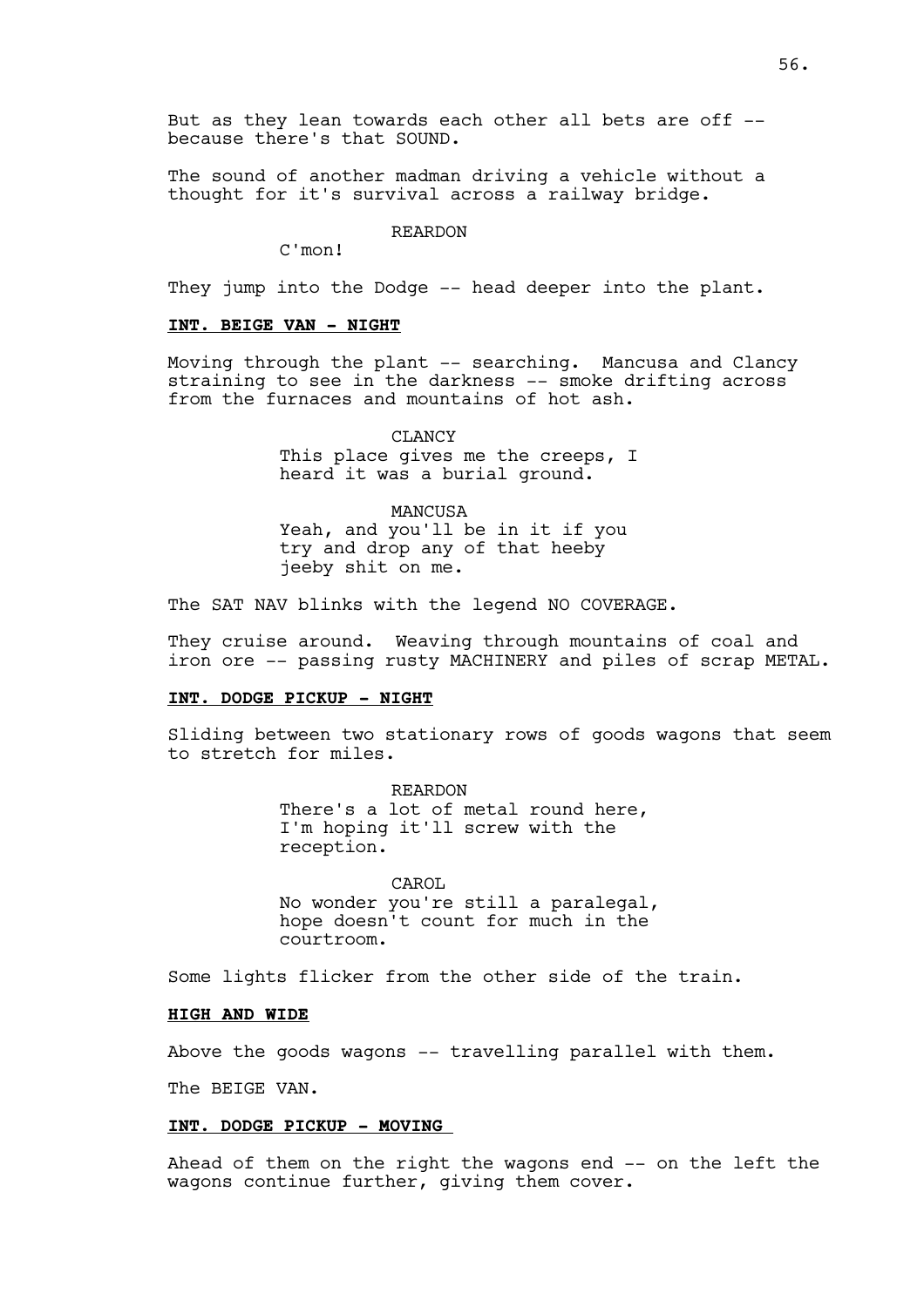But as they lean towards each other all bets are off -- because there's that SOUND.

The sound of another madman driving a vehicle without a thought for it's survival across a railway bridge.

REARDON
C'mon!

They jump into the Dodge -- head deeper into the plant.

**INT. BEIGE VAN - NIGHT**

Moving through the plant -- searching. Mancusa and Clancy straining to see in the darkness -- smoke drifting across from the furnaces and mountains of hot ash.

CLANCY
This place gives me the creeps, I heard it was a burial ground.

MANCUSA
Yeah, and you'll be in it if you try and drop any of that heeby jeeby shit on me.

The SAT NAV blinks with the legend NO COVERAGE.

They cruise around. Weaving through mountains of coal and iron ore -- passing rusty MACHINERY and piles of scrap METAL.

**INT. DODGE PICKUP - NIGHT**

Sliding between two stationary rows of goods wagons that seem to stretch for miles.

REARDON
There's a lot of metal round here, I'm hoping it'll screw with the reception.

CAROL
No wonder you're still a paralegal, hope doesn't count for much in the courtroom.

Some lights flicker from the other side of the train.

**HIGH AND WIDE**

Above the goods wagons -- travelling parallel with them.

The BEIGE VAN.

**INT. DODGE PICKUP - MOVING**

Ahead of them on the right the wagons end -- on the left the wagons continue further, giving them cover.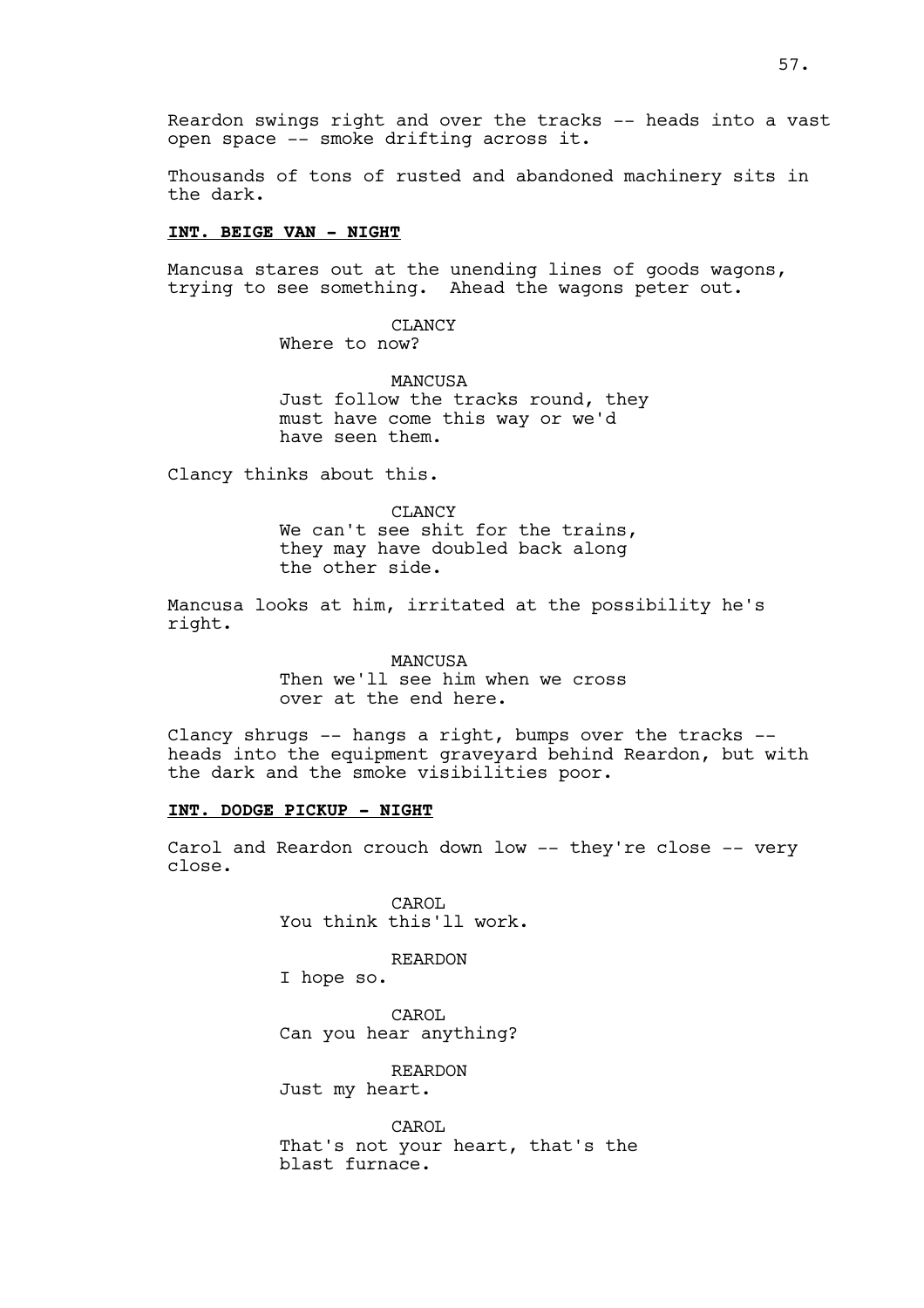Reardon swings right and over the tracks -- heads into a vast open space -- smoke drifting across it.

Thousands of tons of rusted and abandoned machinery sits in the dark.

**INT. BEIGE VAN - NIGHT**

Mancusa stares out at the unending lines of goods wagons, trying to see something. Ahead the wagons peter out.

CLANCY
Where to now?

MANCUSA
Just follow the tracks round, they must have come this way or we'd have seen them.

Clancy thinks about this.

CLANCY
We can't see shit for the trains, they may have doubled back along the other side.

Mancusa looks at him, irritated at the possibility he's right.

MANCUSA
Then we'll see him when we cross over at the end here.

Clancy shrugs -- hangs a right, bumps over the tracks -- heads into the equipment graveyard behind Reardon, but with the dark and the smoke visibilities poor.

**INT. DODGE PICKUP - NIGHT**

Carol and Reardon crouch down low -- they're close -- very close.

CAROL
You think this'll work.

REARDON
I hope so.

CAROL
Can you hear anything?

REARDON
Just my heart.

CAROL
That's not your heart, that's the blast furnace.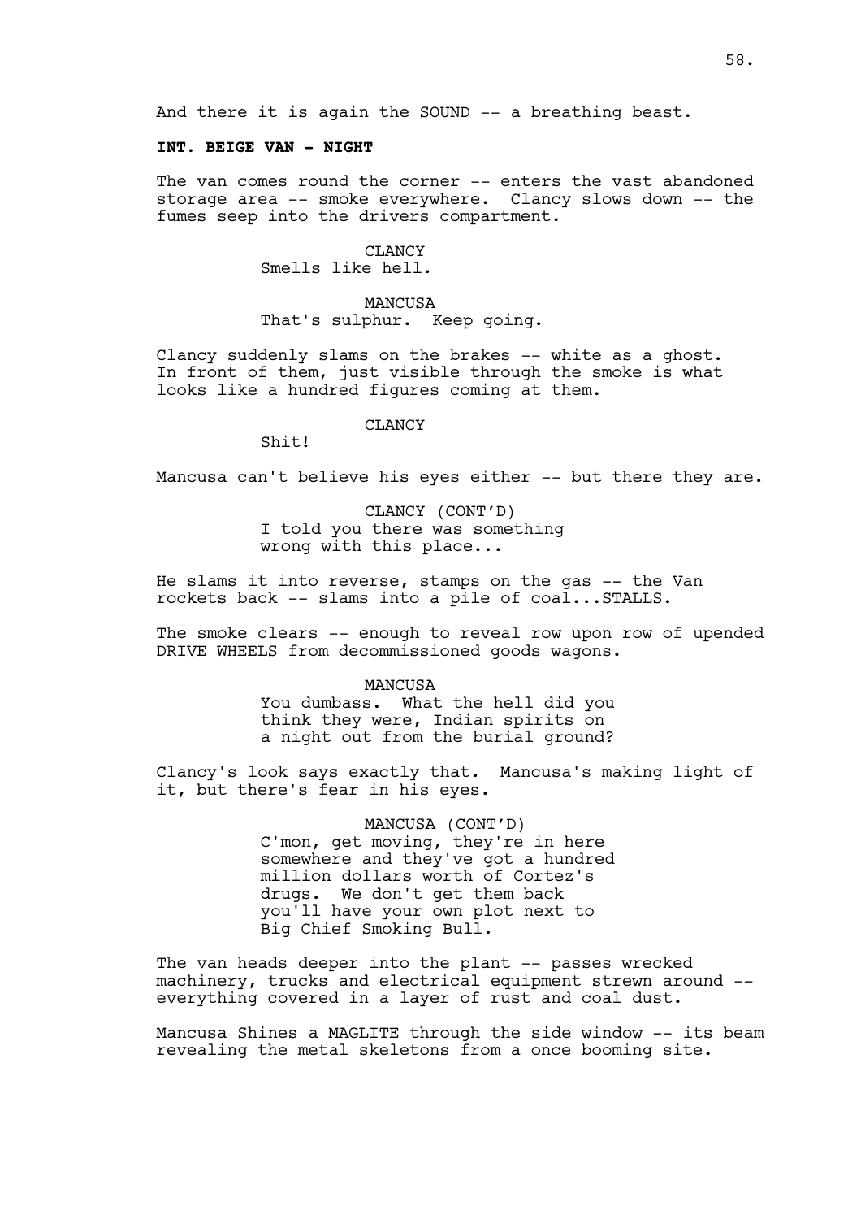And there it is again the SOUND -- a breathing beast.

**INT. BEIGE VAN - NIGHT**

The van comes round the corner -- enters the vast abandoned storage area -- smoke everywhere. Clancy slows down -- the fumes seep into the drivers compartment.

CLANCY
Smells like hell.

MANCUSA
That's sulphur. Keep going.

Clancy suddenly slams on the brakes -- white as a ghost. In front of them, just visible through the smoke is what looks like a hundred figures coming at them.

CLANCY
Shit!

Mancusa can't believe his eyes either -- but there they are.

CLANCY (CONT'D)
I told you there was something wrong with this place...

He slams it into reverse, stamps on the gas -- the Van rockets back -- slams into a pile of coal...STALLS.

The smoke clears -- enough to reveal row upon row of upended DRIVE WHEELS from decommissioned goods wagons.

MANCUSA
You dumbass. What the hell did you think they were, Indian spirits on a night out from the burial ground?

Clancy's look says exactly that. Mancusa's making light of it, but there's fear in his eyes.

MANCUSA (CONT'D)
C'mon, get moving, they're in here somewhere and they've got a hundred million dollars worth of Cortez's drugs. We don't get them back you'll have your own plot next to Big Chief Smoking Bull.

The van heads deeper into the plant -- passes wrecked machinery, trucks and electrical equipment strewn around -- everything covered in a layer of rust and coal dust.

Mancusa Shines a MAGLITE through the side window -- its beam revealing the metal skeletons from a once booming site.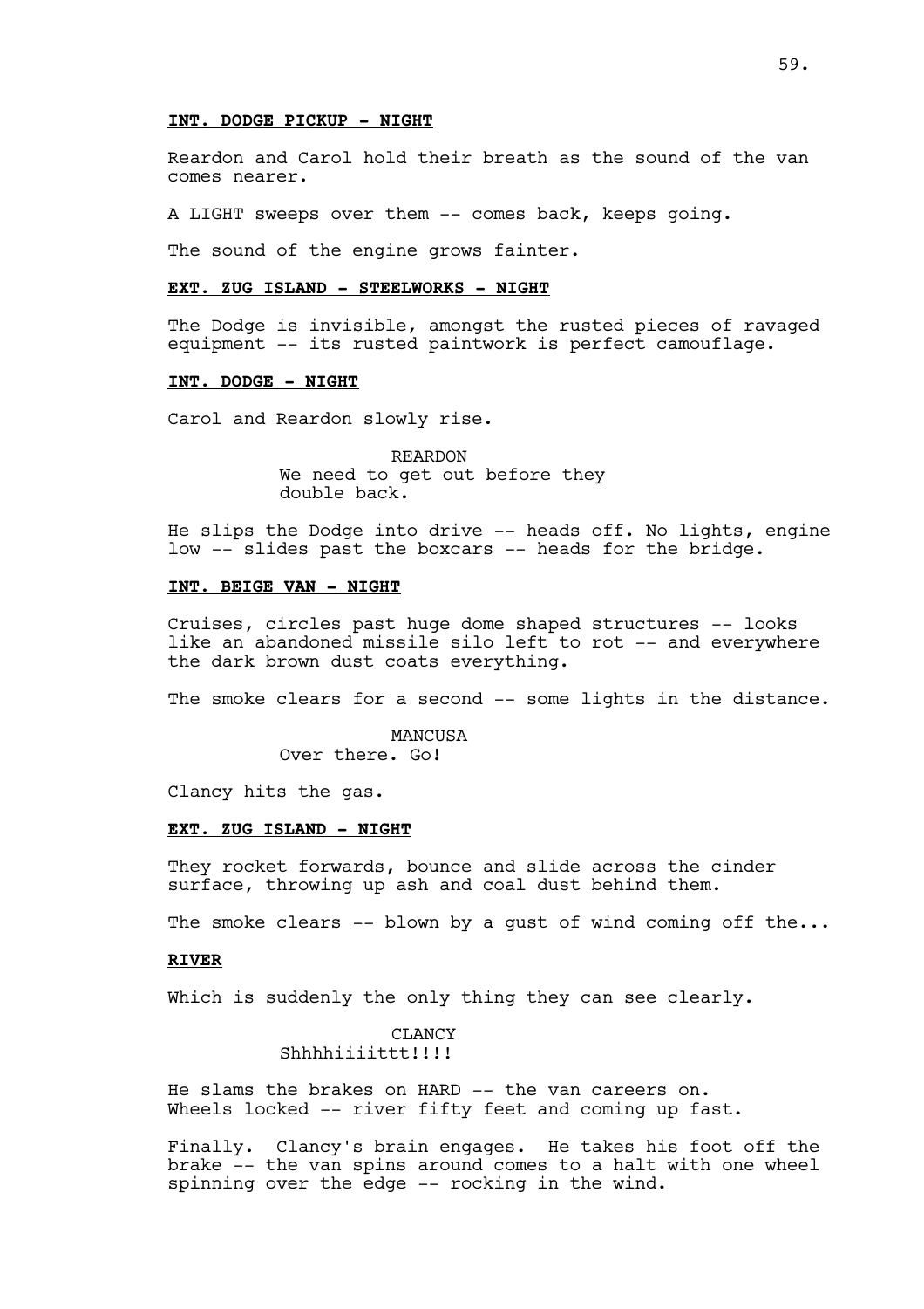**INT. DODGE PICKUP - NIGHT**

Reardon and Carol hold their breath as the sound of the van comes nearer.

A LIGHT sweeps over them -- comes back, keeps going.

The sound of the engine grows fainter.

**EXT. ZUG ISLAND - STEELWORKS - NIGHT**

The Dodge is invisible, amongst the rusted pieces of ravaged equipment -- its rusted paintwork is perfect camouflage.

**INT. DODGE - NIGHT**

Carol and Reardon slowly rise.

REARDON
We need to get out before they double back.

He slips the Dodge into drive -- heads off. No lights, engine low -- slides past the boxcars -- heads for the bridge.

**INT. BEIGE VAN - NIGHT**

Cruises, circles past huge dome shaped structures -- looks like an abandoned missile silo left to rot -- and everywhere the dark brown dust coats everything.

The smoke clears for a second -- some lights in the distance.

MANCUSA
Over there. Go!

Clancy hits the gas.

**EXT. ZUG ISLAND - NIGHT**

They rocket forwards, bounce and slide across the cinder surface, throwing up ash and coal dust behind them.

The smoke clears -- blown by a gust of wind coming off the...

**RIVER**

Which is suddenly the only thing they can see clearly.

CLANCY
Shhhhiiiittt!!!!

He slams the brakes on HARD -- the van careers on. Wheels locked -- river fifty feet and coming up fast.

Finally. Clancy's brain engages. He takes his foot off the brake -- the van spins around comes to a halt with one wheel spinning over the edge -- rocking in the wind.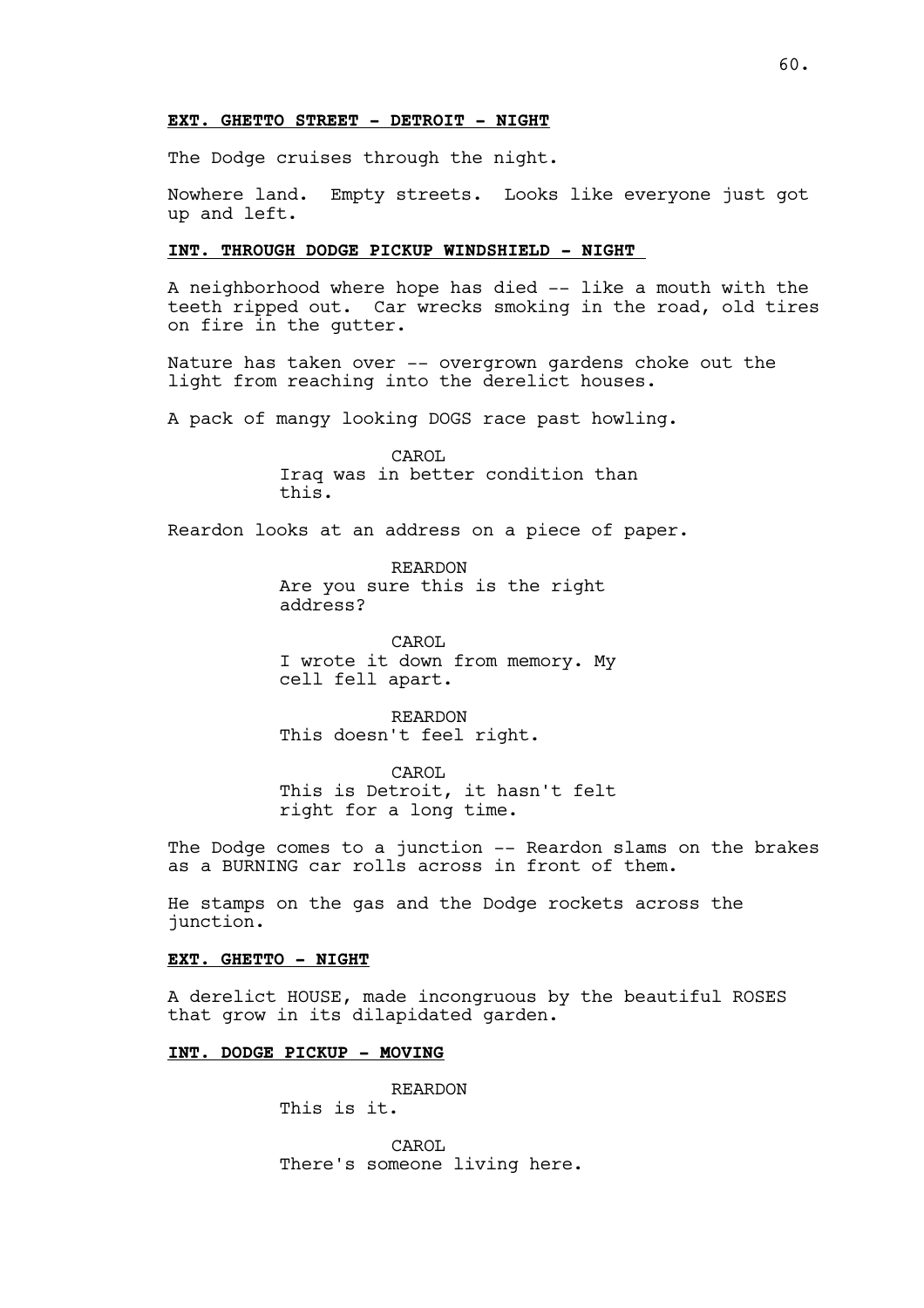**EXT. GHETTO STREET - DETROIT - NIGHT**

The Dodge cruises through the night.

Nowhere land. Empty streets. Looks like everyone just got up and left.

**INT. THROUGH DODGE PICKUP WINDSHIELD - NIGHT**

A neighborhood where hope has died -- like a mouth with the teeth ripped out. Car wrecks smoking in the road, old tires on fire in the gutter.

Nature has taken over -- overgrown gardens choke out the light from reaching into the derelict houses.

A pack of mangy looking DOGS race past howling.

CAROL
Iraq was in better condition than this.

Reardon looks at an address on a piece of paper.

REARDON
Are you sure this is the right address?

CAROL
I wrote it down from memory. My cell fell apart.

REARDON
This doesn't feel right.

CAROL
This is Detroit, it hasn't felt right for a long time.

The Dodge comes to a junction -- Reardon slams on the brakes as a BURNING car rolls across in front of them.

He stamps on the gas and the Dodge rockets across the junction.

**EXT. GHETTO - NIGHT**

A derelict HOUSE, made incongruous by the beautiful ROSES that grow in its dilapidated garden.

**INT. DODGE PICKUP - MOVING**

REARDON
This is it.

CAROL
There's someone living here.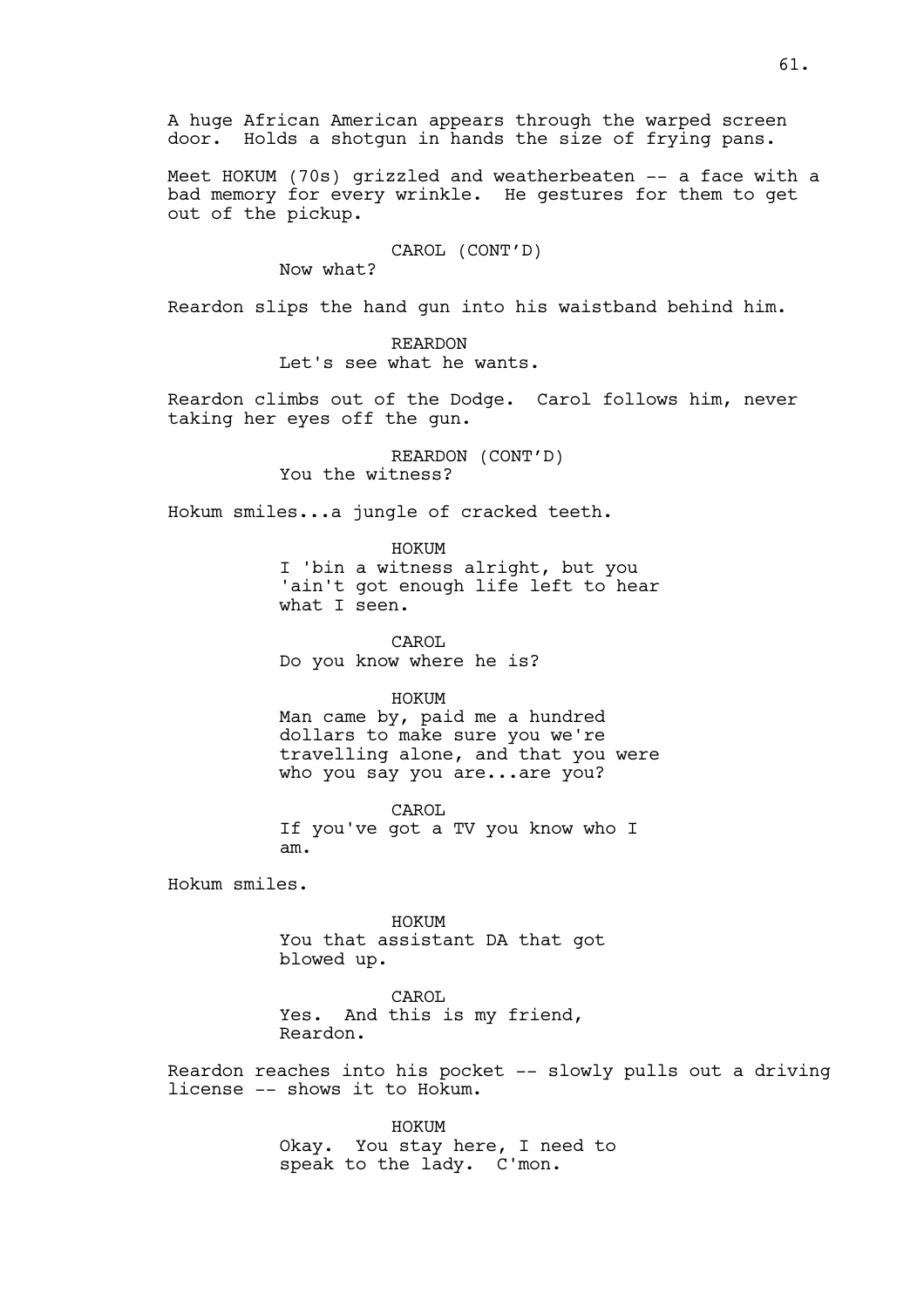A huge African American appears through the warped screen door. Holds a shotgun in hands the size of frying pans.

Meet HOKUM (70s) grizzled and weatherbeaten -- a face with a bad memory for every wrinkle. He gestures for them to get out of the pickup.

CAROL (CONT'D)
Now what?

Reardon slips the hand gun into his waistband behind him.

REARDON
Let's see what he wants.

Reardon climbs out of the Dodge. Carol follows him, never taking her eyes off the gun.

REARDON (CONT'D)
You the witness?

Hokum smiles...a jungle of cracked teeth.

HOKUM
I 'bin a witness alright, but you 'ain't got enough life left to hear what I seen.

CAROL
Do you know where he is?

HOKUM
Man came by, paid me a hundred dollars to make sure you we're travelling alone, and that you were who you say you are...are you?

CAROL
If you've got a TV you know who I am.

Hokum smiles.

HOKUM
You that assistant DA that got blowed up.

CAROL
Yes. And this is my friend, Reardon.

Reardon reaches into his pocket -- slowly pulls out a driving license -- shows it to Hokum.

HOKUM
Okay. You stay here, I need to speak to the lady. C'mon.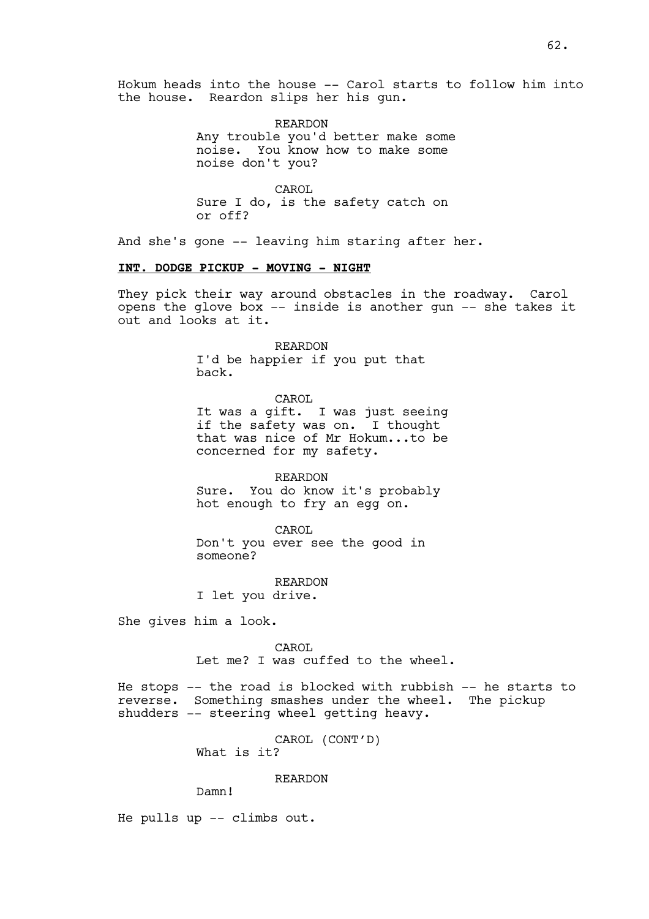Hokum heads into the house -- Carol starts to follow him into the house. Reardon slips her his gun.

REARDON
Any trouble you'd better make some noise. You know how to make some noise don't you?

CAROL
Sure I do, is the safety catch on or off?

And she's gone -- leaving him staring after her.

**INT. DODGE PICKUP - MOVING - NIGHT**

They pick their way around obstacles in the roadway. Carol opens the glove box -- inside is another gun -- she takes it out and looks at it.

REARDON
I'd be happier if you put that back.

CAROL
It was a gift. I was just seeing if the safety was on. I thought that was nice of Mr Hokum...to be concerned for my safety.

REARDON
Sure. You do know it's probably hot enough to fry an egg on.

CAROL
Don't you ever see the good in someone?

REARDON
I let you drive.

She gives him a look.

CAROL
Let me? I was cuffed to the wheel.

He stops -- the road is blocked with rubbish -- he starts to reverse. Something smashes under the wheel. The pickup shudders -- steering wheel getting heavy.

CAROL (CONT'D)
What is it?

REARDON
Damn!

He pulls up -- climbs out.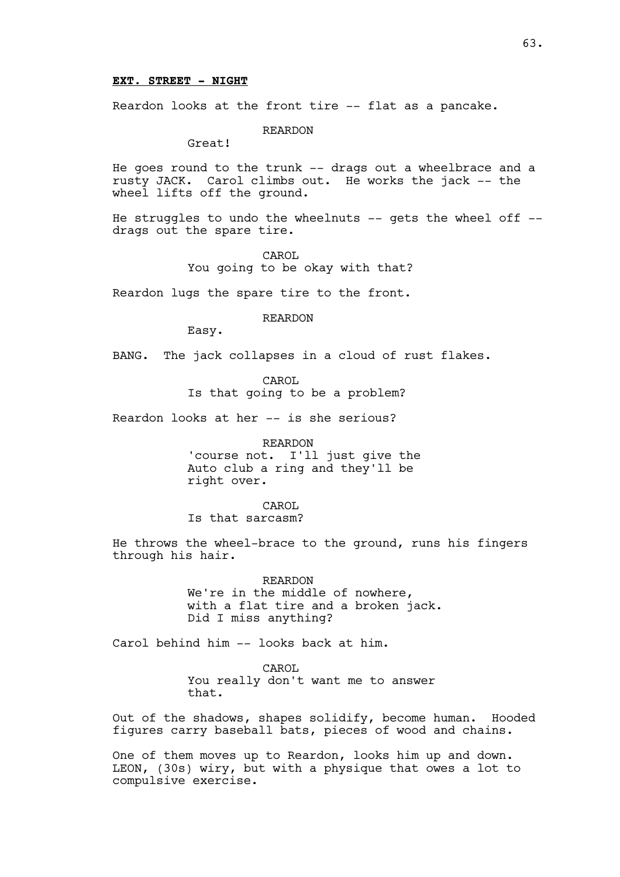**EXT. STREET - NIGHT**

Reardon looks at the front tire -- flat as a pancake.

REARDON
Great!

He goes round to the trunk -- drags out a wheelbrace and a rusty JACK. Carol climbs out. He works the jack -- the wheel lifts off the ground.

He struggles to undo the wheelnuts -- gets the wheel off -- drags out the spare tire.

CAROL
You going to be okay with that?

Reardon lugs the spare tire to the front.

REARDON
Easy.

BANG. The jack collapses in a cloud of rust flakes.

CAROL
Is that going to be a problem?

Reardon looks at her -- is she serious?

REARDON
'course not. I'll just give the Auto club a ring and they'll be right over.

CAROL
Is that sarcasm?

He throws the wheel-brace to the ground, runs his fingers through his hair.

REARDON
We're in the middle of nowhere, with a flat tire and a broken jack. Did I miss anything?

Carol behind him -- looks back at him.

CAROL
You really don't want me to answer that.

Out of the shadows, shapes solidify, become human. Hooded figures carry baseball bats, pieces of wood and chains.

One of them moves up to Reardon, looks him up and down. LEON, (30s) wiry, but with a physique that owes a lot to compulsive exercise.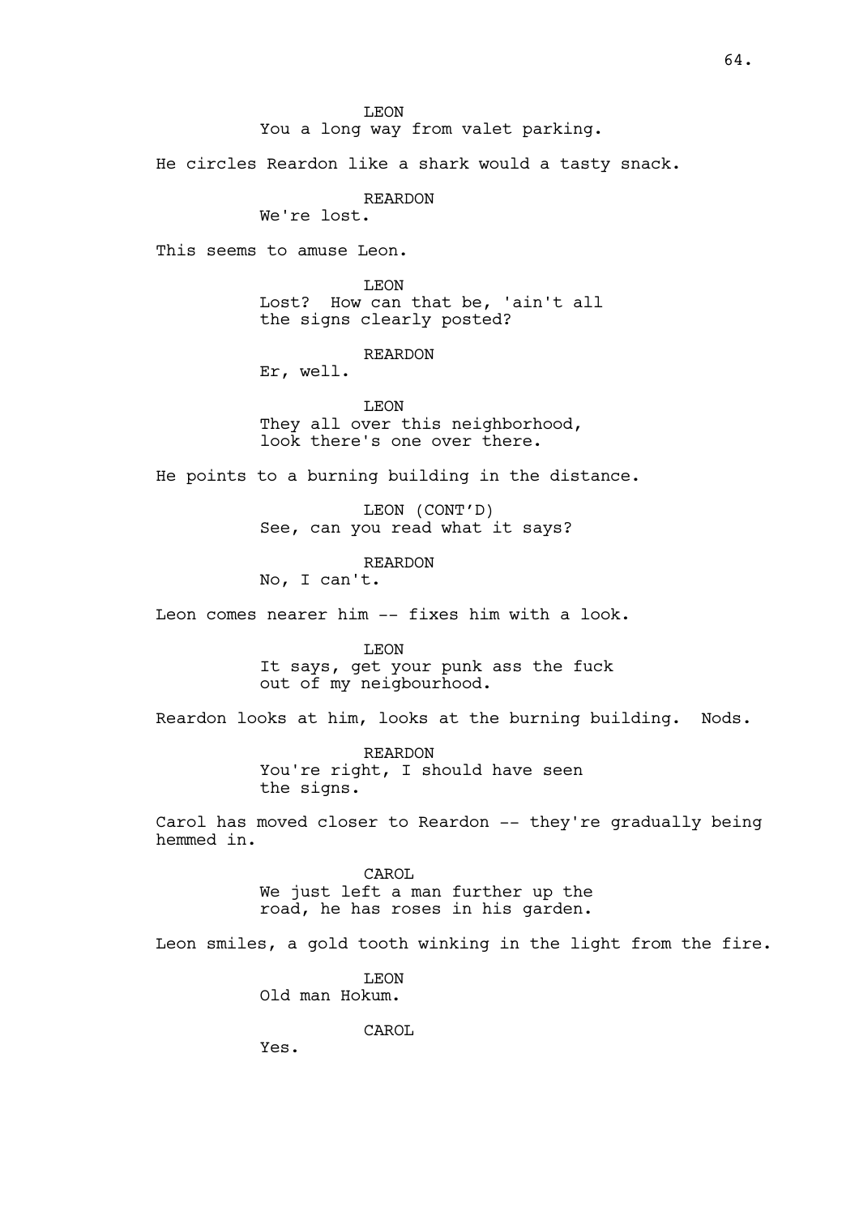LEON
You a long way from valet parking.

He circles Reardon like a shark would a tasty snack.

REARDON
We're lost.

This seems to amuse Leon.

LEON
Lost? How can that be, 'ain't all the signs clearly posted?

REARDON
Er, well.

LEON
They all over this neighborhood, look there's one over there.

He points to a burning building in the distance.

LEON (CONT'D)
See, can you read what it says?

REARDON
No, I can't.

Leon comes nearer him -- fixes him with a look.

LEON
It says, get your punk ass the fuck out of my neigbourhood.

Reardon looks at him, looks at the burning building. Nods.

REARDON
You're right, I should have seen the signs.

Carol has moved closer to Reardon -- they're gradually being hemmed in.

CAROL
We just left a man further up the road, he has roses in his garden.

Leon smiles, a gold tooth winking in the light from the fire.

LEON
Old man Hokum.

CAROL
Yes.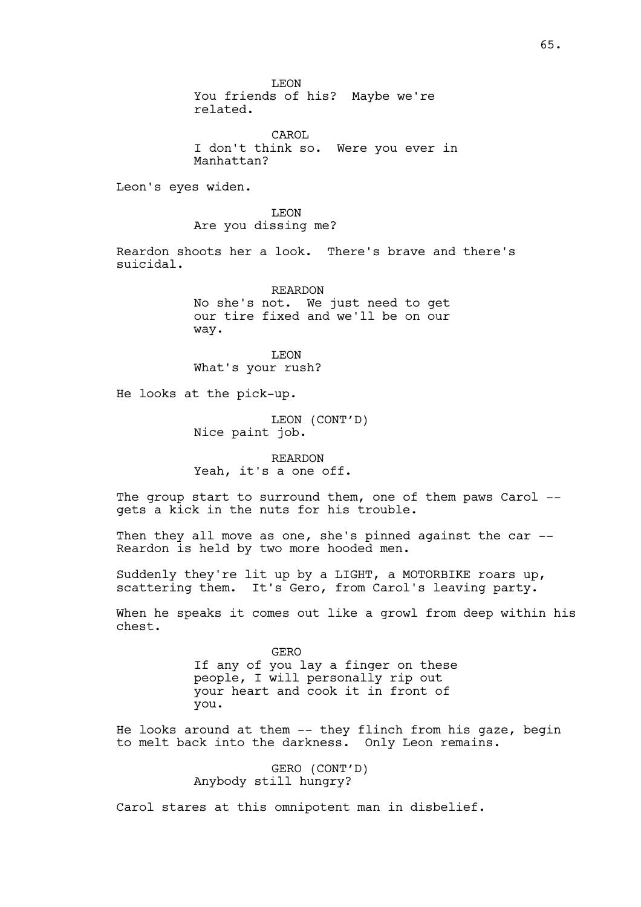LEON
You friends of his?  Maybe we're related.

CAROL
I don't think so.  Were you ever in Manhattan?

Leon's eyes widen.

LEON
Are you dissing me?

Reardon shoots her a look.  There's brave and there's suicidal.

REARDON
No she's not.  We just need to get our tire fixed and we'll be on our way.

LEON
What's your rush?

He looks at the pick-up.

LEON (CONT'D)
Nice paint job.

REARDON
Yeah, it's a one off.

The group start to surround them, one of them paws Carol -- gets a kick in the nuts for his trouble.

Then they all move as one, she's pinned against the car -- Reardon is held by two more hooded men.

Suddenly they're lit up by a LIGHT, a MOTORBIKE roars up, scattering them.  It's Gero, from Carol's leaving party.

When he speaks it comes out like a growl from deep within his chest.

GERO
If any of you lay a finger on these people, I will personally rip out your heart and cook it in front of you.

He looks around at them -- they flinch from his gaze, begin to melt back into the darkness.  Only Leon remains.

GERO (CONT'D)
Anybody still hungry?

Carol stares at this omnipotent man in disbelief.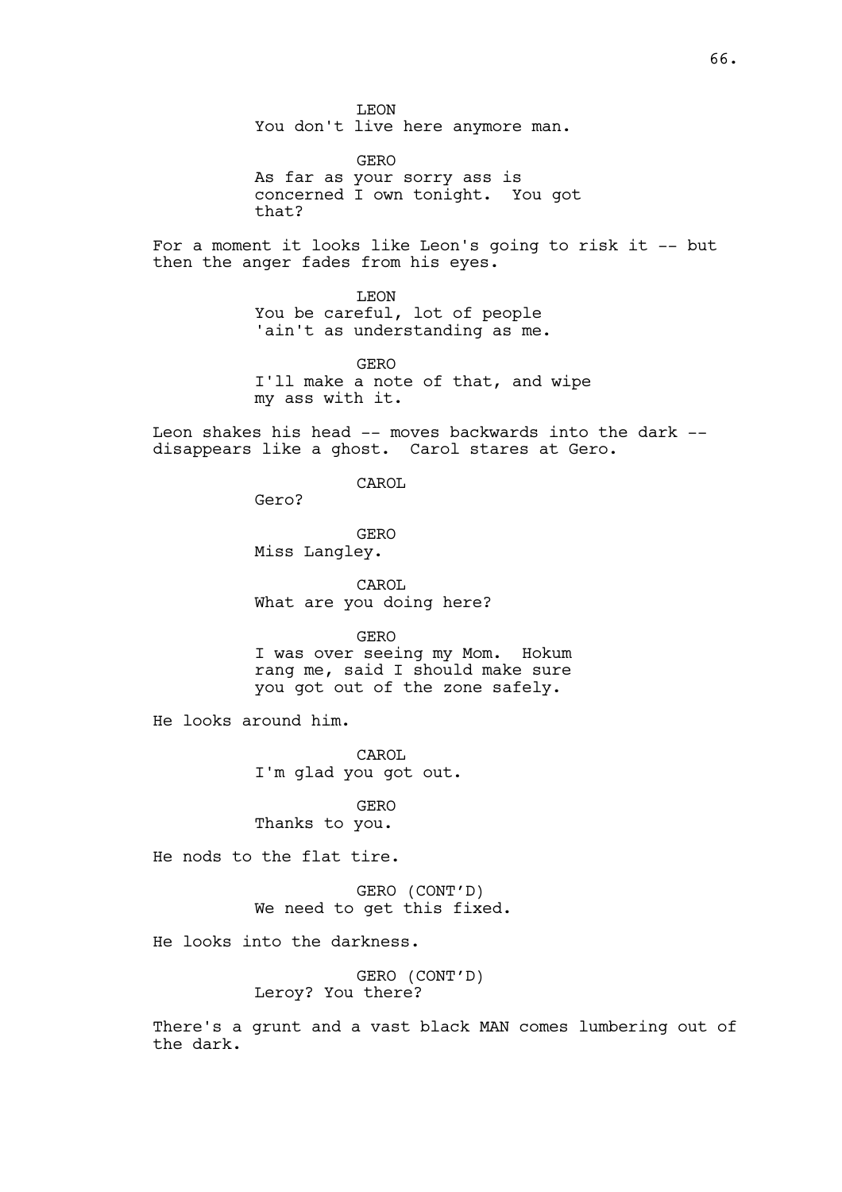LEON
You don't live here anymore man.

GERO
As far as your sorry ass is concerned I own tonight. You got that?

For a moment it looks like Leon's going to risk it -- but then the anger fades from his eyes.

LEON
You be careful, lot of people 'ain't as understanding as me.

GERO
I'll make a note of that, and wipe my ass with it.

Leon shakes his head -- moves backwards into the dark -- disappears like a ghost. Carol stares at Gero.

CAROL
Gero?

GERO
Miss Langley.

CAROL
What are you doing here?

GERO
I was over seeing my Mom. Hokum rang me, said I should make sure you got out of the zone safely.

He looks around him.

CAROL
I'm glad you got out.

GERO
Thanks to you.

He nods to the flat tire.

GERO (CONT'D)
We need to get this fixed.

He looks into the darkness.

GERO (CONT'D)
Leroy? You there?

There's a grunt and a vast black MAN comes lumbering out of the dark.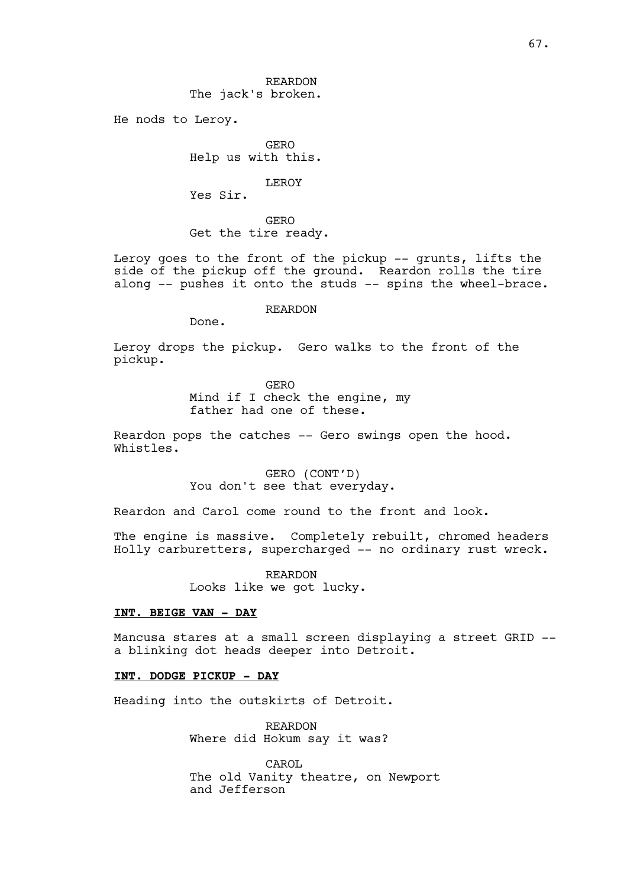REARDON
The jack's broken.

He nods to Leroy.

GERO
Help us with this.

LEROY
Yes Sir.

GERO
Get the tire ready.

Leroy goes to the front of the pickup -- grunts, lifts the side of the pickup off the ground. Reardon rolls the tire along -- pushes it onto the studs -- spins the wheel-brace.

REARDON
Done.

Leroy drops the pickup. Gero walks to the front of the pickup.

GERO
Mind if I check the engine, my father had one of these.

Reardon pops the catches -- Gero swings open the hood. Whistles.

GERO (CONT'D)
You don't see that everyday.

Reardon and Carol come round to the front and look.

The engine is massive. Completely rebuilt, chromed headers Holly carburetters, supercharged -- no ordinary rust wreck.

REARDON
Looks like we got lucky.

**INT. BEIGE VAN - DAY**

Mancusa stares at a small screen displaying a street GRID -- a blinking dot heads deeper into Detroit.

**INT. DODGE PICKUP - DAY**

Heading into the outskirts of Detroit.

REARDON
Where did Hokum say it was?

CAROL
The old Vanity theatre, on Newport and Jefferson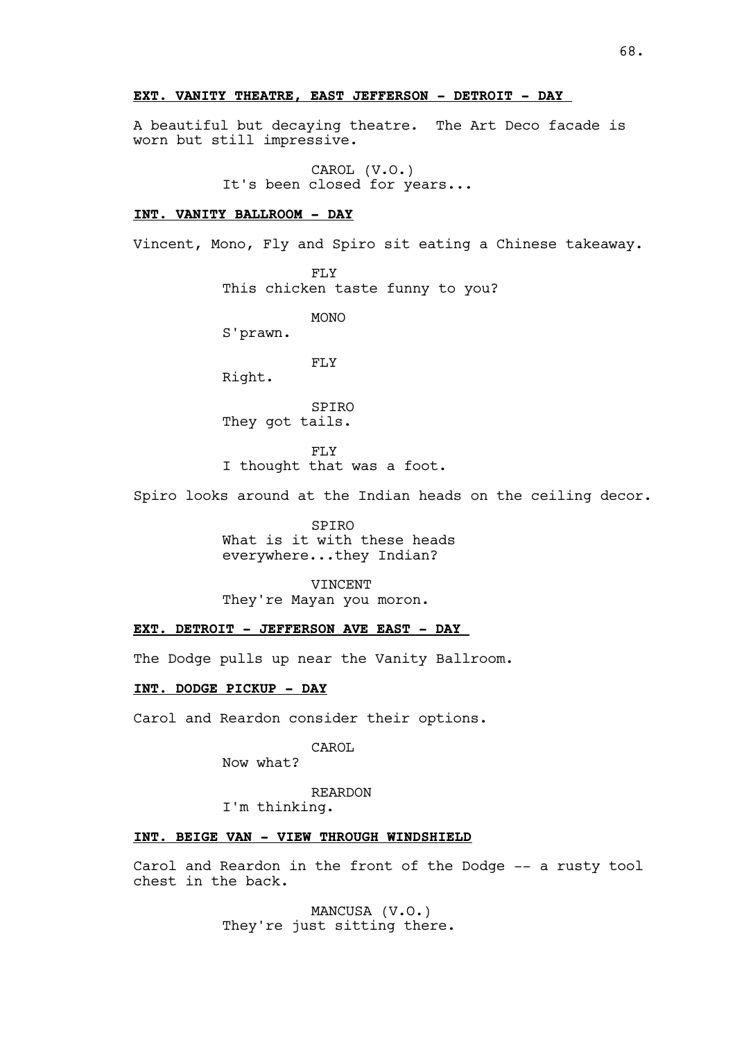**EXT. VANITY THEATRE, EAST JEFFERSON - DETROIT - DAY**

A beautiful but decaying theatre. The Art Deco facade is worn but still impressive.

CAROL (V.O.)
It's been closed for years...

**INT. VANITY BALLROOM - DAY**

Vincent, Mono, Fly and Spiro sit eating a Chinese takeaway.

FLY
This chicken taste funny to you?

MONO
S'prawn.

FLY
Right.

SPIRO
They got tails.

FLY
I thought that was a foot.

Spiro looks around at the Indian heads on the ceiling decor.

SPIRO
What is it with these heads everywhere...they Indian?

VINCENT
They're Mayan you moron.

**EXT. DETROIT - JEFFERSON AVE EAST - DAY**

The Dodge pulls up near the Vanity Ballroom.

**INT. DODGE PICKUP - DAY**

Carol and Reardon consider their options.

CAROL
Now what?

REARDON
I'm thinking.

**INT. BEIGE VAN - VIEW THROUGH WINDSHIELD**

Carol and Reardon in the front of the Dodge -- a rusty tool chest in the back.

MANCUSA (V.O.)
They're just sitting there.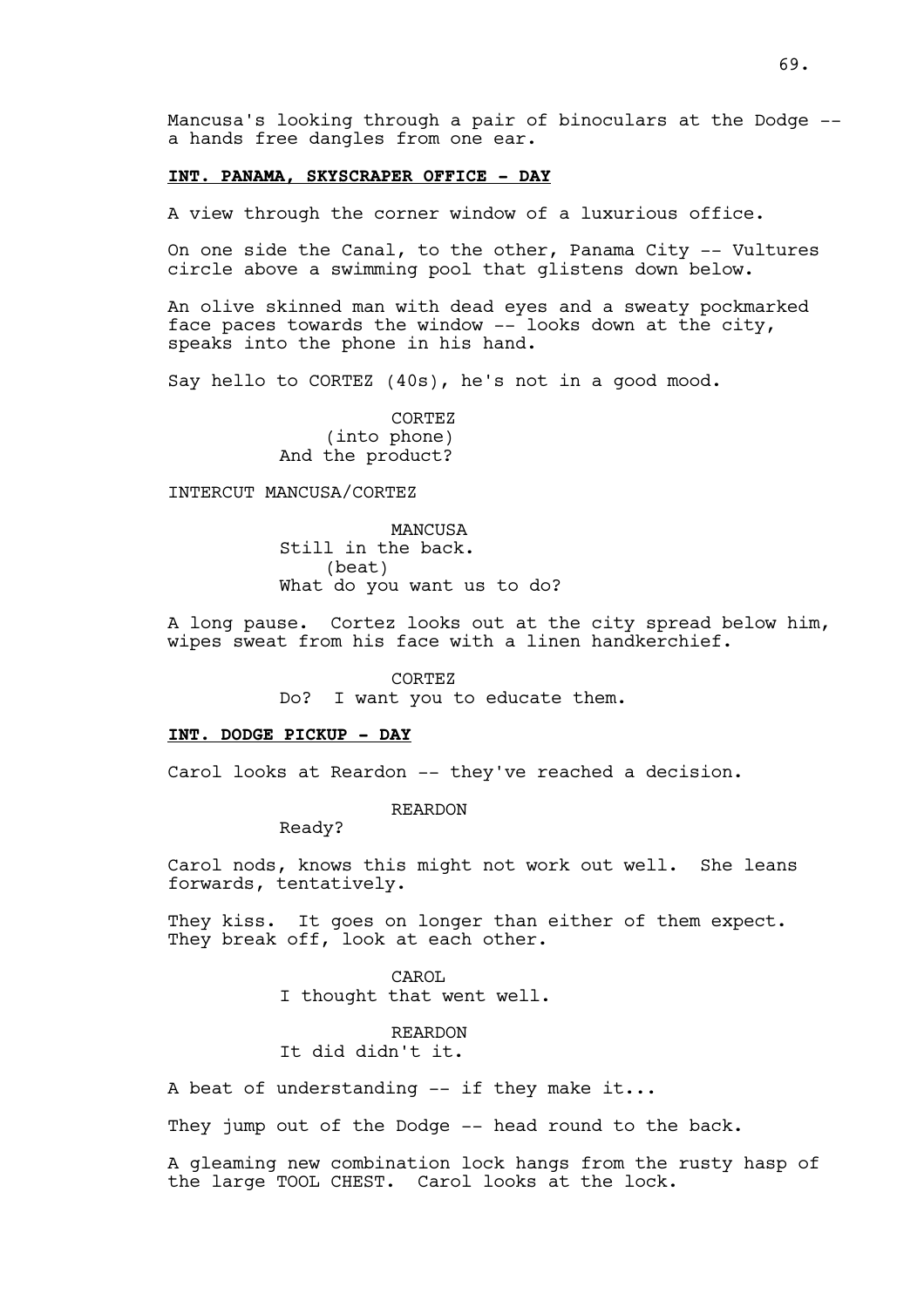Mancusa's looking through a pair of binoculars at the Dodge -- a hands free dangles from one ear.

**INT. PANAMA, SKYSCRAPER OFFICE - DAY**

A view through the corner window of a luxurious office.

On one side the Canal, to the other, Panama City -- Vultures circle above a swimming pool that glistens down below.

An olive skinned man with dead eyes and a sweaty pockmarked face paces towards the window -- looks down at the city, speaks into the phone in his hand.

Say hello to CORTEZ (40s), he's not in a good mood.

CORTEZ
(into phone)
And the product?

INTERCUT MANCUSA/CORTEZ

MANCUSA
Still in the back.
(beat)
What do you want us to do?

A long pause. Cortez looks out at the city spread below him, wipes sweat from his face with a linen handkerchief.

CORTEZ
Do? I want you to educate them.

**INT. DODGE PICKUP - DAY**

Carol looks at Reardon -- they've reached a decision.

REARDON
Ready?

Carol nods, knows this might not work out well. She leans forwards, tentatively.

They kiss. It goes on longer than either of them expect. They break off, look at each other.

CAROL
I thought that went well.

REARDON
It did didn't it.

A beat of understanding -- if they make it...

They jump out of the Dodge -- head round to the back.

A gleaming new combination lock hangs from the rusty hasp of the large TOOL CHEST. Carol looks at the lock.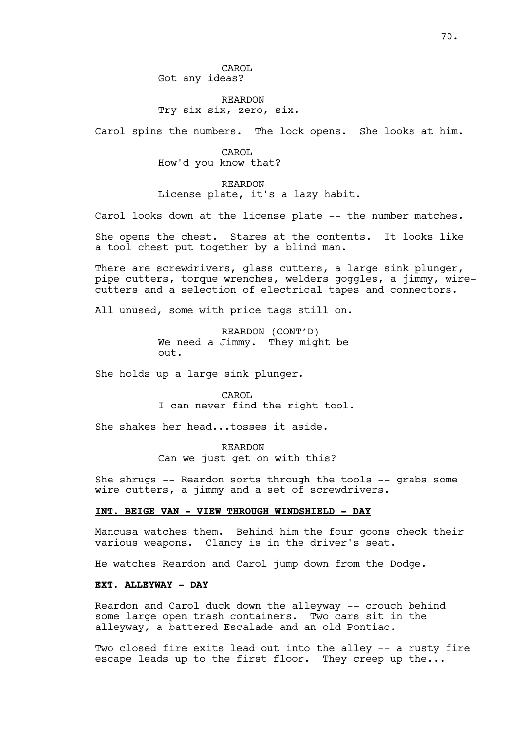CAROL
Got any ideas?

REARDON
Try six six, zero, six.

Carol spins the numbers. The lock opens. She looks at him.

CAROL
How'd you know that?

REARDON
License plate, it's a lazy habit.

Carol looks down at the license plate -- the number matches.

She opens the chest. Stares at the contents. It looks like a tool chest put together by a blind man.

There are screwdrivers, glass cutters, a large sink plunger, pipe cutters, torque wrenches, welders goggles, a jimmy, wire-cutters and a selection of electrical tapes and connectors.

All unused, some with price tags still on.

REARDON (CONT'D)
We need a Jimmy. They might be out.

She holds up a large sink plunger.

CAROL
I can never find the right tool.

She shakes her head...tosses it aside.

REARDON
Can we just get on with this?

She shrugs -- Reardon sorts through the tools -- grabs some wire cutters, a jimmy and a set of screwdrivers.

**INT. BEIGE VAN - VIEW THROUGH WINDSHIELD - DAY**

Mancusa watches them. Behind him the four goons check their various weapons. Clancy is in the driver's seat.

He watches Reardon and Carol jump down from the Dodge.

**EXT. ALLEYWAY - DAY**

Reardon and Carol duck down the alleyway -- crouch behind some large open trash containers. Two cars sit in the alleyway, a battered Escalade and an old Pontiac.

Two closed fire exits lead out into the alley -- a rusty fire escape leads up to the first floor. They creep up the...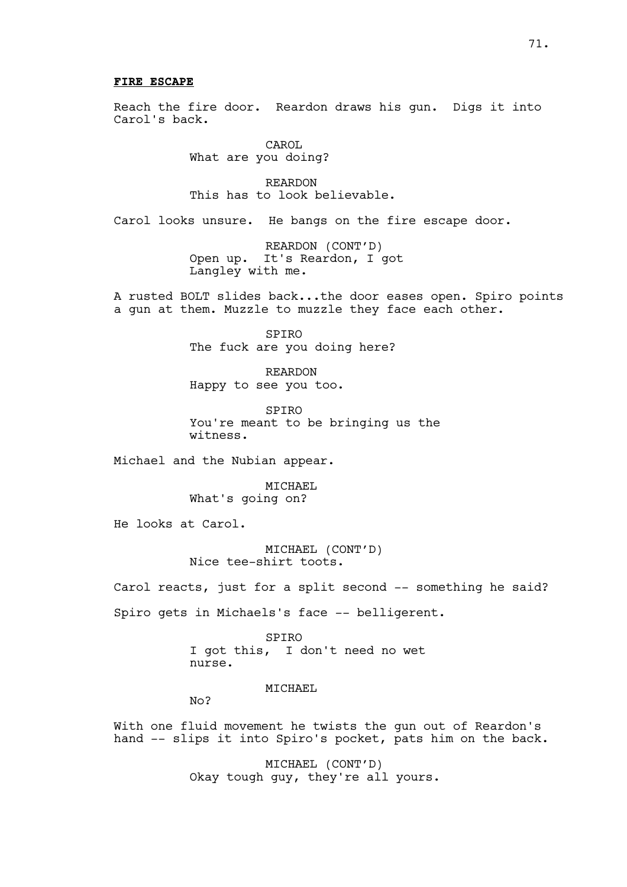**FIRE ESCAPE**

Reach the fire door. Reardon draws his gun. Digs it into Carol's back.

CAROL
What are you doing?

REARDON
This has to look believable.

Carol looks unsure. He bangs on the fire escape door.

REARDON (CONT'D)
Open up. It's Reardon, I got Langley with me.

A rusted BOLT slides back...the door eases open. Spiro points a gun at them. Muzzle to muzzle they face each other.

SPIRO
The fuck are you doing here?

REARDON
Happy to see you too.

SPIRO
You're meant to be bringing us the witness.

Michael and the Nubian appear.

MICHAEL
What's going on?

He looks at Carol.

MICHAEL (CONT'D)
Nice tee-shirt toots.

Carol reacts, just for a split second -- something he said?

Spiro gets in Michaels's face -- belligerent.

SPIRO
I got this, I don't need no wet nurse.

MICHAEL
No?

With one fluid movement he twists the gun out of Reardon's hand -- slips it into Spiro's pocket, pats him on the back.

MICHAEL (CONT'D)
Okay tough guy, they're all yours.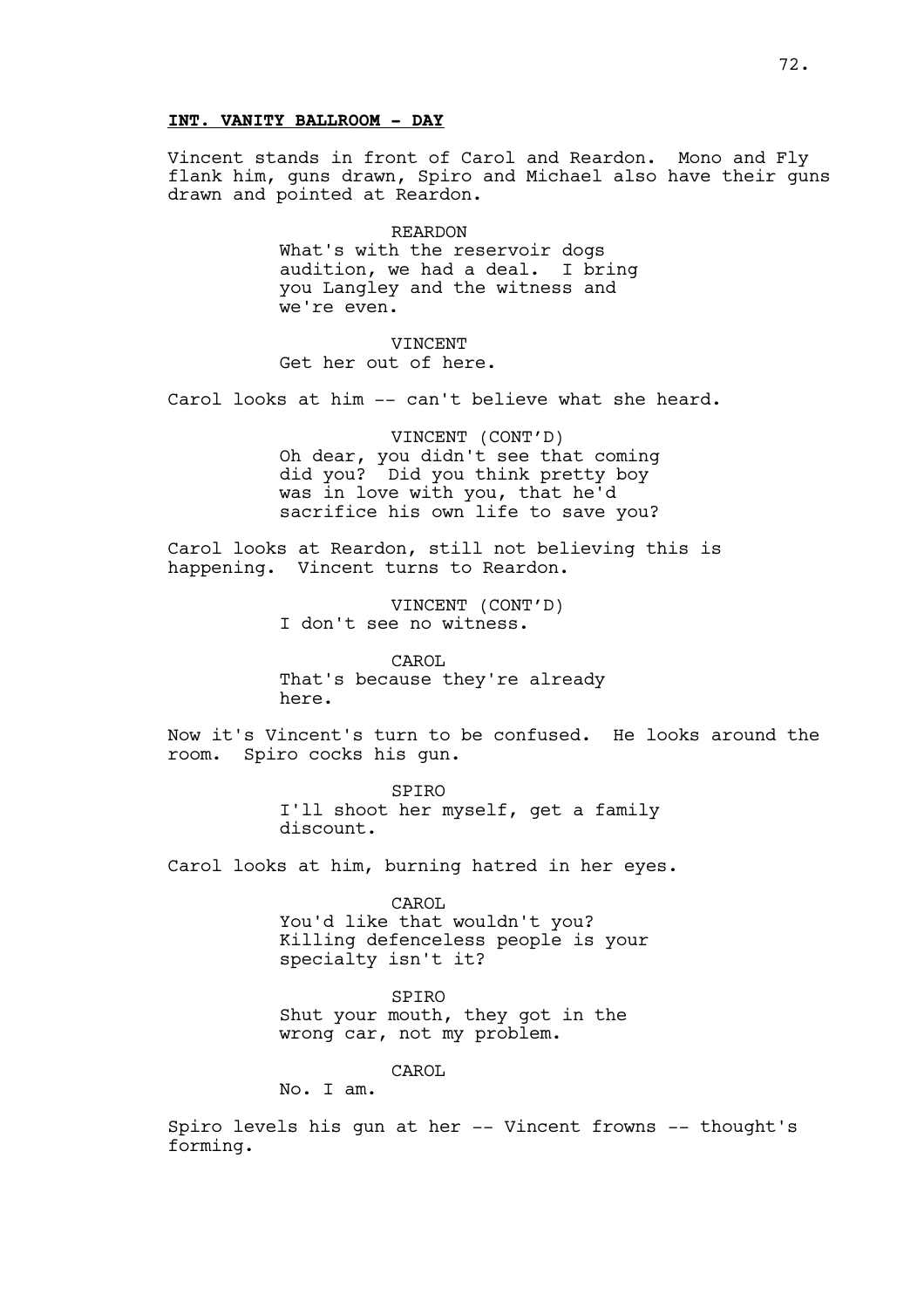**INT. VANITY BALLROOM - DAY**

Vincent stands in front of Carol and Reardon. Mono and Fly flank him, guns drawn, Spiro and Michael also have their guns drawn and pointed at Reardon.

REARDON
What's with the reservoir dogs audition, we had a deal. I bring you Langley and the witness and we're even.

VINCENT
Get her out of here.

Carol looks at him -- can't believe what she heard.

VINCENT (CONT'D)
Oh dear, you didn't see that coming did you? Did you think pretty boy was in love with you, that he'd sacrifice his own life to save you?

Carol looks at Reardon, still not believing this is happening. Vincent turns to Reardon.

VINCENT (CONT'D)
I don't see no witness.

CAROL
That's because they're already here.

Now it's Vincent's turn to be confused. He looks around the room. Spiro cocks his gun.

SPIRO
I'll shoot her myself, get a family discount.

Carol looks at him, burning hatred in her eyes.

CAROL
You'd like that wouldn't you? Killing defenceless people is your specialty isn't it?

SPIRO
Shut your mouth, they got in the wrong car, not my problem.

CAROL
No. I am.

Spiro levels his gun at her -- Vincent frowns -- thought's forming.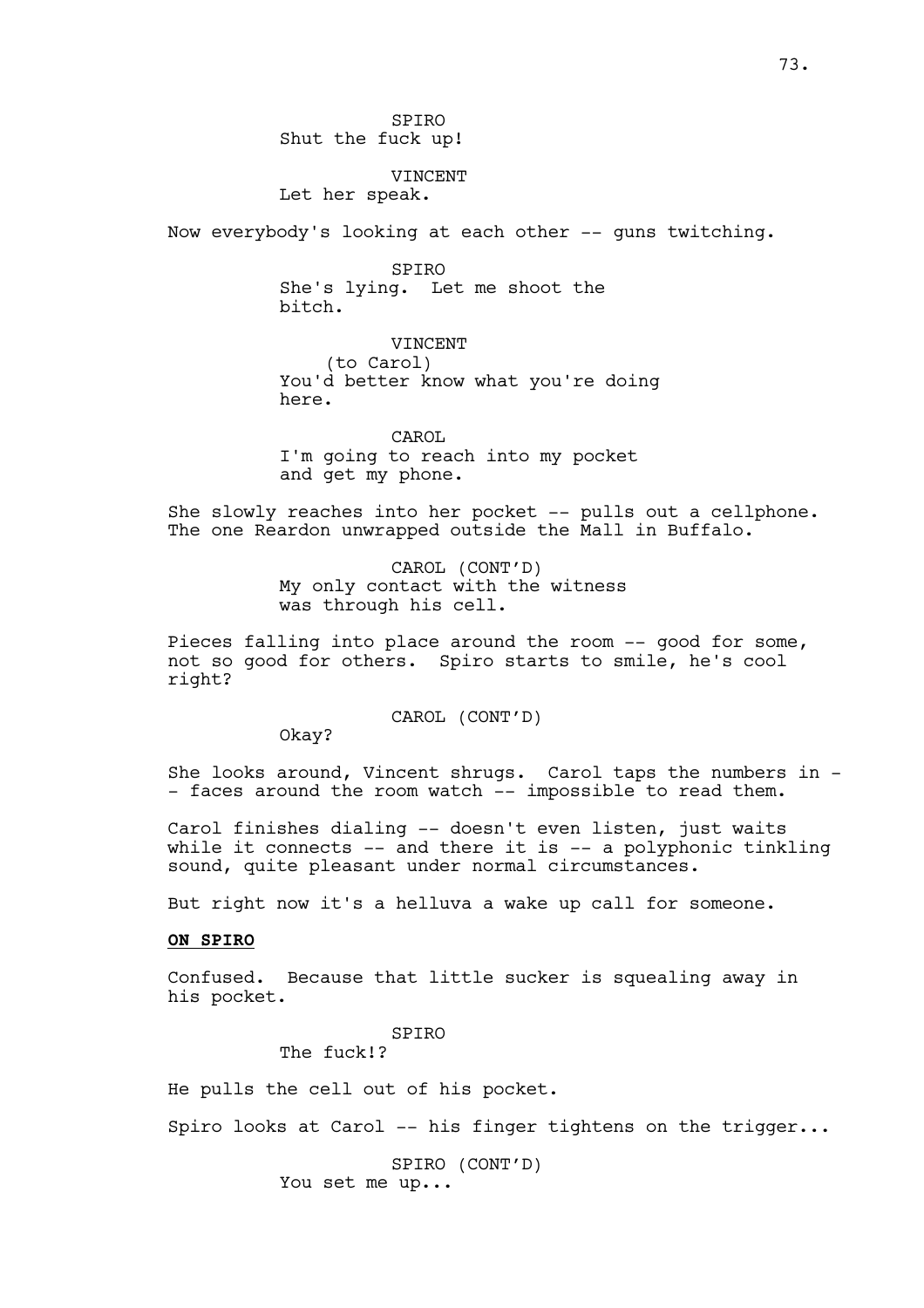SPIRO
Shut the fuck up!

VINCENT
Let her speak.

Now everybody's looking at each other -- guns twitching.

SPIRO
She's lying. Let me shoot the bitch.

VINCENT
(to Carol)
You'd better know what you're doing here.

CAROL
I'm going to reach into my pocket and get my phone.

She slowly reaches into her pocket -- pulls out a cellphone. The one Reardon unwrapped outside the Mall in Buffalo.

CAROL (CONT'D)
My only contact with the witness was through his cell.

Pieces falling into place around the room -- good for some, not so good for others. Spiro starts to smile, he's cool right?

CAROL (CONT'D)
Okay?

She looks around, Vincent shrugs. Carol taps the numbers in -- faces around the room watch -- impossible to read them.

Carol finishes dialing -- doesn't even listen, just waits while it connects -- and there it is -- a polyphonic tinkling sound, quite pleasant under normal circumstances.

But right now it's a helluva a wake up call for someone.

**ON SPIRO**

Confused. Because that little sucker is squealing away in his pocket.

SPIRO
The fuck!?

He pulls the cell out of his pocket.

Spiro looks at Carol -- his finger tightens on the trigger...

SPIRO (CONT'D)
You set me up...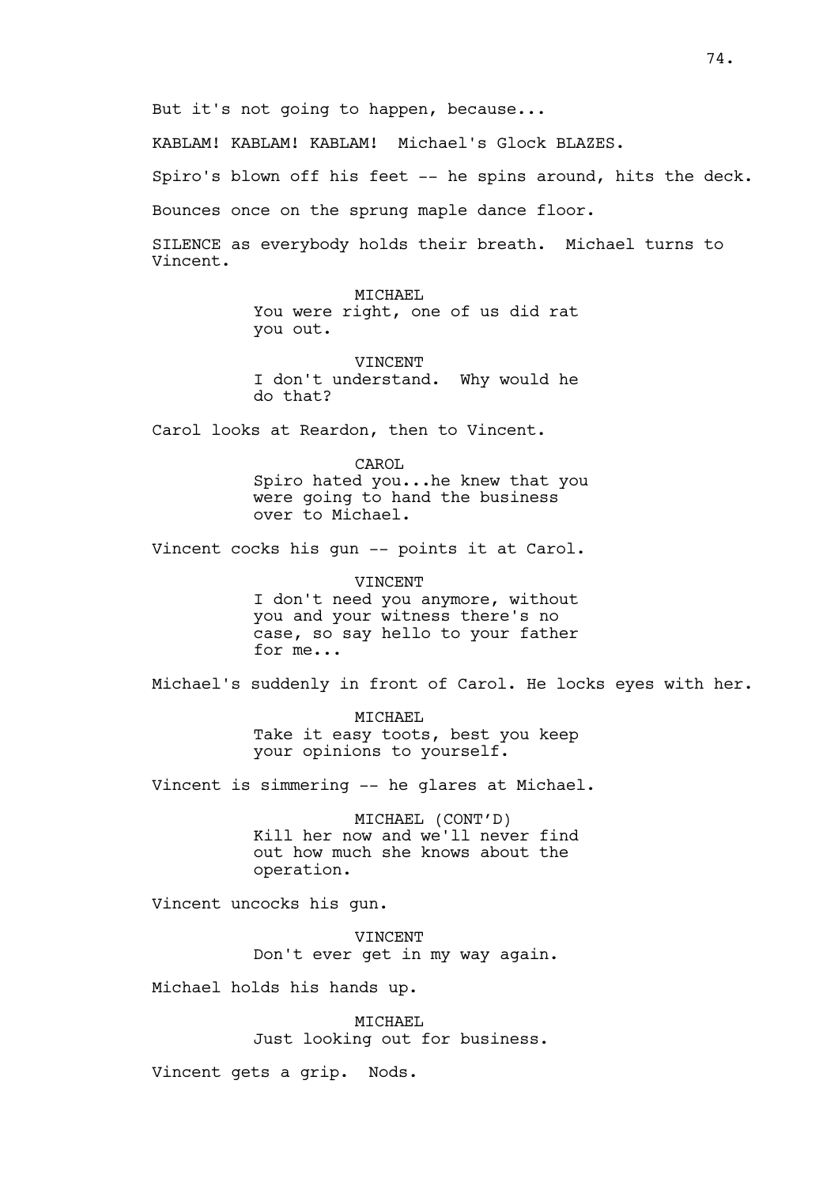But it's not going to happen, because...

KABLAM! KABLAM! KABLAM! Michael's Glock BLAZES.

Spiro's blown off his feet -- he spins around, hits the deck.

Bounces once on the sprung maple dance floor.

SILENCE as everybody holds their breath. Michael turns to Vincent.

MICHAEL
You were right, one of us did rat you out.

VINCENT
I don't understand. Why would he do that?

Carol looks at Reardon, then to Vincent.

CAROL
Spiro hated you...he knew that you were going to hand the business over to Michael.

Vincent cocks his gun -- points it at Carol.

VINCENT
I don't need you anymore, without you and your witness there's no case, so say hello to your father for me...

Michael's suddenly in front of Carol. He locks eyes with her.

MICHAEL
Take it easy toots, best you keep your opinions to yourself.

Vincent is simmering -- he glares at Michael.

MICHAEL (CONT'D)
Kill her now and we'll never find out how much she knows about the operation.

Vincent uncocks his gun.

VINCENT
Don't ever get in my way again.

Michael holds his hands up.

MICHAEL
Just looking out for business.

Vincent gets a grip. Nods.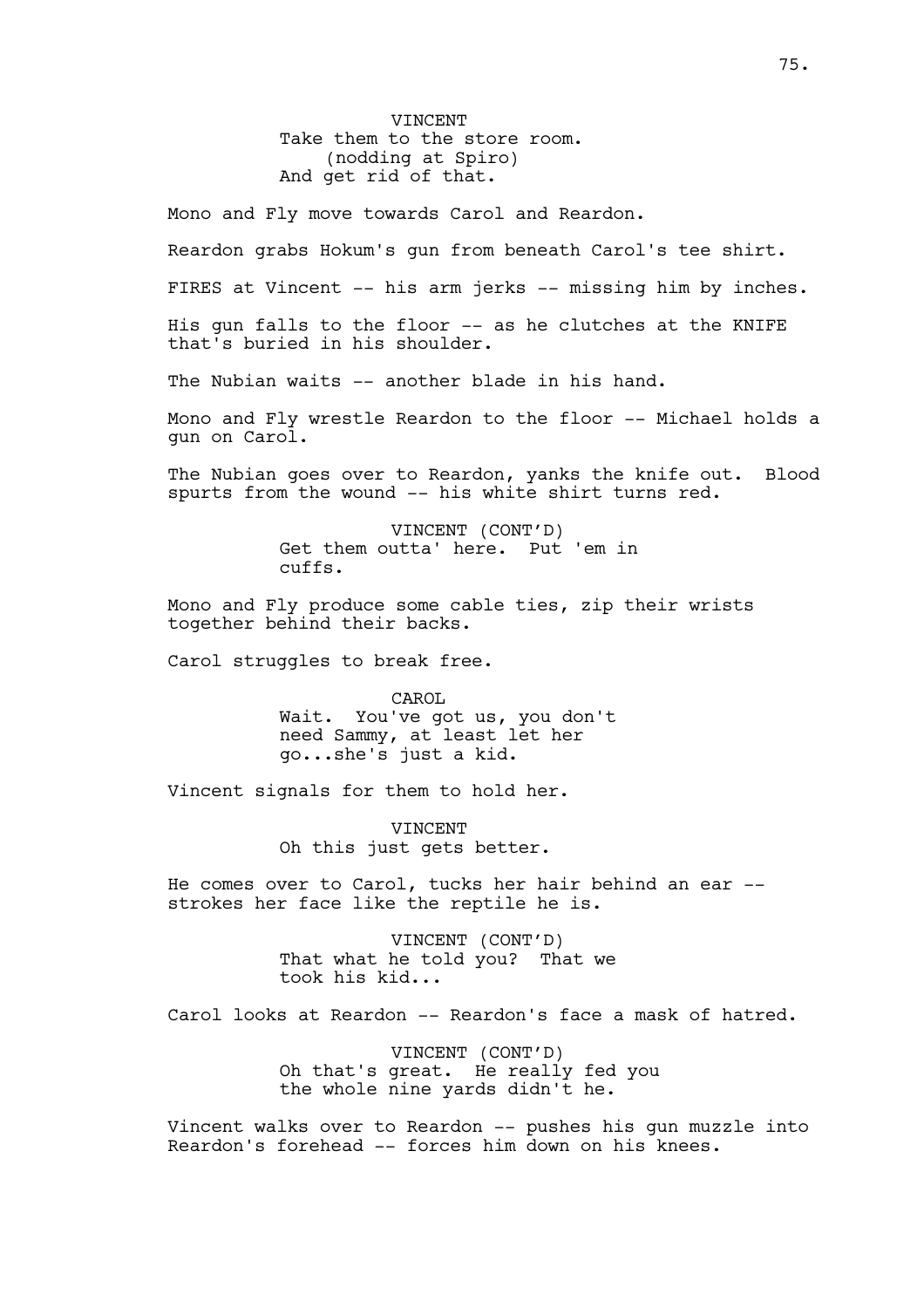VINCENT
Take them to the store room.
(nodding at Spiro)
And get rid of that.

Mono and Fly move towards Carol and Reardon.

Reardon grabs Hokum's gun from beneath Carol's tee shirt.

FIRES at Vincent -- his arm jerks -- missing him by inches.

His gun falls to the floor -- as he clutches at the KNIFE that's buried in his shoulder.

The Nubian waits -- another blade in his hand.

Mono and Fly wrestle Reardon to the floor -- Michael holds a gun on Carol.

The Nubian goes over to Reardon, yanks the knife out. Blood spurts from the wound -- his white shirt turns red.

VINCENT (CONT'D)
Get them outta' here. Put 'em in cuffs.

Mono and Fly produce some cable ties, zip their wrists together behind their backs.

Carol struggles to break free.

CAROL
Wait. You've got us, you don't need Sammy, at least let her go...she's just a kid.

Vincent signals for them to hold her.

VINCENT
Oh this just gets better.

He comes over to Carol, tucks her hair behind an ear -- strokes her face like the reptile he is.

VINCENT (CONT'D)
That what he told you? That we took his kid...

Carol looks at Reardon -- Reardon's face a mask of hatred.

VINCENT (CONT'D)
Oh that's great. He really fed you the whole nine yards didn't he.

Vincent walks over to Reardon -- pushes his gun muzzle into Reardon's forehead -- forces him down on his knees.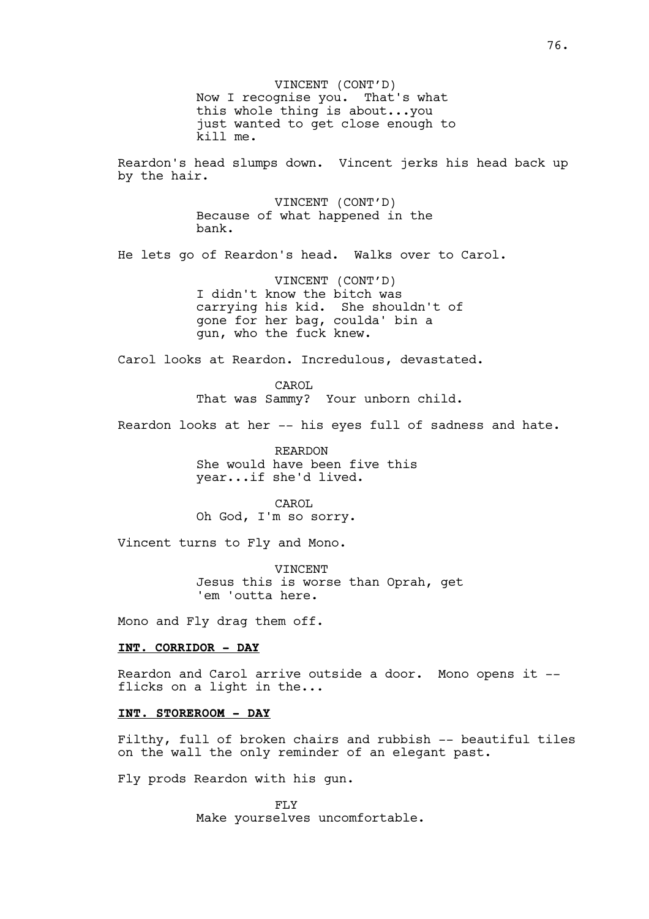VINCENT (CONT'D)
Now I recognise you. That's what this whole thing is about...you just wanted to get close enough to kill me.

Reardon's head slumps down. Vincent jerks his head back up by the hair.

VINCENT (CONT'D)
Because of what happened in the bank.

He lets go of Reardon's head. Walks over to Carol.

VINCENT (CONT'D)
I didn't know the bitch was carrying his kid. She shouldn't of gone for her bag, coulda' bin a gun, who the fuck knew.

Carol looks at Reardon. Incredulous, devastated.

CAROL
That was Sammy? Your unborn child.

Reardon looks at her -- his eyes full of sadness and hate.

REARDON
She would have been five this year...if she'd lived.

CAROL
Oh God, I'm so sorry.

Vincent turns to Fly and Mono.

VINCENT
Jesus this is worse than Oprah, get 'em 'outta here.

Mono and Fly drag them off.

**INT. CORRIDOR - DAY**

Reardon and Carol arrive outside a door. Mono opens it -- flicks on a light in the...

**INT. STOREROOM - DAY**

Filthy, full of broken chairs and rubbish -- beautiful tiles on the wall the only reminder of an elegant past.

Fly prods Reardon with his gun.

FLY
Make yourselves uncomfortable.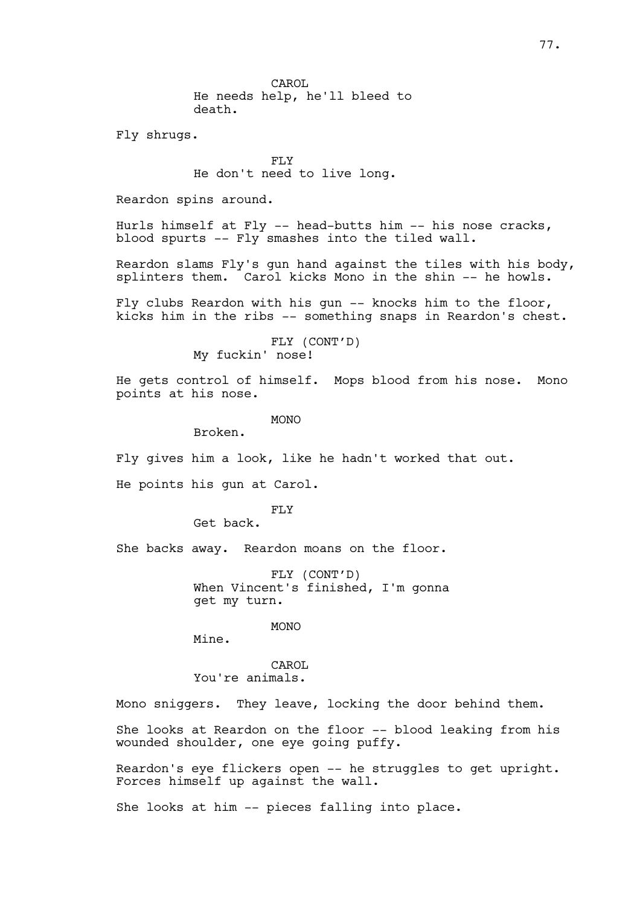CAROL
He needs help, he'll bleed to death.

Fly shrugs.

FLY
He don't need to live long.

Reardon spins around.

Hurls himself at Fly -- head-butts him -- his nose cracks, blood spurts -- Fly smashes into the tiled wall.

Reardon slams Fly's gun hand against the tiles with his body, splinters them. Carol kicks Mono in the shin -- he howls.

Fly clubs Reardon with his gun -- knocks him to the floor, kicks him in the ribs -- something snaps in Reardon's chest.

FLY (CONT'D)
My fuckin' nose!

He gets control of himself. Mops blood from his nose. Mono points at his nose.

MONO
Broken.

Fly gives him a look, like he hadn't worked that out.

He points his gun at Carol.

FLY
Get back.

She backs away. Reardon moans on the floor.

FLY (CONT'D)
When Vincent's finished, I'm gonna get my turn.

MONO
Mine.

CAROL
You're animals.

Mono sniggers. They leave, locking the door behind them.

She looks at Reardon on the floor -- blood leaking from his wounded shoulder, one eye going puffy.

Reardon's eye flickers open -- he struggles to get upright. Forces himself up against the wall.

She looks at him -- pieces falling into place.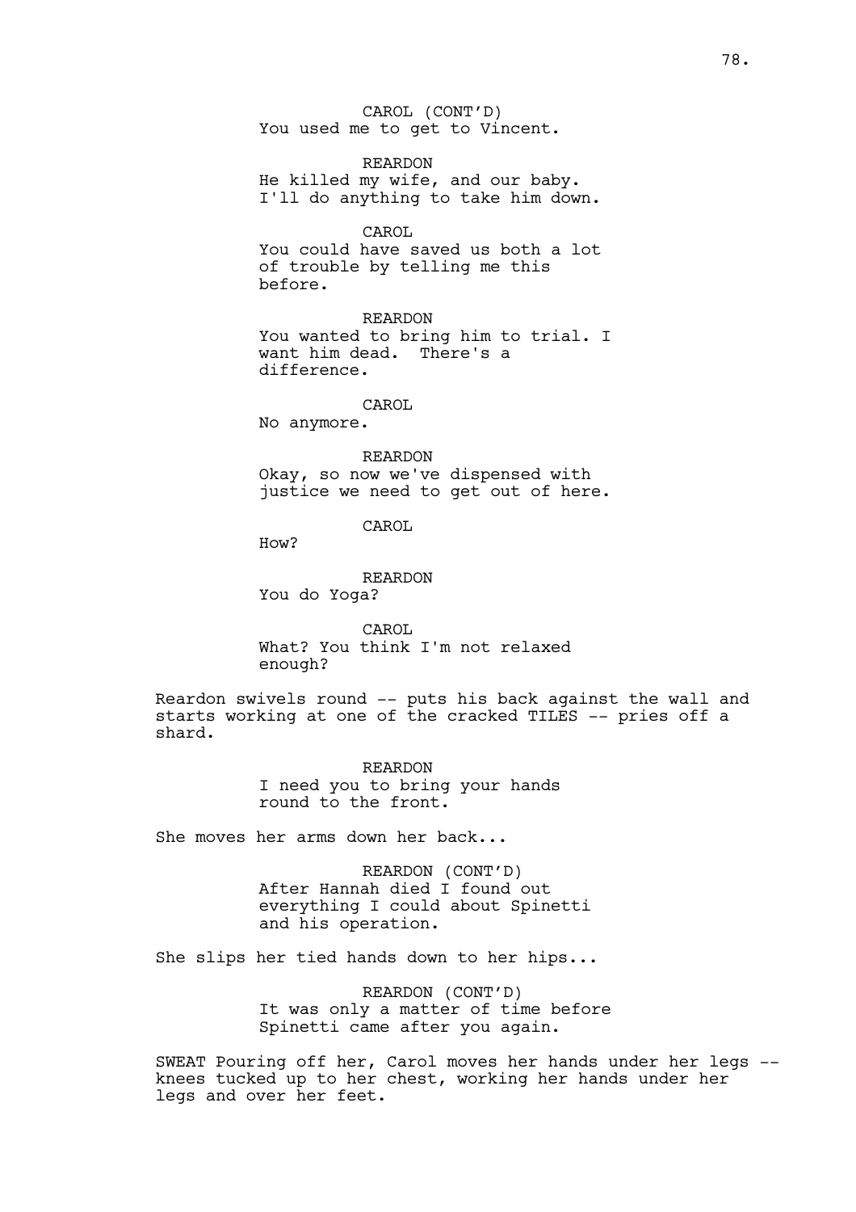CAROL (CONT'D)
You used me to get to Vincent.

REARDON
He killed my wife, and our baby.
I'll do anything to take him down.

CAROL
You could have saved us both a lot
of trouble by telling me this
before.

REARDON
You wanted to bring him to trial. I
want him dead.  There's a
difference.

CAROL
No anymore.

REARDON
Okay, so now we've dispensed with
justice we need to get out of here.

CAROL
How?

REARDON
You do Yoga?

CAROL
What? You think I'm not relaxed
enough?

Reardon swivels round -- puts his back against the wall and starts working at one of the cracked TILES -- pries off a shard.

REARDON
I need you to bring your hands
round to the front.

She moves her arms down her back...

REARDON (CONT'D)
After Hannah died I found out
everything I could about Spinetti
and his operation.

She slips her tied hands down to her hips...

REARDON (CONT'D)
It was only a matter of time before
Spinetti came after you again.

SWEAT Pouring off her, Carol moves her hands under her legs -- knees tucked up to her chest, working her hands under her legs and over her feet.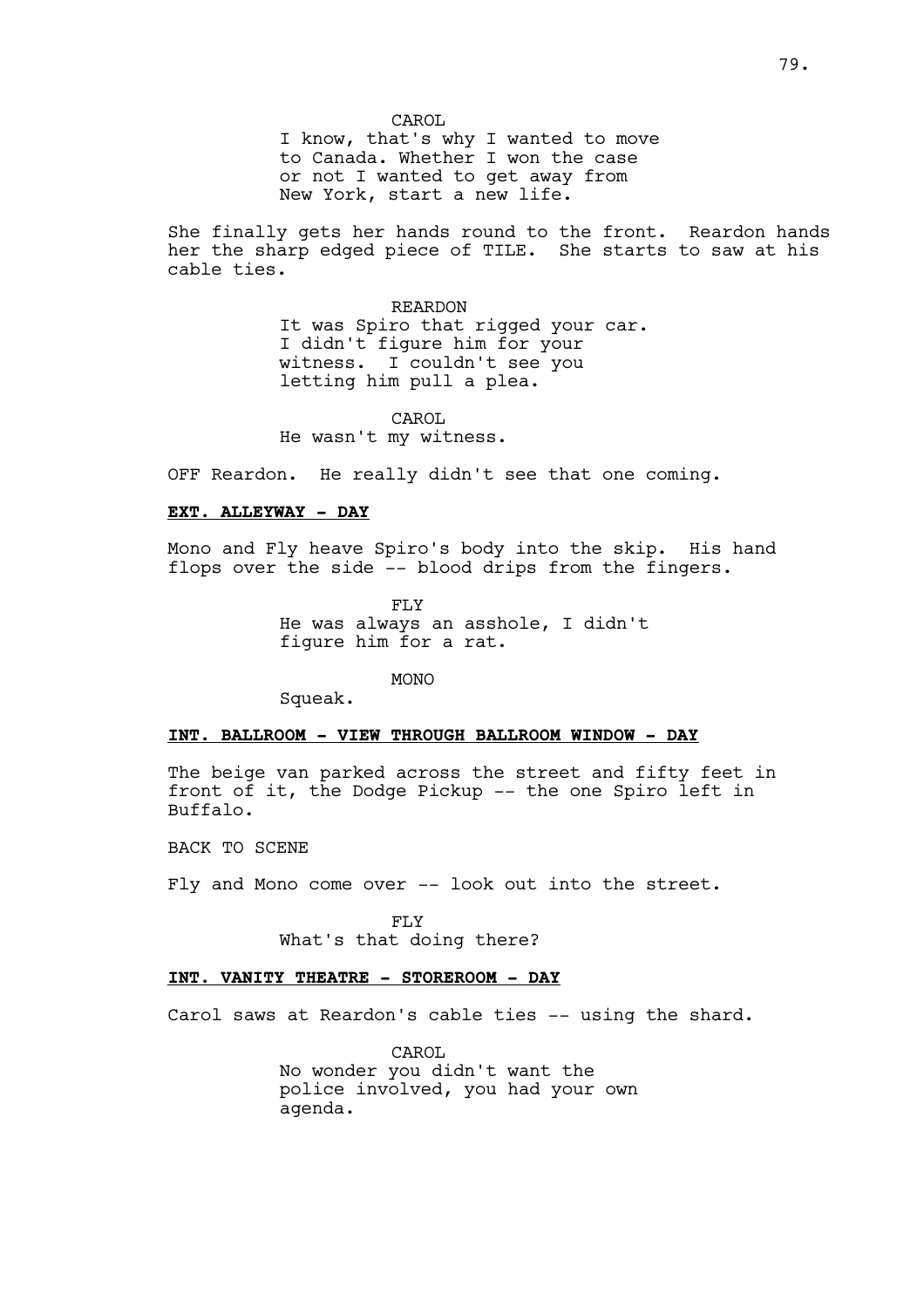CAROL

I know, that's why I wanted to move to Canada. Whether I won the case or not I wanted to get away from New York, start a new life.

She finally gets her hands round to the front. Reardon hands her the sharp edged piece of TILE. She starts to saw at his cable ties.

REARDON

It was Spiro that rigged your car. I didn't figure him for your witness. I couldn't see you letting him pull a plea.

CAROL

He wasn't my witness.

OFF Reardon. He really didn't see that one coming.

**EXT. ALLEYWAY - DAY**

Mono and Fly heave Spiro's body into the skip. His hand flops over the side -- blood drips from the fingers.

FLY

He was always an asshole, I didn't figure him for a rat.

MONO

Squeak.

**INT. BALLROOM - VIEW THROUGH BALLROOM WINDOW - DAY**

The beige van parked across the street and fifty feet in front of it, the Dodge Pickup -- the one Spiro left in Buffalo.

BACK TO SCENE

Fly and Mono come over -- look out into the street.

FLY

What's that doing there?

**INT. VANITY THEATRE - STOREROOM - DAY**

Carol saws at Reardon's cable ties -- using the shard.

CAROL

No wonder you didn't want the police involved, you had your own agenda.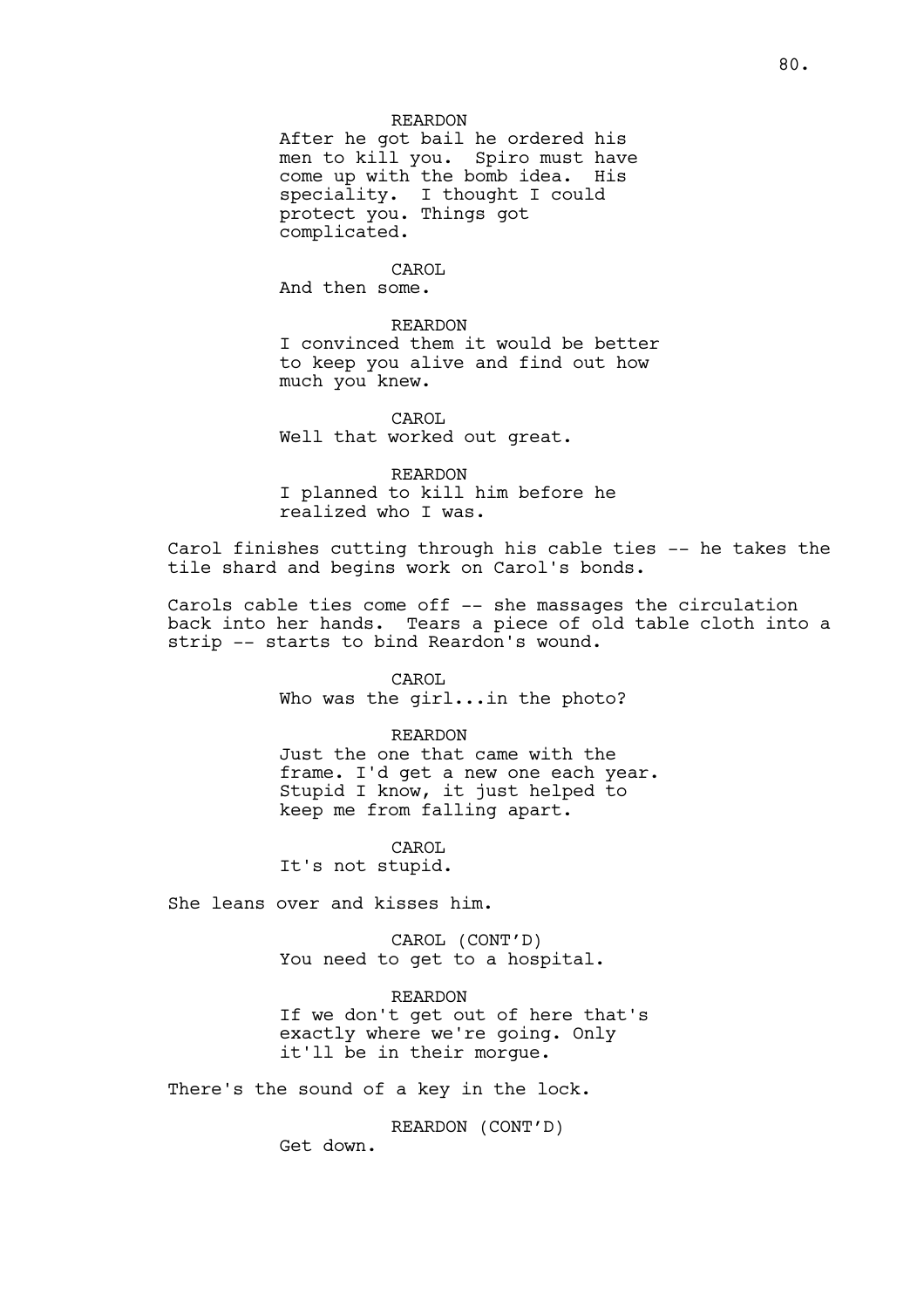REARDON
After he got bail he ordered his men to kill you. Spiro must have come up with the bomb idea. His speciality. I thought I could protect you. Things got complicated.

CAROL
And then some.

REARDON
I convinced them it would be better to keep you alive and find out how much you knew.

CAROL
Well that worked out great.

REARDON
I planned to kill him before he realized who I was.

Carol finishes cutting through his cable ties -- he takes the tile shard and begins work on Carol's bonds.

Carols cable ties come off -- she massages the circulation back into her hands. Tears a piece of old table cloth into a strip -- starts to bind Reardon's wound.

CAROL
Who was the girl...in the photo?

REARDON
Just the one that came with the frame. I'd get a new one each year. Stupid I know, it just helped to keep me from falling apart.

CAROL
It's not stupid.

She leans over and kisses him.

CAROL (CONT'D)
You need to get to a hospital.

REARDON
If we don't get out of here that's exactly where we're going. Only it'll be in their morgue.

There's the sound of a key in the lock.

REARDON (CONT'D)
Get down.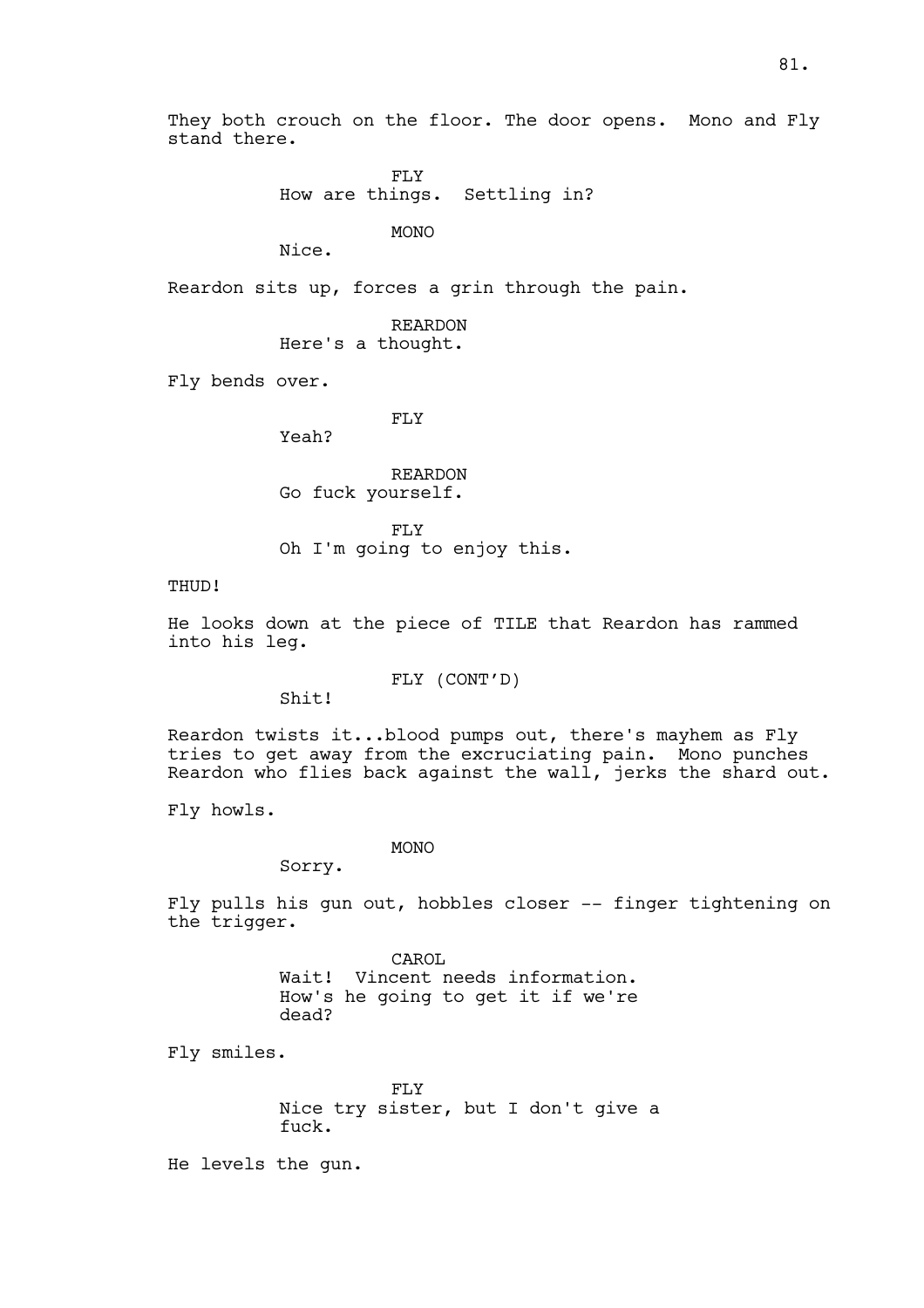They both crouch on the floor. The door opens. Mono and Fly stand there.

FLY
How are things. Settling in?

MONO
Nice.

Reardon sits up, forces a grin through the pain.

REARDON
Here's a thought.

Fly bends over.

FLY
Yeah?

REARDON
Go fuck yourself.

FLY
Oh I'm going to enjoy this.

THUD!

He looks down at the piece of TILE that Reardon has rammed into his leg.

FLY (CONT'D)
Shit!

Reardon twists it...blood pumps out, there's mayhem as Fly tries to get away from the excruciating pain. Mono punches Reardon who flies back against the wall, jerks the shard out.

Fly howls.

MONO
Sorry.

Fly pulls his gun out, hobbles closer -- finger tightening on the trigger.

CAROL
Wait! Vincent needs information. How's he going to get it if we're dead?

Fly smiles.

FLY
Nice try sister, but I don't give a fuck.

He levels the gun.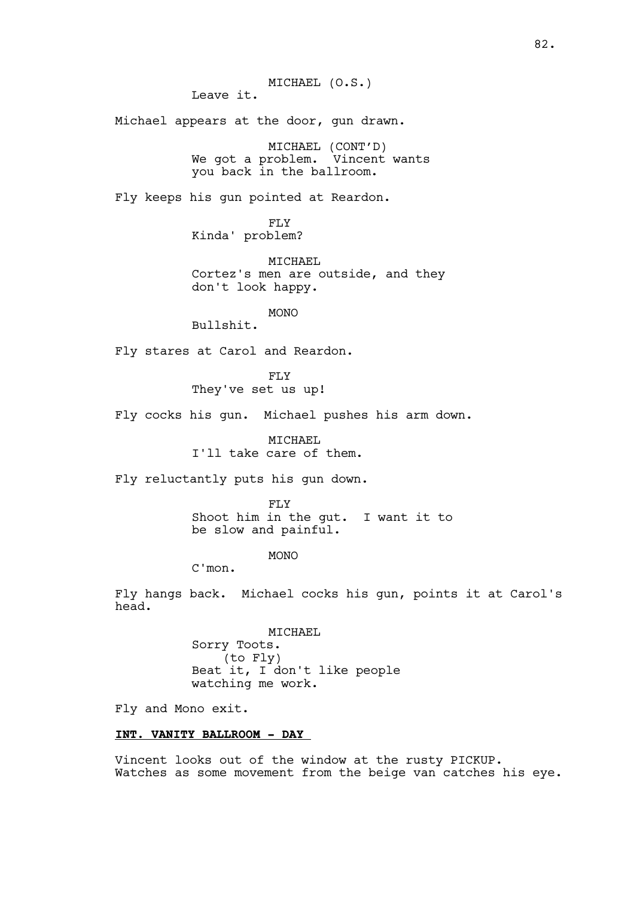MICHAEL (O.S.)
Leave it.

Michael appears at the door, gun drawn.

MICHAEL (CONT'D)
We got a problem. Vincent wants you back in the ballroom.

Fly keeps his gun pointed at Reardon.

FLY
Kinda' problem?

MICHAEL
Cortez's men are outside, and they don't look happy.

MONO
Bullshit.

Fly stares at Carol and Reardon.

FLY
They've set us up!

Fly cocks his gun. Michael pushes his arm down.

MICHAEL
I'll take care of them.

Fly reluctantly puts his gun down.

FLY
Shoot him in the gut. I want it to be slow and painful.

MONO
C'mon.

Fly hangs back. Michael cocks his gun, points it at Carol's head.

MICHAEL
Sorry Toots.
(to Fly)
Beat it, I don't like people watching me work.

Fly and Mono exit.

**INT. VANITY BALLROOM - DAY**

Vincent looks out of the window at the rusty PICKUP. Watches as some movement from the beige van catches his eye.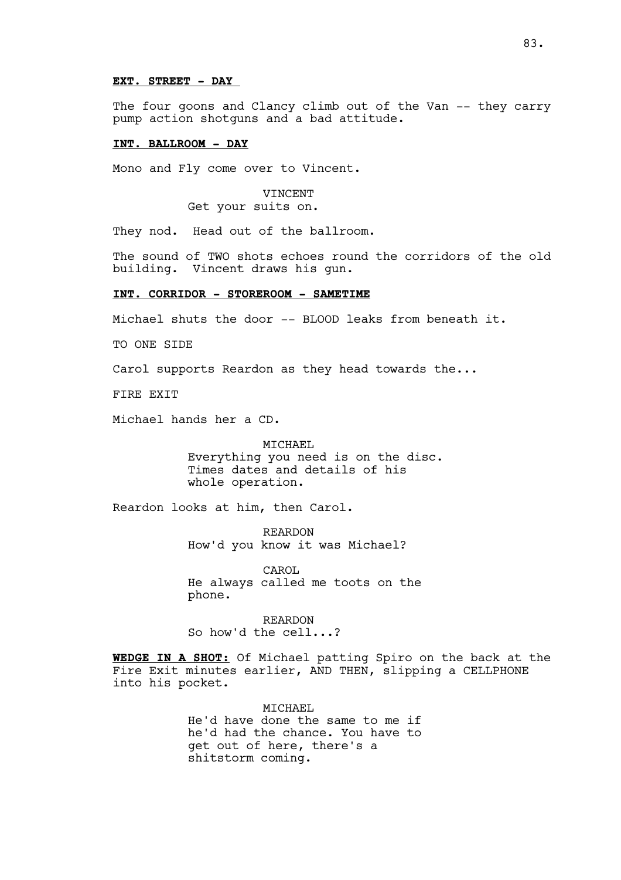**EXT. STREET - DAY**

The four goons and Clancy climb out of the Van -- they carry pump action shotguns and a bad attitude.

**INT. BALLROOM - DAY**

Mono and Fly come over to Vincent.

VINCENT
Get your suits on.

They nod. Head out of the ballroom.

The sound of TWO shots echoes round the corridors of the old building. Vincent draws his gun.

**INT. CORRIDOR - STOREROOM - SAMETIME**

Michael shuts the door -- BLOOD leaks from beneath it.

TO ONE SIDE

Carol supports Reardon as they head towards the...

FIRE EXIT

Michael hands her a CD.

MICHAEL
Everything you need is on the disc. Times dates and details of his whole operation.

Reardon looks at him, then Carol.

REARDON
How'd you know it was Michael?

CAROL
He always called me toots on the phone.

REARDON
So how'd the cell...?

**WEDGE IN A SHOT:** Of Michael patting Spiro on the back at the Fire Exit minutes earlier, AND THEN, slipping a CELLPHONE into his pocket.

MICHAEL
He'd have done the same to me if he'd had the chance. You have to get out of here, there's a shitstorm coming.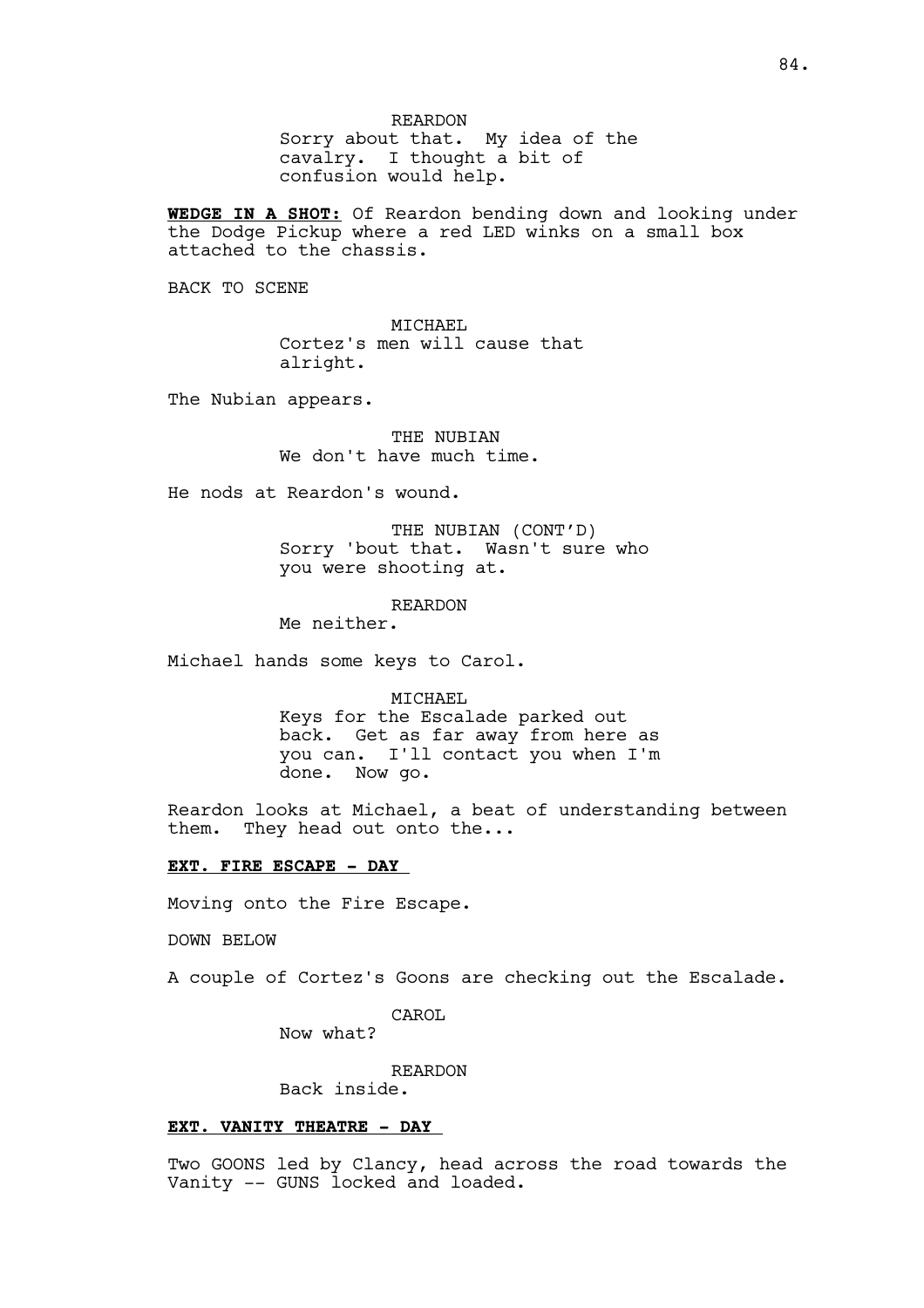REARDON
Sorry about that. My idea of the cavalry. I thought a bit of confusion would help.

**WEDGE IN A SHOT:** Of Reardon bending down and looking under the Dodge Pickup where a red LED winks on a small box attached to the chassis.

BACK TO SCENE

MICHAEL
Cortez's men will cause that alright.

The Nubian appears.

THE NUBIAN
We don't have much time.

He nods at Reardon's wound.

THE NUBIAN (CONT'D)
Sorry 'bout that. Wasn't sure who you were shooting at.

REARDON
Me neither.

Michael hands some keys to Carol.

MICHAEL
Keys for the Escalade parked out back. Get as far away from here as you can. I'll contact you when I'm done. Now go.

Reardon looks at Michael, a beat of understanding between them. They head out onto the...

**EXT. FIRE ESCAPE - DAY**

Moving onto the Fire Escape.

DOWN BELOW

A couple of Cortez's Goons are checking out the Escalade.

CAROL
Now what?

REARDON
Back inside.

**EXT. VANITY THEATRE - DAY**

Two GOONS led by Clancy, head across the road towards the Vanity -- GUNS locked and loaded.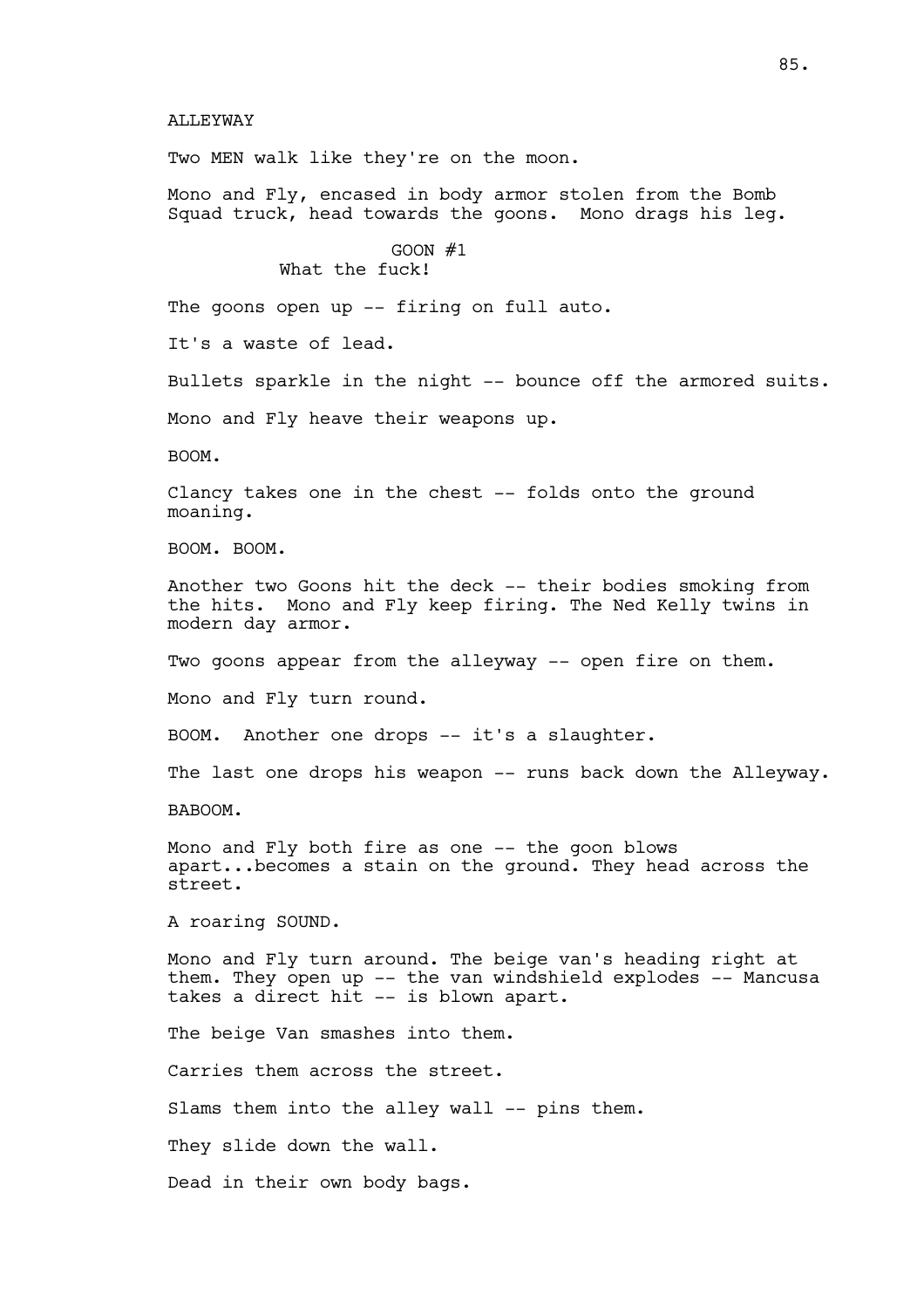ALLEYWAY

Two MEN walk like they're on the moon.

Mono and Fly, encased in body armor stolen from the Bomb Squad truck, head towards the goons. Mono drags his leg.

GOON #1
What the fuck!

The goons open up -- firing on full auto.

It's a waste of lead.

Bullets sparkle in the night -- bounce off the armored suits.

Mono and Fly heave their weapons up.

BOOM.

Clancy takes one in the chest -- folds onto the ground moaning.

BOOM. BOOM.

Another two Goons hit the deck -- their bodies smoking from the hits. Mono and Fly keep firing. The Ned Kelly twins in modern day armor.

Two goons appear from the alleyway -- open fire on them.

Mono and Fly turn round.

BOOM. Another one drops -- it's a slaughter.

The last one drops his weapon -- runs back down the Alleyway.

BABOOM.

Mono and Fly both fire as one -- the goon blows apart...becomes a stain on the ground. They head across the street.

A roaring SOUND.

Mono and Fly turn around. The beige van's heading right at them. They open up -- the van windshield explodes -- Mancusa takes a direct hit -- is blown apart.

The beige Van smashes into them.

Carries them across the street.

Slams them into the alley wall -- pins them.

They slide down the wall.

Dead in their own body bags.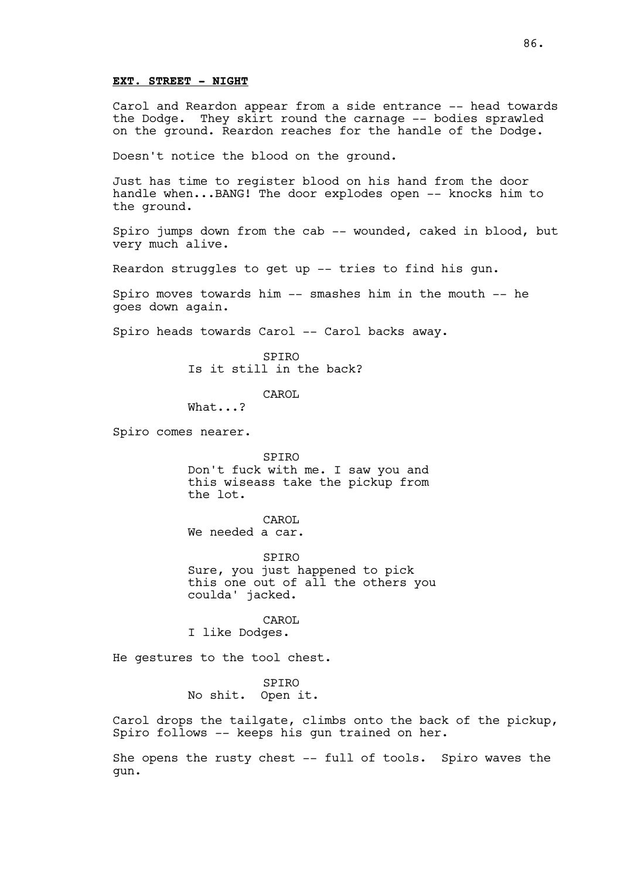**EXT. STREET - NIGHT**

Carol and Reardon appear from a side entrance -- head towards the Dodge. They skirt round the carnage -- bodies sprawled on the ground. Reardon reaches for the handle of the Dodge.

Doesn't notice the blood on the ground.

Just has time to register blood on his hand from the door handle when...BANG! The door explodes open -- knocks him to the ground.

Spiro jumps down from the cab -- wounded, caked in blood, but very much alive.

Reardon struggles to get up -- tries to find his gun.

Spiro moves towards him -- smashes him in the mouth -- he goes down again.

Spiro heads towards Carol -- Carol backs away.

SPIRO
Is it still in the back?

CAROL
What...?

Spiro comes nearer.

SPIRO
Don't fuck with me. I saw you and this wiseass take the pickup from the lot.

CAROL
We needed a car.

SPIRO
Sure, you just happened to pick this one out of all the others you coulda' jacked.

CAROL
I like Dodges.

He gestures to the tool chest.

SPIRO
No shit. Open it.

Carol drops the tailgate, climbs onto the back of the pickup, Spiro follows -- keeps his gun trained on her.

She opens the rusty chest -- full of tools. Spiro waves the gun.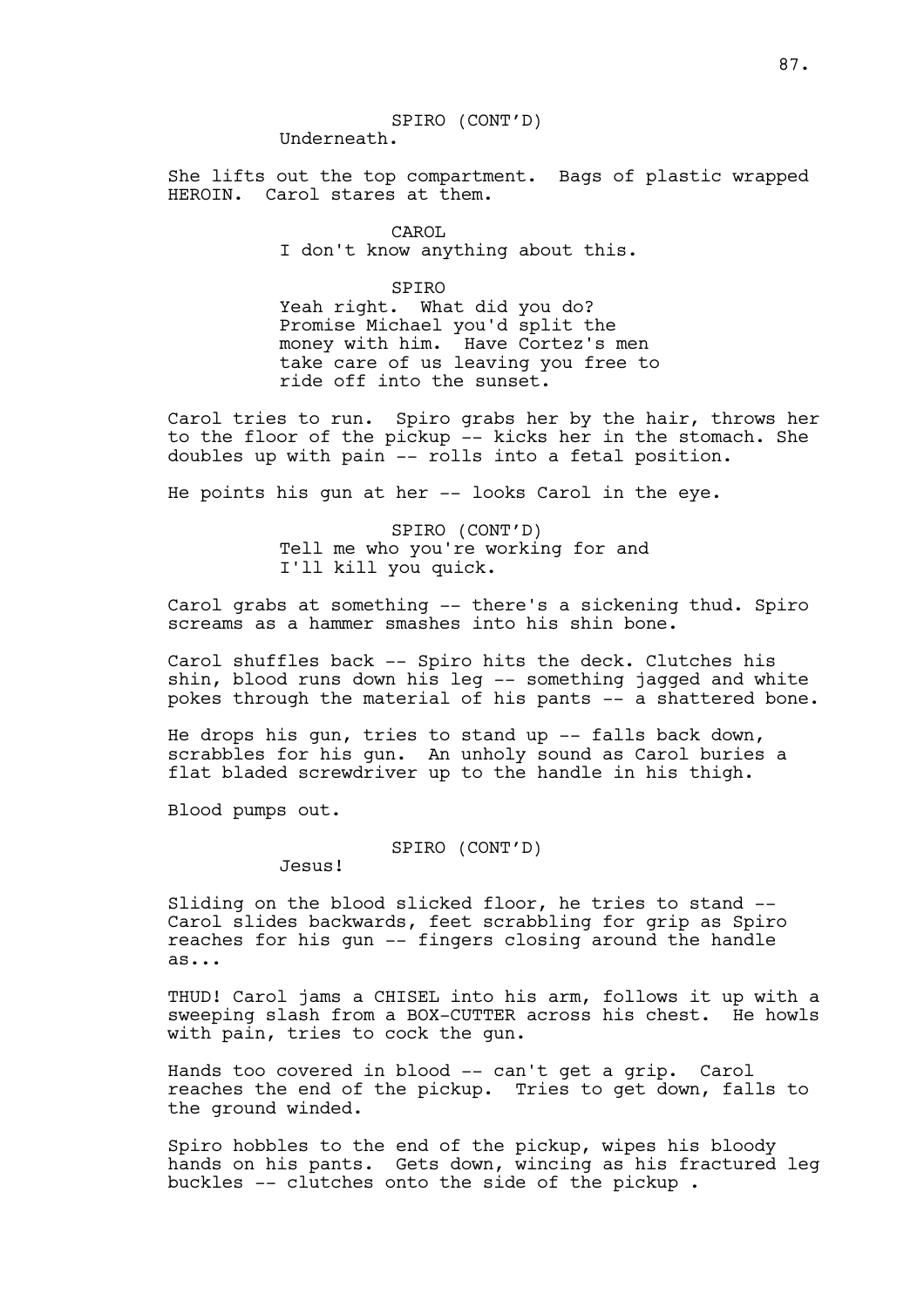SPIRO (CONT'D)
Underneath.

She lifts out the top compartment. Bags of plastic wrapped HEROIN. Carol stares at them.

CAROL
I don't know anything about this.

SPIRO
Yeah right. What did you do? Promise Michael you'd split the money with him. Have Cortez's men take care of us leaving you free to ride off into the sunset.

Carol tries to run. Spiro grabs her by the hair, throws her to the floor of the pickup -- kicks her in the stomach. She doubles up with pain -- rolls into a fetal position.

He points his gun at her -- looks Carol in the eye.

SPIRO (CONT'D)
Tell me who you're working for and I'll kill you quick.

Carol grabs at something -- there's a sickening thud. Spiro screams as a hammer smashes into his shin bone.

Carol shuffles back -- Spiro hits the deck. Clutches his shin, blood runs down his leg -- something jagged and white pokes through the material of his pants -- a shattered bone.

He drops his gun, tries to stand up -- falls back down, scrabbles for his gun. An unholy sound as Carol buries a flat bladed screwdriver up to the handle in his thigh.

Blood pumps out.

SPIRO (CONT'D)
Jesus!

Sliding on the blood slicked floor, he tries to stand -- Carol slides backwards, feet scrabbling for grip as Spiro reaches for his gun -- fingers closing around the handle as...

THUD! Carol jams a CHISEL into his arm, follows it up with a sweeping slash from a BOX-CUTTER across his chest. He howls with pain, tries to cock the gun.

Hands too covered in blood -- can't get a grip. Carol reaches the end of the pickup. Tries to get down, falls to the ground winded.

Spiro hobbles to the end of the pickup, wipes his bloody hands on his pants. Gets down, wincing as his fractured leg buckles -- clutches onto the side of the pickup .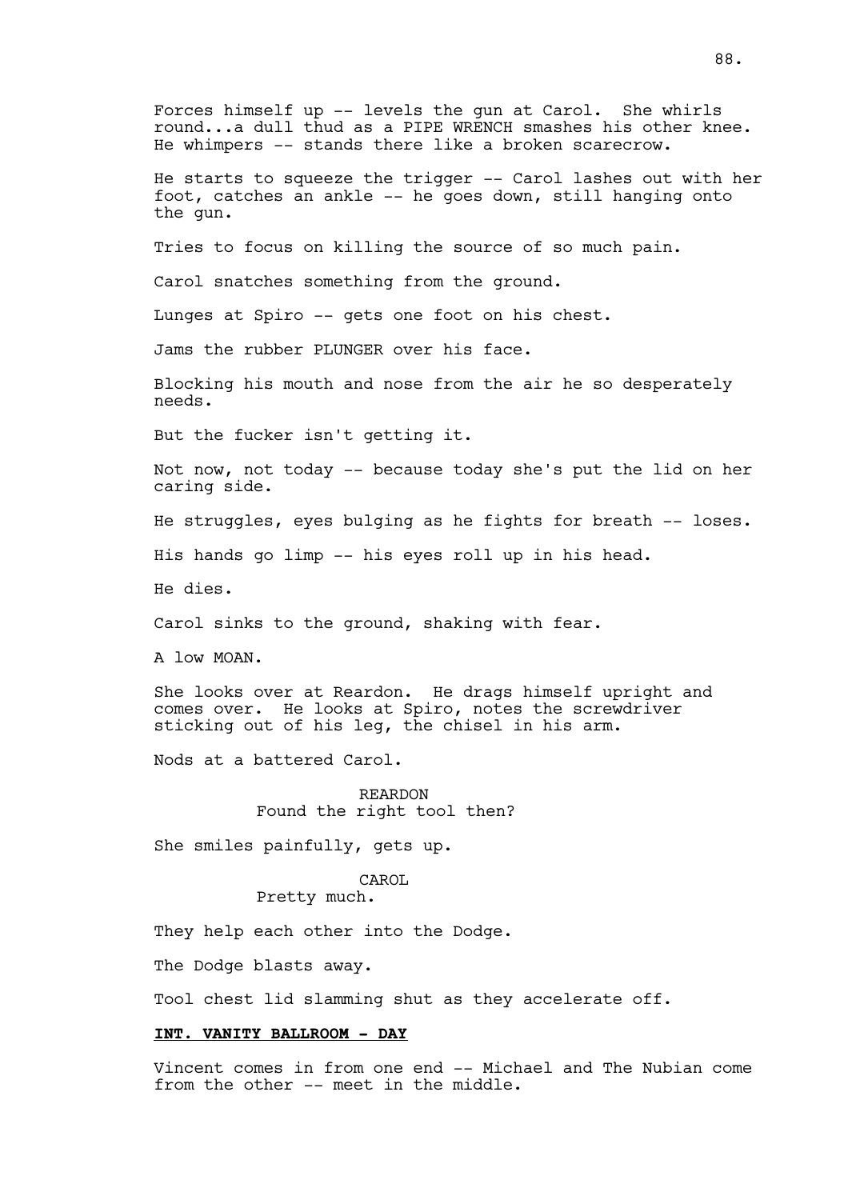Forces himself up -- levels the gun at Carol. She whirls round...a dull thud as a PIPE WRENCH smashes his other knee. He whimpers -- stands there like a broken scarecrow.

He starts to squeeze the trigger -- Carol lashes out with her foot, catches an ankle -- he goes down, still hanging onto the gun.

Tries to focus on killing the source of so much pain.

Carol snatches something from the ground.

Lunges at Spiro -- gets one foot on his chest.

Jams the rubber PLUNGER over his face.

Blocking his mouth and nose from the air he so desperately needs.

But the fucker isn't getting it.

Not now, not today -- because today she's put the lid on her caring side.

He struggles, eyes bulging as he fights for breath -- loses.

His hands go limp -- his eyes roll up in his head.

He dies.

Carol sinks to the ground, shaking with fear.

A low MOAN.

She looks over at Reardon. He drags himself upright and comes over. He looks at Spiro, notes the screwdriver sticking out of his leg, the chisel in his arm.

Nods at a battered Carol.

REARDON
Found the right tool then?

She smiles painfully, gets up.

CAROL
Pretty much.

They help each other into the Dodge.

The Dodge blasts away.

Tool chest lid slamming shut as they accelerate off.

**INT. VANITY BALLROOM - DAY**

Vincent comes in from one end -- Michael and The Nubian come from the other -- meet in the middle.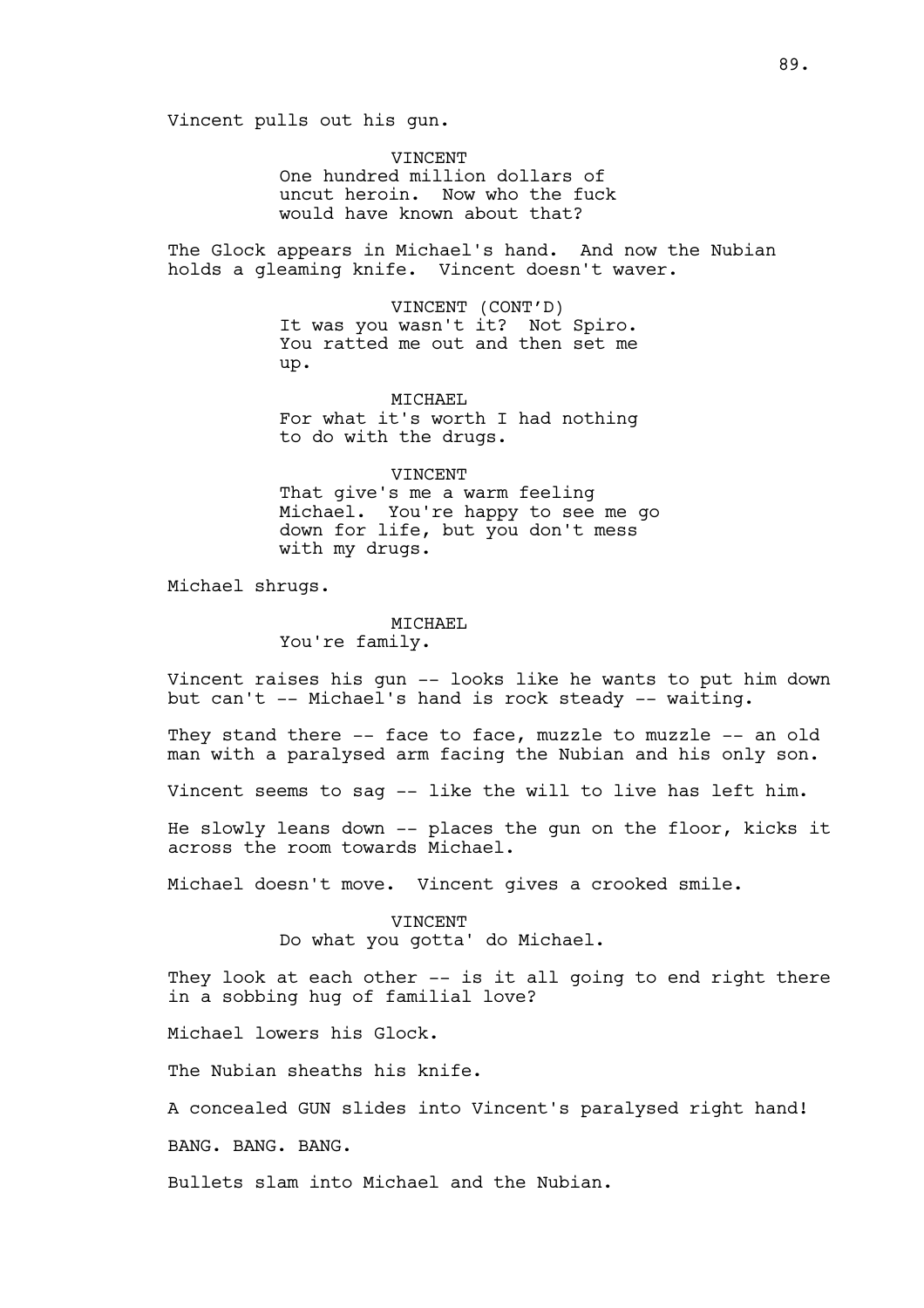Vincent pulls out his gun.

VINCENT
One hundred million dollars of uncut heroin. Now who the fuck would have known about that?

The Glock appears in Michael's hand. And now the Nubian holds a gleaming knife. Vincent doesn't waver.

VINCENT (CONT'D)
It was you wasn't it? Not Spiro. You ratted me out and then set me up.

MICHAEL
For what it's worth I had nothing to do with the drugs.

VINCENT
That give's me a warm feeling Michael. You're happy to see me go down for life, but you don't mess with my drugs.

Michael shrugs.

MICHAEL
You're family.

Vincent raises his gun -- looks like he wants to put him down but can't -- Michael's hand is rock steady -- waiting.

They stand there -- face to face, muzzle to muzzle -- an old man with a paralysed arm facing the Nubian and his only son.

Vincent seems to sag -- like the will to live has left him.

He slowly leans down -- places the gun on the floor, kicks it across the room towards Michael.

Michael doesn't move. Vincent gives a crooked smile.

VINCENT
Do what you gotta' do Michael.

They look at each other -- is it all going to end right there in a sobbing hug of familial love?

Michael lowers his Glock.

The Nubian sheaths his knife.

A concealed GUN slides into Vincent's paralysed right hand!

BANG. BANG. BANG.

Bullets slam into Michael and the Nubian.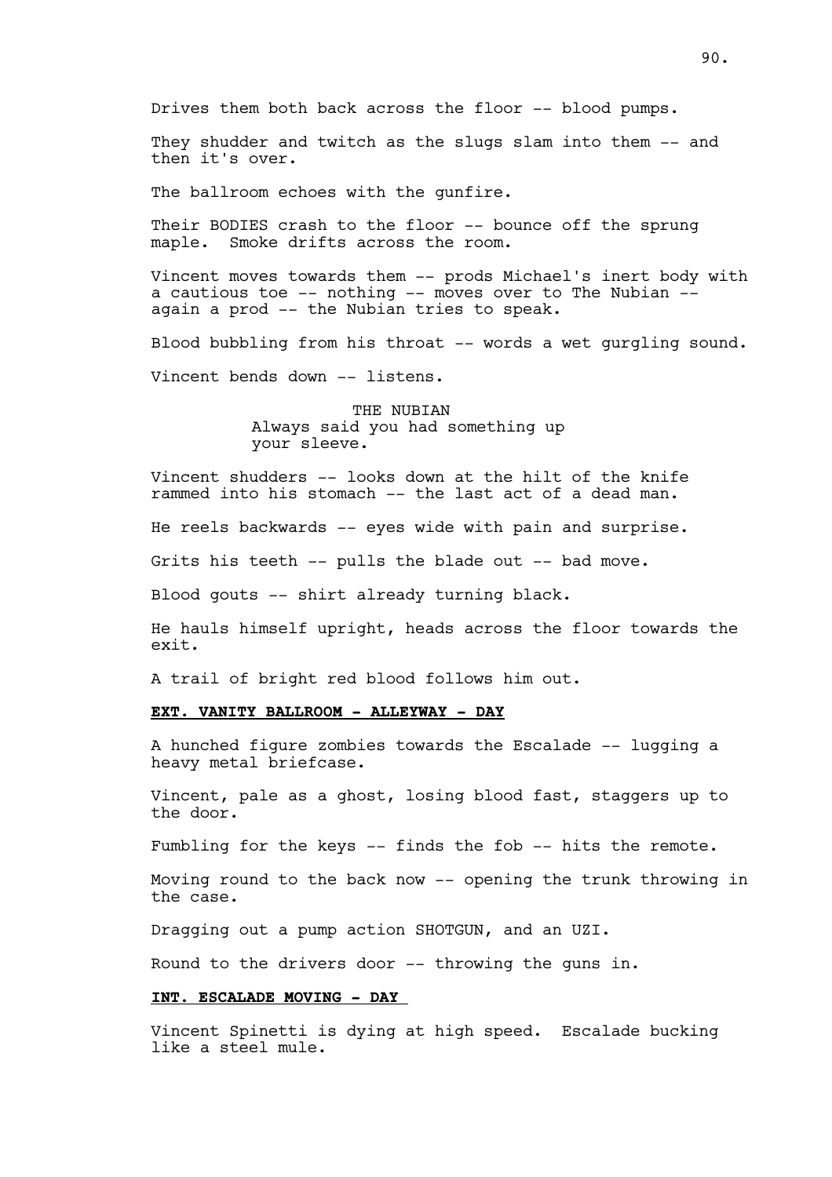Drives them both back across the floor -- blood pumps.

They shudder and twitch as the slugs slam into them -- and then it's over.

The ballroom echoes with the gunfire.

Their BODIES crash to the floor -- bounce off the sprung maple. Smoke drifts across the room.

Vincent moves towards them -- prods Michael's inert body with a cautious toe -- nothing -- moves over to The Nubian -- again a prod -- the Nubian tries to speak.

Blood bubbling from his throat -- words a wet gurgling sound.

Vincent bends down -- listens.

THE NUBIAN
Always said you had something up your sleeve.

Vincent shudders -- looks down at the hilt of the knife rammed into his stomach -- the last act of a dead man.

He reels backwards -- eyes wide with pain and surprise.

Grits his teeth -- pulls the blade out -- bad move.

Blood gouts -- shirt already turning black.

He hauls himself upright, heads across the floor towards the exit.

A trail of bright red blood follows him out.

**EXT. VANITY BALLROOM - ALLEYWAY - DAY**

A hunched figure zombies towards the Escalade -- lugging a heavy metal briefcase.

Vincent, pale as a ghost, losing blood fast, staggers up to the door.

Fumbling for the keys -- finds the fob -- hits the remote.

Moving round to the back now -- opening the trunk throwing in the case.

Dragging out a pump action SHOTGUN, and an UZI.

Round to the drivers door -- throwing the guns in.

**INT. ESCALADE MOVING - DAY**

Vincent Spinetti is dying at high speed. Escalade bucking like a steel mule.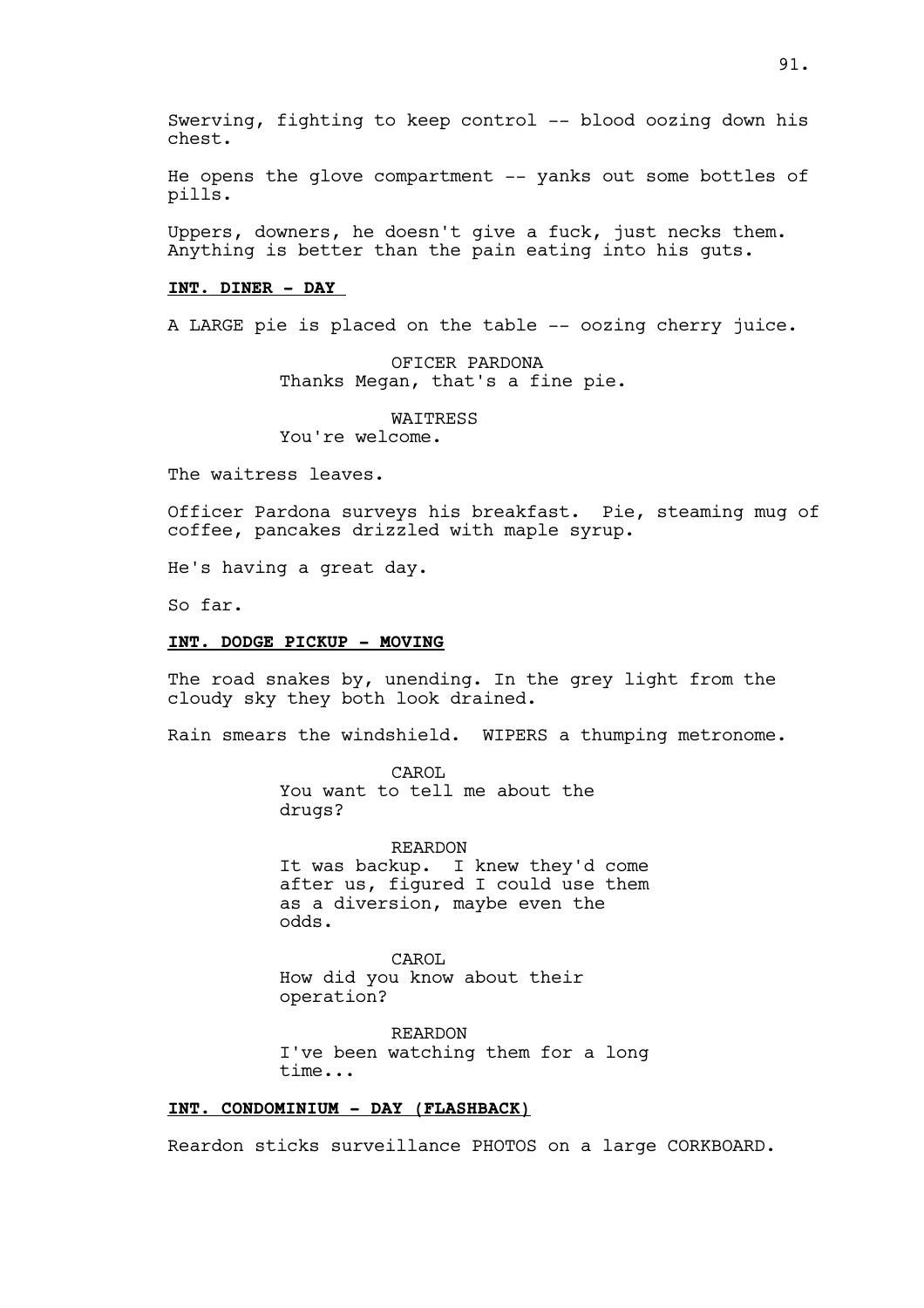Swerving, fighting to keep control -- blood oozing down his chest.

He opens the glove compartment -- yanks out some bottles of pills.

Uppers, downers, he doesn't give a fuck, just necks them. Anything is better than the pain eating into his guts.

**INT. DINER - DAY**

A LARGE pie is placed on the table -- oozing cherry juice.

OFICER PARDONA
Thanks Megan, that's a fine pie.

WAITRESS
You're welcome.

The waitress leaves.

Officer Pardona surveys his breakfast. Pie, steaming mug of coffee, pancakes drizzled with maple syrup.

He's having a great day.

So far.

**INT. DODGE PICKUP - MOVING**

The road snakes by, unending. In the grey light from the cloudy sky they both look drained.

Rain smears the windshield. WIPERS a thumping metronome.

CAROL
You want to tell me about the drugs?

REARDON
It was backup. I knew they'd come after us, figured I could use them as a diversion, maybe even the odds.

CAROL
How did you know about their operation?

REARDON
I've been watching them for a long time...

**INT. CONDOMINIUM - DAY (FLASHBACK)**

Reardon sticks surveillance PHOTOS on a large CORKBOARD.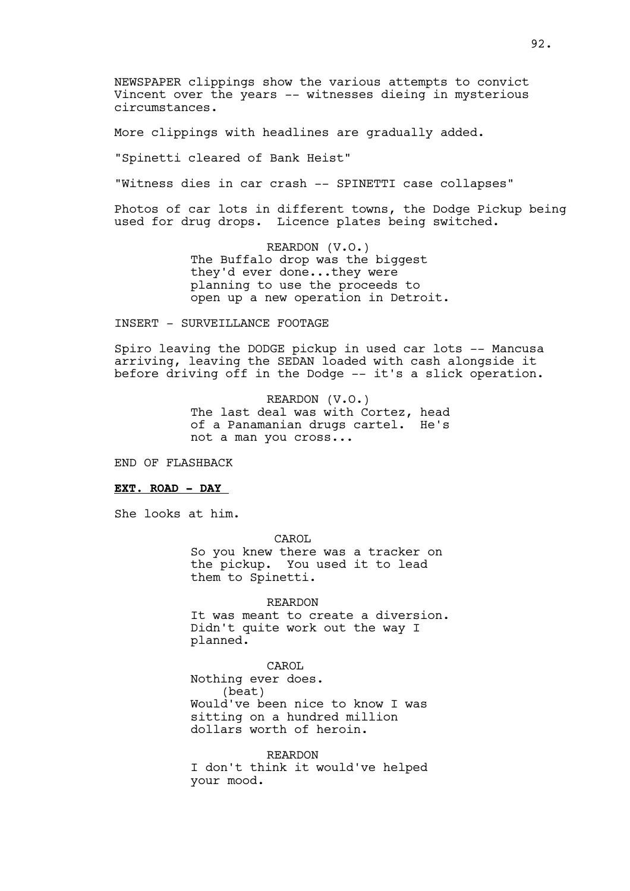NEWSPAPER clippings show the various attempts to convict Vincent over the years -- witnesses dieing in mysterious circumstances.

More clippings with headlines are gradually added.

"Spinetti cleared of Bank Heist"

"Witness dies in car crash -- SPINETTI case collapses"

Photos of car lots in different towns, the Dodge Pickup being used for drug drops. Licence plates being switched.

REARDON (V.O.)
The Buffalo drop was the biggest they'd ever done...they were planning to use the proceeds to open up a new operation in Detroit.

INSERT - SURVEILLANCE FOOTAGE

Spiro leaving the DODGE pickup in used car lots -- Mancusa arriving, leaving the SEDAN loaded with cash alongside it before driving off in the Dodge -- it's a slick operation.

REARDON (V.O.)
The last deal was with Cortez, head of a Panamanian drugs cartel. He's not a man you cross...

END OF FLASHBACK

**EXT. ROAD - DAY**

She looks at him.

CAROL
So you knew there was a tracker on the pickup. You used it to lead them to Spinetti.

REARDON
It was meant to create a diversion. Didn't quite work out the way I planned.

CAROL
Nothing ever does.
(beat)
Would've been nice to know I was sitting on a hundred million dollars worth of heroin.

REARDON
I don't think it would've helped your mood.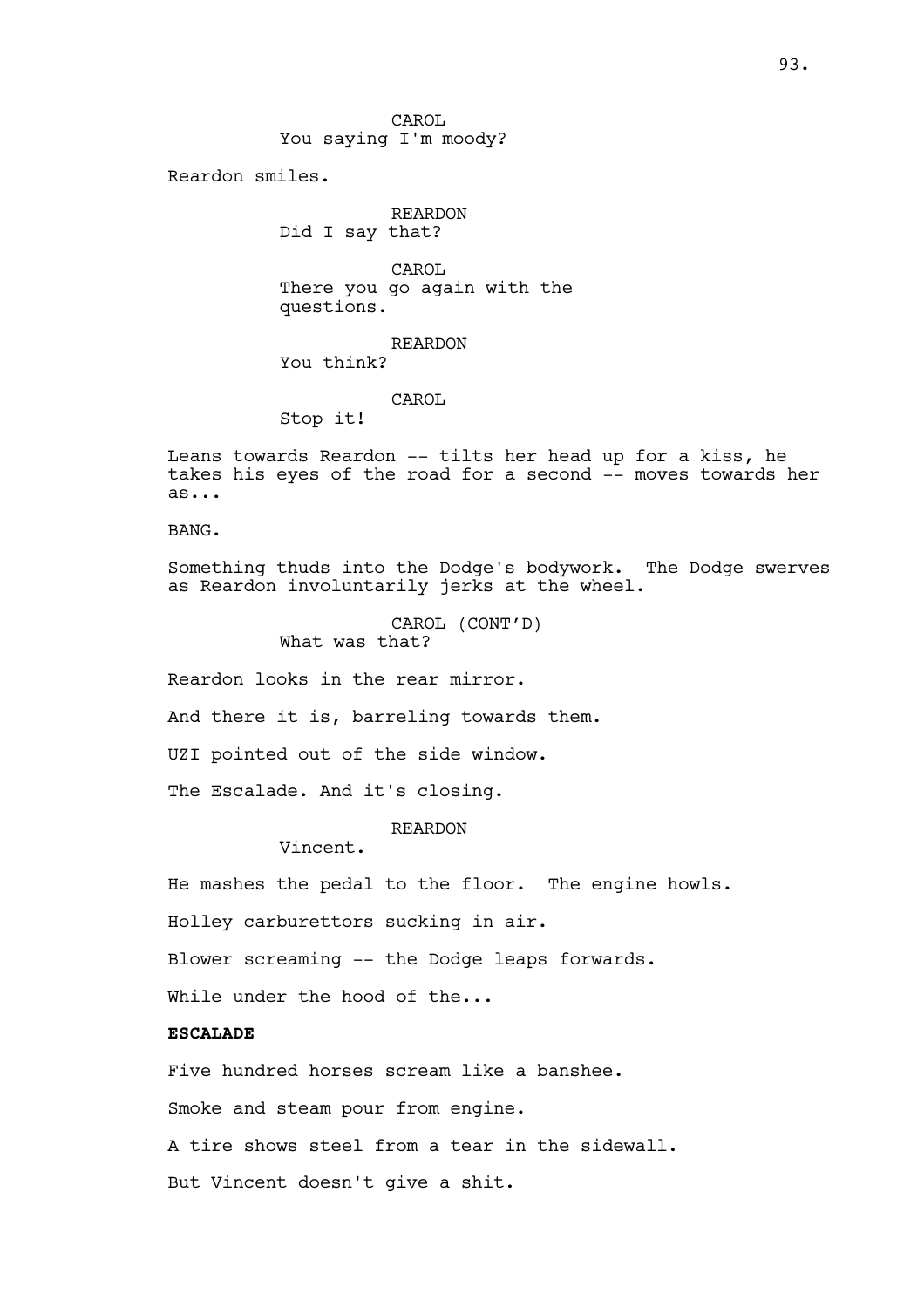CAROL
You saying I'm moody?

Reardon smiles.

REARDON
Did I say that?

CAROL
There you go again with the questions.

REARDON
You think?

CAROL
Stop it!

Leans towards Reardon -- tilts her head up for a kiss, he takes his eyes of the road for a second -- moves towards her as...

BANG.

Something thuds into the Dodge's bodywork. The Dodge swerves as Reardon involuntarily jerks at the wheel.

CAROL (CONT'D)
What was that?

Reardon looks in the rear mirror.

And there it is, barreling towards them.

UZI pointed out of the side window.

The Escalade. And it's closing.

REARDON
Vincent.

He mashes the pedal to the floor. The engine howls.

Holley carburettors sucking in air.

Blower screaming -- the Dodge leaps forwards.

While under the hood of the...

**ESCALADE**

Five hundred horses scream like a banshee.

Smoke and steam pour from engine.

A tire shows steel from a tear in the sidewall.

But Vincent doesn't give a shit.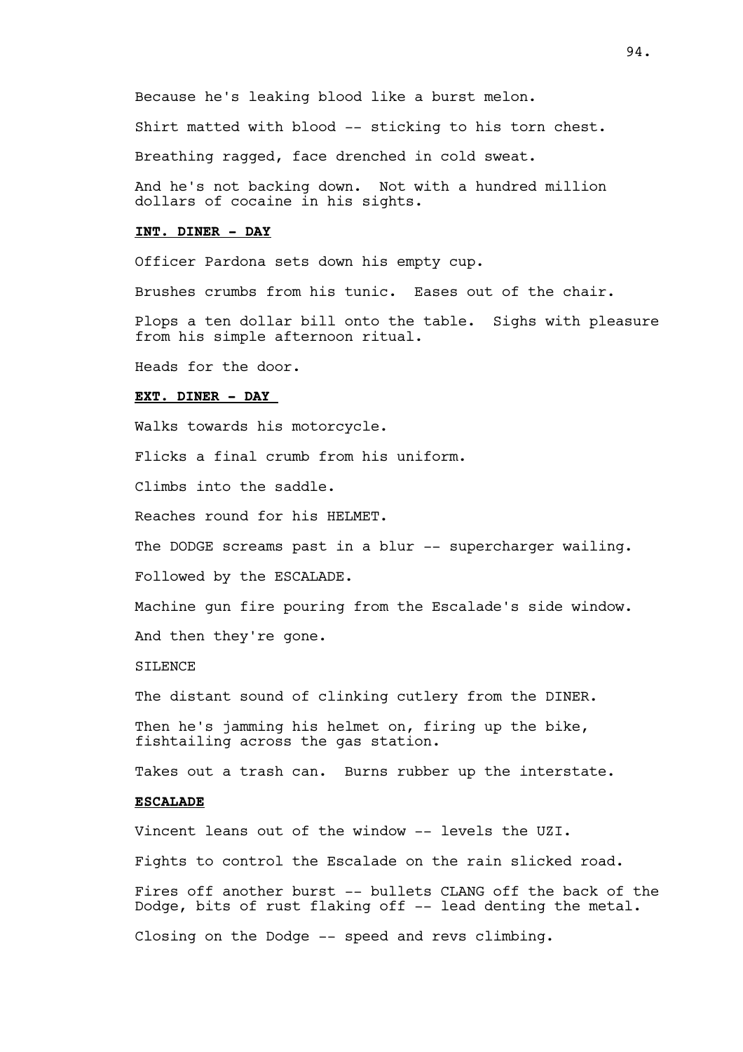Because he's leaking blood like a burst melon.

Shirt matted with blood -- sticking to his torn chest.

Breathing ragged, face drenched in cold sweat.

And he's not backing down. Not with a hundred million dollars of cocaine in his sights.

**INT. DINER - DAY**

Officer Pardona sets down his empty cup.

Brushes crumbs from his tunic. Eases out of the chair.

Plops a ten dollar bill onto the table. Sighs with pleasure from his simple afternoon ritual.

Heads for the door.

**EXT. DINER - DAY**

Walks towards his motorcycle.

Flicks a final crumb from his uniform.

Climbs into the saddle.

Reaches round for his HELMET.

The DODGE screams past in a blur -- supercharger wailing.

Followed by the ESCALADE.

Machine gun fire pouring from the Escalade's side window.

And then they're gone.

SILENCE

The distant sound of clinking cutlery from the DINER.

Then he's jamming his helmet on, firing up the bike, fishtailing across the gas station.

Takes out a trash can. Burns rubber up the interstate.

**ESCALADE**

Vincent leans out of the window -- levels the UZI.

Fights to control the Escalade on the rain slicked road.

Fires off another burst -- bullets CLANG off the back of the Dodge, bits of rust flaking off -- lead denting the metal.

Closing on the Dodge -- speed and revs climbing.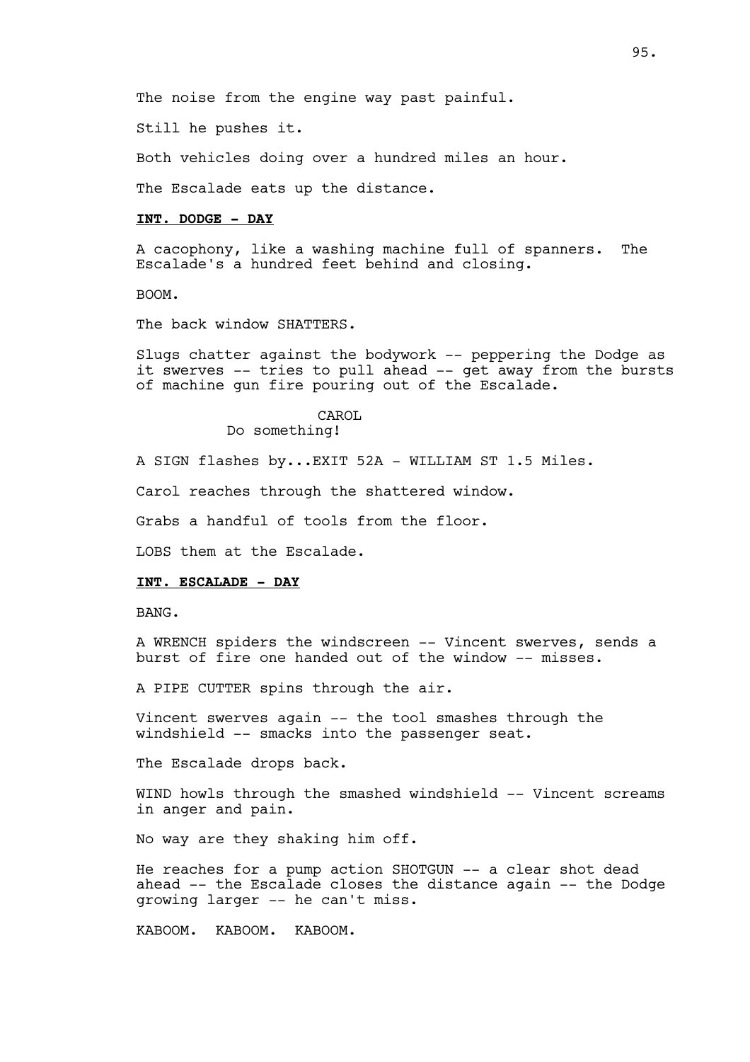The noise from the engine way past painful.

Still he pushes it.

Both vehicles doing over a hundred miles an hour.

The Escalade eats up the distance.

**INT. DODGE - DAY**

A cacophony, like a washing machine full of spanners. The Escalade's a hundred feet behind and closing.

BOOM.

The back window SHATTERS.

Slugs chatter against the bodywork -- peppering the Dodge as it swerves -- tries to pull ahead -- get away from the bursts of machine gun fire pouring out of the Escalade.

CAROL
Do something!

A SIGN flashes by...EXIT 52A - WILLIAM ST 1.5 Miles.

Carol reaches through the shattered window.

Grabs a handful of tools from the floor.

LOBS them at the Escalade.

**INT. ESCALADE - DAY**

BANG.

A WRENCH spiders the windscreen -- Vincent swerves, sends a burst of fire one handed out of the window -- misses.

A PIPE CUTTER spins through the air.

Vincent swerves again -- the tool smashes through the windshield -- smacks into the passenger seat.

The Escalade drops back.

WIND howls through the smashed windshield -- Vincent screams in anger and pain.

No way are they shaking him off.

He reaches for a pump action SHOTGUN -- a clear shot dead ahead -- the Escalade closes the distance again -- the Dodge growing larger -- he can't miss.

KABOOM. KABOOM. KABOOM.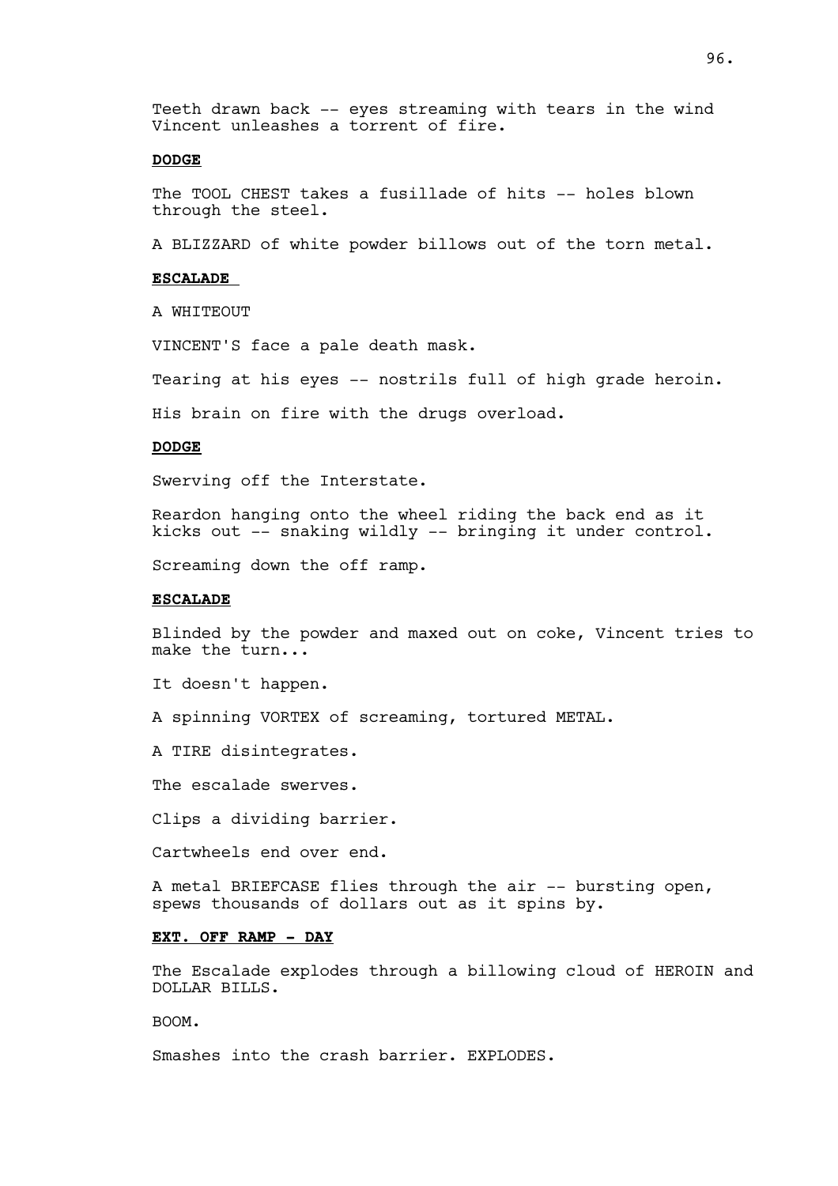Teeth drawn back -- eyes streaming with tears in the wind Vincent unleashes a torrent of fire.

**DODGE**

The TOOL CHEST takes a fusillade of hits -- holes blown through the steel.

A BLIZZARD of white powder billows out of the torn metal.

**ESCALADE**

A WHITEOUT

VINCENT'S face a pale death mask.

Tearing at his eyes -- nostrils full of high grade heroin.

His brain on fire with the drugs overload.

**DODGE**

Swerving off the Interstate.

Reardon hanging onto the wheel riding the back end as it kicks out -- snaking wildly -- bringing it under control.

Screaming down the off ramp.

**ESCALADE**

Blinded by the powder and maxed out on coke, Vincent tries to make the turn...

It doesn't happen.

A spinning VORTEX of screaming, tortured METAL.

A TIRE disintegrates.

The escalade swerves.

Clips a dividing barrier.

Cartwheels end over end.

A metal BRIEFCASE flies through the air -- bursting open, spews thousands of dollars out as it spins by.

**EXT. OFF RAMP - DAY**

The Escalade explodes through a billowing cloud of HEROIN and DOLLAR BILLS.

BOOM.

Smashes into the crash barrier. EXPLODES.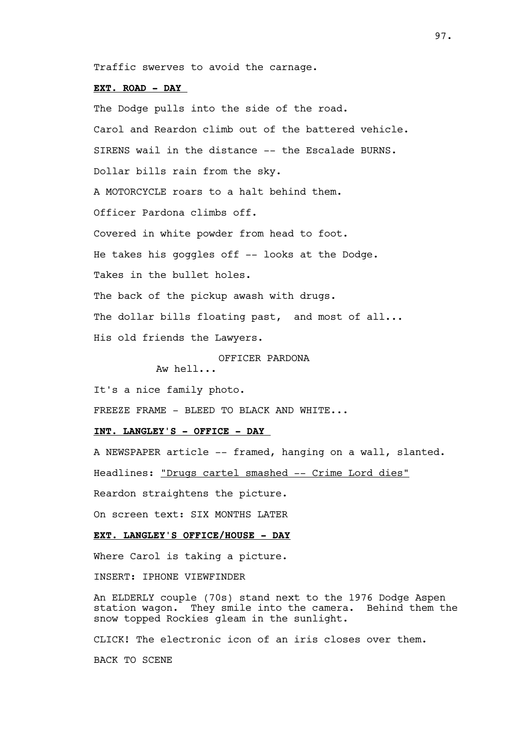Traffic swerves to avoid the carnage.

**EXT. ROAD - DAY**

The Dodge pulls into the side of the road.

Carol and Reardon climb out of the battered vehicle.

SIRENS wail in the distance -- the Escalade BURNS.

Dollar bills rain from the sky.

A MOTORCYCLE roars to a halt behind them.

Officer Pardona climbs off.

Covered in white powder from head to foot.

He takes his goggles off -- looks at the Dodge.

Takes in the bullet holes.

The back of the pickup awash with drugs.

The dollar bills floating past, and most of all...

His old friends the Lawyers.

OFFICER PARDONA
Aw hell...

It's a nice family photo.

FREEZE FRAME - BLEED TO BLACK AND WHITE...

**INT. LANGLEY'S - OFFICE - DAY**

A NEWSPAPER article -- framed, hanging on a wall, slanted.

Headlines: "Drugs cartel smashed -- Crime Lord dies"

Reardon straightens the picture.

On screen text: SIX MONTHS LATER

**EXT. LANGLEY'S OFFICE/HOUSE - DAY**

Where Carol is taking a picture.

INSERT: IPHONE VIEWFINDER

An ELDERLY couple (70s) stand next to the 1976 Dodge Aspen station wagon. They smile into the camera. Behind them the snow topped Rockies gleam in the sunlight.

CLICK! The electronic icon of an iris closes over them.

BACK TO SCENE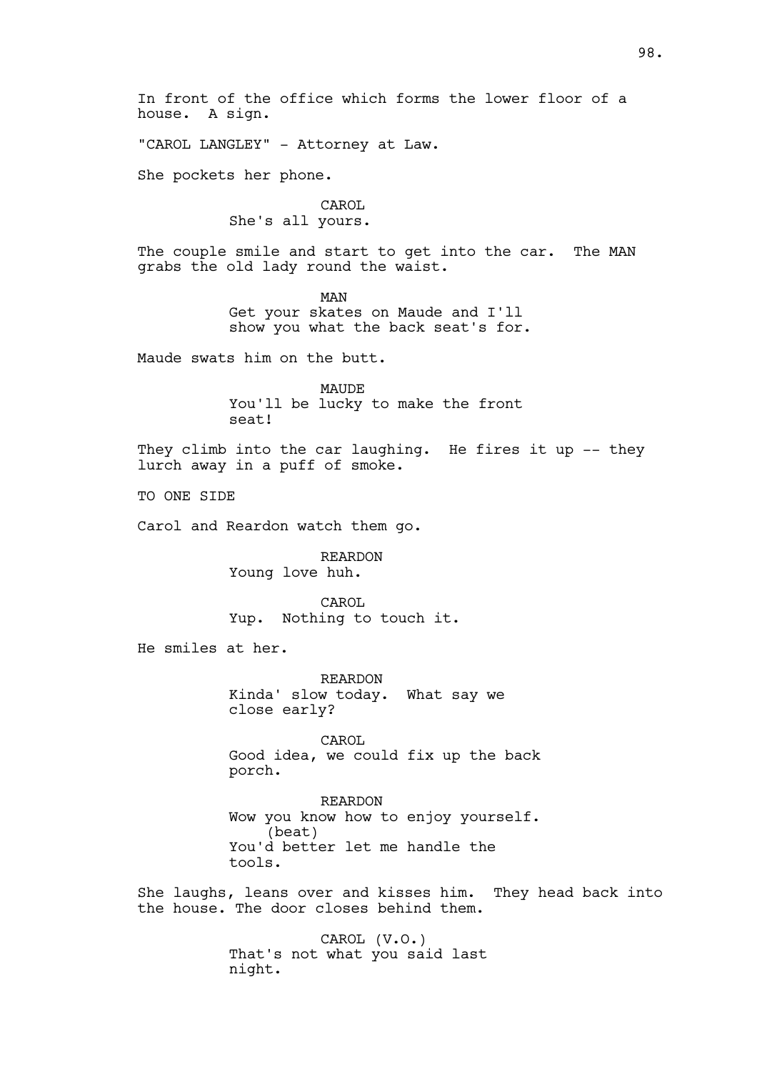In front of the office which forms the lower floor of a house. A sign.

"CAROL LANGLEY" - Attorney at Law.

She pockets her phone.

CAROL
She's all yours.

The couple smile and start to get into the car. The MAN grabs the old lady round the waist.

MAN
Get your skates on Maude and I'll show you what the back seat's for.

Maude swats him on the butt.

MAUDE
You'll be lucky to make the front seat!

They climb into the car laughing. He fires it up -- they lurch away in a puff of smoke.

TO ONE SIDE

Carol and Reardon watch them go.

REARDON
Young love huh.

CAROL
Yup. Nothing to touch it.

He smiles at her.

REARDON
Kinda' slow today. What say we close early?

CAROL
Good idea, we could fix up the back porch.

REARDON
Wow you know how to enjoy yourself.
(beat)
You'd better let me handle the tools.

She laughs, leans over and kisses him. They head back into the house. The door closes behind them.

CAROL (V.O.)
That's not what you said last night.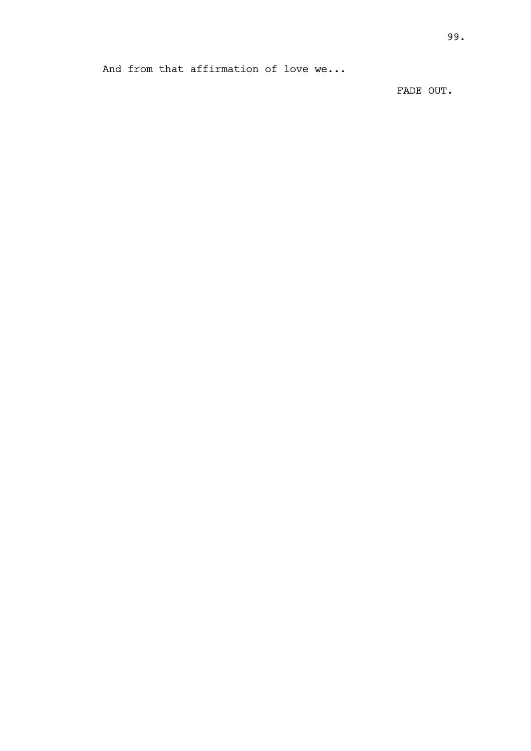And from that affirmation of love we...

FADE OUT.